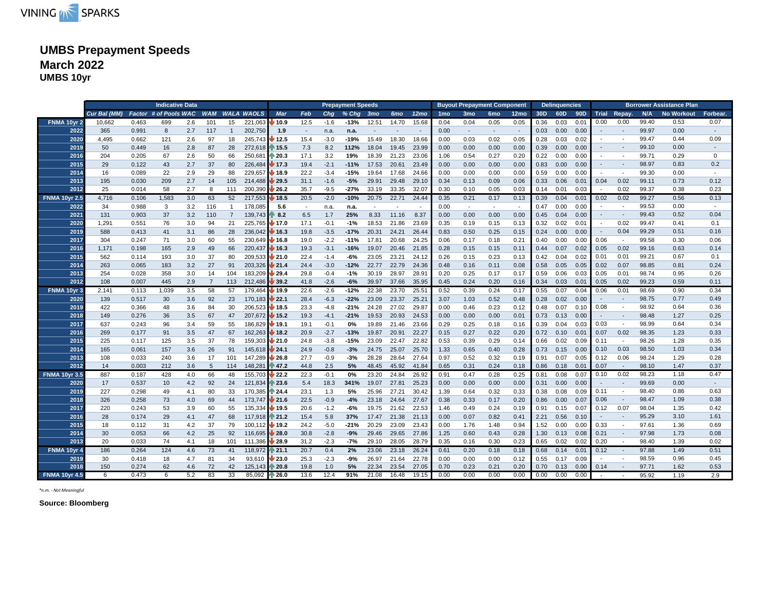VINING SPARKS

# UMBS Prepayment Speeds
## March 2022
### UMBS 10yr

| | Indicative Data | | | | | | | Prepayment Speeds | | | | | | | Buyout Prepayment Component | | | | Delinquencies | | | Borrower Assistance Plan | | | | |
|---|---|---|---|---|---|---|---|---|---|---|---|---|---|---|---|---|---|---|---|---|---|---|---|---|---|---|
| | Cur Bal (MM) | Factor | # of Pools | WAC | WAM | WALA | WAOLS | Mar | Feb | Chg | % Chg | 3mo | 6mo | 12mo | 1mo | 3mo | 6mo | 12mo | 30D | 60D | 90D | Trial | Repay. | N/A | No Workout | Forbear. |
| FNMA 10yr 2 | 10,662 | 0.463 | 699 | 2.6 | 101 | 15 | 221,063 | 10.9 | 12.5 | -1.6 | -13% | 12.51 | 14.70 | 15.68 | 0.04 | 0.04 | 0.05 | 0.05 | 0.36 | 0.03 | 0.01 | 0.00 | 0.00 | 99.40 | 0.53 | 0.07 |
| 2022 | 365 | 0.991 | 8 | 2.7 | 117 | 1 | 202,750 | 1.9 | - | n.a. | n.a. | - | - | - | 0.00 | - | - | - | 0.03 | 0.00 | 0.00 | - | - | 99.97 | 0.00 | - |
| 2020 | 4,495 | 0.662 | 121 | 2.6 | 97 | 18 | 245,743 | 12.5 | 15.4 | -3.0 | -19% | 15.49 | 18.30 | 18.66 | 0.00 | 0.03 | 0.02 | 0.05 | 0.28 | 0.03 | 0.02 | - | - | 99.47 | 0.44 | 0.09 |
| 2019 | 50 | 0.449 | 16 | 2.8 | 87 | 28 | 272,618 | 15.5 | 7.3 | 8.2 | 112% | 18.04 | 19.45 | 23.99 | 0.00 | 0.00 | 0.00 | 0.00 | 0.39 | 0.00 | 0.00 | - | - | 99.10 | 0.00 | - |
| 2016 | 204 | 0.205 | 67 | 2.6 | 50 | 66 | 250,681 | 20.3 | 17.1 | 3.2 | 19% | 18.39 | 21.23 | 23.06 | 1.06 | 0.54 | 0.27 | 0.20 | 0.22 | 0.00 | 0.00 | - | - | 99.71 | 0.29 | 0 |
| 2015 | 29 | 0.122 | 43 | 2.7 | 37 | 80 | 226,484 | 17.3 | 19.4 | -2.1 | -11% | 17.53 | 20.61 | 23.49 | 0.00 | 0.00 | 0.00 | 0.00 | 0.83 | 0.00 | 0.00 | - | - | 98.97 | 0.83 | 0.2 |
| 2014 | 16 | 0.089 | 22 | 2.9 | 29 | 88 | 229,657 | 18.9 | 22.2 | -3.4 | -15% | 19.64 | 17.68 | 24.66 | 0.00 | 0.00 | 0.00 | 0.00 | 0.59 | 0.00 | 0.00 | - | - | 99.30 | 0.00 | - |
| 2013 | 195 | 0.030 | 209 | 2.7 | 14 | 105 | 214,488 | 29.5 | 31.1 | -1.6 | -5% | 29.91 | 29.48 | 29.10 | 0.34 | 0.13 | 0.09 | 0.06 | 0.33 | 0.06 | 0.01 | 0.04 | 0.02 | 99.11 | 0.73 | 0.12 |
| 2012 | 25 | 0.014 | 58 | 2.7 | 8 | 111 | 200,390 | 26.2 | 35.7 | -9.5 | -27% | 33.19 | 33.35 | 32.07 | 0.30 | 0.10 | 0.05 | 0.03 | 0.14 | 0.01 | 0.03 | - | 0.02 | 99.37 | 0.38 | 0.23 |
| FNMA 10yr 2.5 | 4,716 | 0.106 | 1,583 | 3.0 | 63 | 52 | 217,553 | 18.5 | 20.5 | -2.0 | -10% | 20.75 | 22.71 | 24.44 | 0.35 | 0.21 | 0.17 | 0.13 | 0.39 | 0.04 | 0.01 | 0.02 | 0.02 | 99.27 | 0.56 | 0.13 |
| 2022 | 34 | 0.988 | 3 | 3.2 | 116 | 1 | 178,085 | 5.6 | - | n.a. | n.a. | - | - | - | 0.00 | - | - | - | 0.47 | 0.00 | 0.00 | - | - | 99.53 | 0.00 | - |
| 2021 | 131 | 0.903 | 37 | 3.2 | 110 | 7 | 139,743 | 8.2 | 6.5 | 1.7 | 25% | 8.33 | 11.16 | 8.37 | 0.00 | 0.00 | 0.00 | 0.00 | 0.45 | 0.04 | 0.00 | - | - | 99.43 | 0.52 | 0.04 |
| 2020 | 1,291 | 0.551 | 76 | 3.0 | 94 | 21 | 225,765 | 17.0 | 17.1 | -0.1 | -1% | 18.53 | 21.86 | 23.69 | 0.35 | 0.19 | 0.15 | 0.13 | 0.32 | 0.02 | 0.01 | - | 0.02 | 99.47 | 0.41 | 0.1 |
| 2019 | 588 | 0.413 | 41 | 3.1 | 86 | 28 | 236,042 | 16.3 | 19.8 | -3.5 | -17% | 20.31 | 24.21 | 26.44 | 0.83 | 0.50 | 0.25 | 0.15 | 0.24 | 0.00 | 0.00 | - | 0.04 | 99.29 | 0.51 | 0.16 |
| 2017 | 304 | 0.247 | 71 | 3.0 | 60 | 55 | 230,649 | 16.8 | 19.0 | -2.2 | -11% | 17.81 | 20.68 | 24.25 | 0.06 | 0.17 | 0.18 | 0.21 | 0.40 | 0.00 | 0.00 | 0.06 | - | 99.58 | 0.30 | 0.06 |
| 2016 | 1,171 | 0.198 | 165 | 2.9 | 49 | 66 | 220,437 | 16.3 | 19.3 | -3.1 | -16% | 19.07 | 20.46 | 21.85 | 0.28 | 0.15 | 0.15 | 0.11 | 0.44 | 0.07 | 0.02 | 0.05 | 0.02 | 99.16 | 0.63 | 0.14 |
| 2015 | 562 | 0.114 | 193 | 3.0 | 37 | 80 | 209,533 | 21.0 | 22.4 | -1.4 | -6% | 23.05 | 23.21 | 24.12 | 0.26 | 0.15 | 0.23 | 0.13 | 0.42 | 0.04 | 0.02 | 0.01 | 0.01 | 99.21 | 0.67 | 0.1 |
| 2014 | 263 | 0.065 | 183 | 3.2 | 27 | 91 | 203,326 | 21.4 | 24.4 | -3.0 | -12% | 22.77 | 22.79 | 24.36 | 0.48 | 0.16 | 0.11 | 0.08 | 0.58 | 0.05 | 0.05 | 0.02 | 0.07 | 98.85 | 0.81 | 0.24 |
| 2013 | 254 | 0.028 | 358 | 3.0 | 14 | 104 | 183,209 | 29.4 | 29.8 | -0.4 | -1% | 30.19 | 28.97 | 28.91 | 0.20 | 0.25 | 0.17 | 0.17 | 0.59 | 0.06 | 0.03 | 0.05 | 0.01 | 98.74 | 0.95 | 0.26 |
| 2012 | 108 | 0.007 | 445 | 2.9 | 7 | 113 | 212,486 | 39.2 | 41.8 | -2.6 | -6% | 39.97 | 37.66 | 35.95 | 0.45 | 0.24 | 0.20 | 0.16 | 0.34 | 0.03 | 0.01 | 0.05 | 0.02 | 99.23 | 0.59 | 0.11 |
| FNMA 10yr 3 | 2,141 | 0.113 | 1,039 | 3.5 | 58 | 57 | 179,464 | 19.9 | 22.6 | -2.6 | -12% | 22.38 | 23.70 | 25.51 | 0.52 | 0.39 | 0.24 | 0.17 | 0.55 | 0.07 | 0.04 | 0.06 | 0.01 | 98.69 | 0.90 | 0.34 |
| 2020 | 139 | 0.517 | 30 | 3.6 | 92 | 23 | 170,183 | 22.1 | 28.4 | -6.3 | -22% | 23.09 | 23.37 | 25.21 | 3.07 | 1.03 | 0.52 | 0.48 | 0.28 | 0.02 | 0.00 | - | - | 98.75 | 0.77 | 0.49 |
| 2019 | 422 | 0.366 | 48 | 3.6 | 84 | 30 | 206,523 | 18.5 | 23.3 | -4.8 | -21% | 24.28 | 27.02 | 29.87 | 0.00 | 0.46 | 0.23 | 0.12 | 0.48 | 0.07 | 0.10 | 0.08 | - | 98.92 | 0.64 | 0.36 |
| 2018 | 149 | 0.276 | 36 | 3.5 | 67 | 47 | 207,672 | 15.2 | 19.3 | -4.1 | -21% | 19.53 | 20.93 | 24.53 | 0.00 | 0.00 | 0.00 | 0.01 | 0.73 | 0.13 | 0.00 | - | - | 98.48 | 1.27 | 0.25 |
| 2017 | 637 | 0.243 | 96 | 3.4 | 59 | 55 | 186,829 | 19.1 | 19.1 | -0.1 | 0% | 19.89 | 21.46 | 23.66 | 0.29 | 0.25 | 0.18 | 0.16 | 0.39 | 0.04 | 0.03 | 0.03 | - | 98.99 | 0.64 | 0.34 |
| 2016 | 269 | 0.177 | 91 | 3.5 | 47 | 67 | 162,263 | 18.2 | 20.9 | -2.7 | -13% | 19.87 | 20.91 | 22.27 | 0.15 | 0.27 | 0.22 | 0.20 | 0.72 | 0.10 | 0.01 | 0.07 | 0.02 | 98.35 | 1.23 | 0.33 |
| 2015 | 225 | 0.117 | 125 | 3.5 | 37 | 78 | 159,303 | 21.0 | 24.8 | -3.8 | -15% | 23.09 | 22.47 | 22.82 | 0.53 | 0.39 | 0.29 | 0.14 | 0.66 | 0.02 | 0.09 | 0.11 | - | 98.26 | 1.28 | 0.35 |
| 2014 | 165 | 0.061 | 157 | 3.6 | 26 | 91 | 145,618 | 24.1 | 24.9 | -0.8 | -3% | 24.75 | 25.07 | 25.70 | 1.33 | 0.65 | 0.40 | 0.28 | 0.73 | 0.15 | 0.00 | 0.10 | 0.03 | 98.50 | 1.03 | 0.34 |
| 2013 | 108 | 0.033 | 240 | 3.6 | 17 | 101 | 147,289 | 26.8 | 27.7 | -0.9 | -3% | 28.28 | 28.64 | 27.64 | 0.97 | 0.52 | 0.32 | 0.19 | 0.91 | 0.07 | 0.05 | 0.12 | 0.06 | 98.24 | 1.29 | 0.28 |
| 2012 | 14 | 0.003 | 212 | 3.6 | 5 | 114 | 148,281 | 47.2 | 44.8 | 2.5 | 5% | 48.45 | 45.92 | 41.84 | 0.65 | 0.31 | 0.24 | 0.18 | 0.86 | 0.18 | 0.01 | 0.07 | - | 98.10 | 1.47 | 0.37 |
| FNMA 10yr 3.5 | 887 | 0.187 | 428 | 4.0 | 66 | 48 | 155,730 | 22.2 | 22.3 | -0.1 | 0% | 23.20 | 24.84 | 26.92 | 0.91 | 0.47 | 0.28 | 0.25 | 0.81 | 0.08 | 0.07 | 0.10 | 0.02 | 98.23 | 1.18 | 0.47 |
| 2020 | 17 | 0.537 | 10 | 4.2 | 92 | 24 | 121,834 | 23.6 | 5.4 | 18.3 | 341% | 19.07 | 27.81 | 25.23 | 0.00 | 0.00 | 0.00 | 0.00 | 0.31 | 0.00 | 0.00 | - | - | 99.69 | 0.00 | - |
| 2019 | 227 | 0.298 | 49 | 4.1 | 80 | 33 | 170,385 | 24.4 | 23.1 | 1.3 | 5% | 25.96 | 27.21 | 30.42 | 1.39 | 0.64 | 0.32 | 0.33 | 0.38 | 0.08 | 0.09 | 0.11 | - | 98.40 | 0.86 | 0.63 |
| 2018 | 326 | 0.258 | 73 | 4.0 | 69 | 44 | 173,747 | 21.6 | 22.5 | -0.9 | -4% | 23.18 | 24.64 | 27.67 | 0.38 | 0.33 | 0.17 | 0.20 | 0.86 | 0.00 | 0.07 | 0.06 | - | 98.47 | 1.09 | 0.38 |
| 2017 | 220 | 0.243 | 53 | 3.9 | 60 | 55 | 135,334 | 19.5 | 20.6 | -1.2 | -6% | 19.75 | 21.62 | 22.53 | 1.46 | 0.49 | 0.24 | 0.19 | 0.91 | 0.15 | 0.07 | 0.12 | 0.07 | 98.04 | 1.35 | 0.42 |
| 2016 | 28 | 0.174 | 29 | 4.1 | 47 | 68 | 117,918 | 21.2 | 15.4 | 5.8 | 37% | 17.47 | 21.38 | 21.13 | 0.00 | 0.07 | 0.82 | 0.41 | 2.21 | 0.56 | 0.10 | - | - | 95.29 | 3.10 | 1.61 |
| 2015 | 18 | 0.112 | 31 | 4.2 | 37 | 79 | 100,112 | 19.2 | 24.2 | -5.0 | -21% | 20.29 | 23.09 | 23.43 | 0.00 | 1.76 | 1.48 | 0.94 | 1.52 | 0.00 | 0.00 | 0.33 | - | 97.61 | 1.36 | 0.69 |
| 2014 | 30 | 0.053 | 66 | 4.2 | 25 | 92 | 116,695 | 28.0 | 30.8 | -2.8 | -9% | 29.46 | 29.65 | 27.86 | 1.25 | 0.60 | 0.43 | 0.28 | 1.30 | 0.13 | 0.08 | 0.21 | - | 97.98 | 1.73 | 0.08 |
| 2013 | 20 | 0.033 | 74 | 4.1 | 18 | 101 | 111,386 | 28.9 | 31.2 | -2.3 | -7% | 29.10 | 28.05 | 28.79 | 0.35 | 0.16 | 0.30 | 0.23 | 0.65 | 0.02 | 0.02 | 0.20 | - | 98.40 | 1.39 | 0.02 |
| FNMA 10yr 4 | 186 | 0.264 | 124 | 4.6 | 73 | 41 | 118,972 | 21.1 | 20.7 | 0.4 | 2% | 23.06 | 23.18 | 26.24 | 0.61 | 0.20 | 0.18 | 0.18 | 0.68 | 0.14 | 0.01 | 0.12 | - | 97.88 | 1.49 | 0.51 |
| 2019 | 30 | 0.418 | 18 | 4.7 | 81 | 34 | 93,610 | 23.0 | 25.3 | -2.3 | -9% | 26.97 | 21.64 | 22.78 | 0.00 | 0.00 | 0.00 | 0.12 | 0.55 | 0.17 | 0.09 | - | - | 98.59 | 0.96 | 0.45 |
| 2018 | 150 | 0.274 | 62 | 4.6 | 72 | 42 | 125,143 | 20.8 | 19.8 | 1.0 | 5% | 22.34 | 23.54 | 27.05 | 0.70 | 0.23 | 0.21 | 0.20 | 0.70 | 0.13 | 0.00 | 0.14 | - | 97.71 | 1.62 | 0.53 |
| FNMA 10yr 4.5 | 6 | 0.473 | 6 | 5.2 | 83 | 33 | 85,092 | 26.0 | 13.6 | 12.4 | 91% | 21.08 | 16.48 | 19.15 | 0.00 | 0.00 | 0.00 | 0.00 | 0.00 | 0.00 | 0.00 | - | - | 95.92 | 1.19 | 2.9 |

*n.m. - Not Meaningful

**Source: Bloomberg**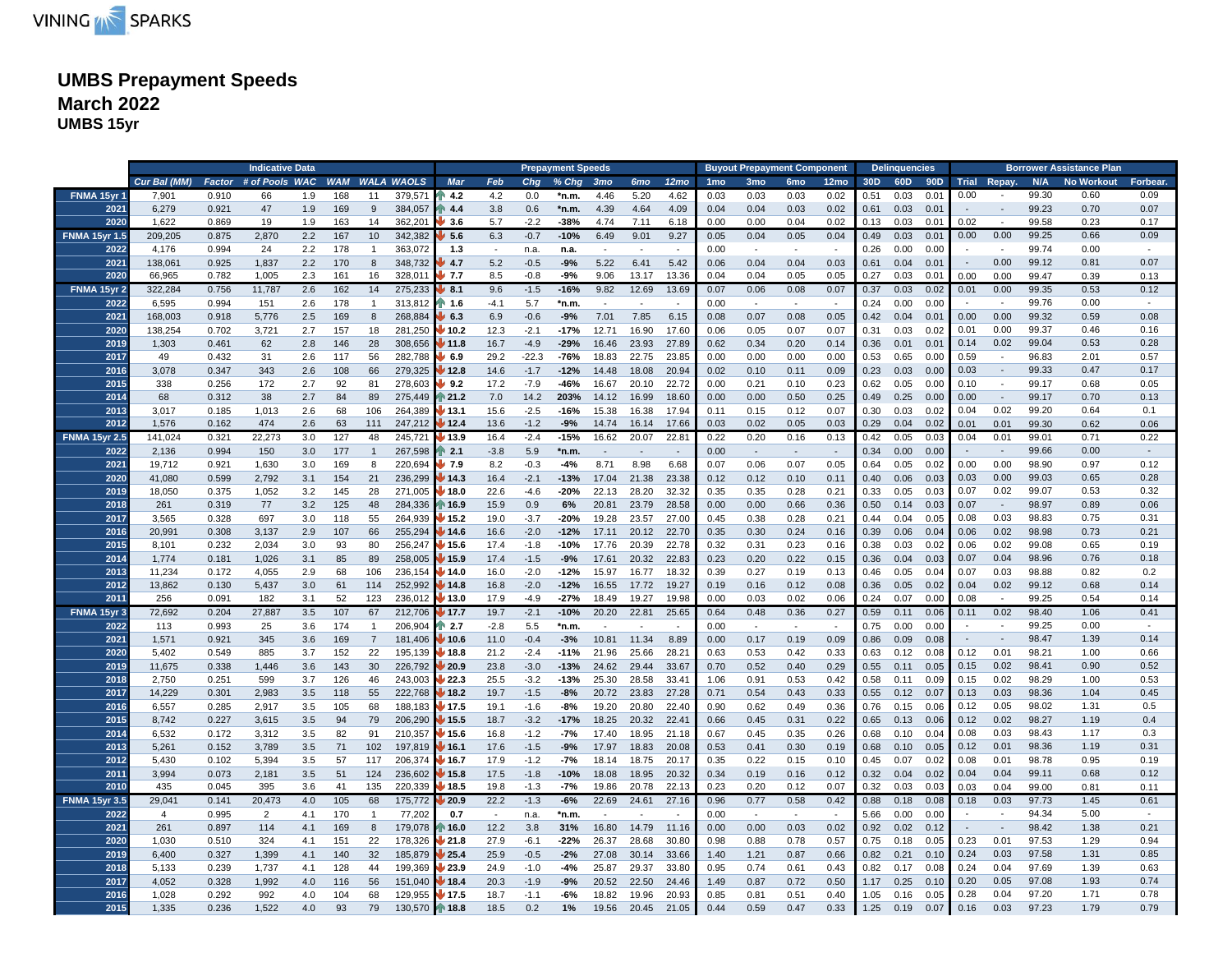# UMBS Prepayment Speeds
## March 2022
### UMBS 15yr

| | Indicative Data | | | | | | | Prepayment Speeds | | | | | | | Buyout Prepayment Component | | | | Delinquencies | | | Borrower Assistance Plan | | | | |
|---|---|---|---|---|---|---|---|---|---|---|---|---|---|---|---|---|---|---|---|---|---|---|---|---|---|---|
| | Cur Bal (MM) | Factor | # of Pools | WAC | WAM | WALA | WAOLS | Mar | Feb | Chg | % Chg | 3mo | 6mo | 12mo | 1mo | 3mo | 6mo | 12mo | 30D | 60D | 90D | Trial | Repay. | N/A | No Workout | Forbear. |
| FNMA 15yr 1 | 7,901 | 0.910 | 66 | 1.9 | 168 | 11 | 379,571 | 4.2 | 4.2 | 0.0 | *n.m. | 4.46 | 5.20 | 4.62 | 0.03 | 0.03 | 0.03 | 0.02 | 0.51 | 0.03 | 0.01 | 0.00 | - | 99.30 | 0.60 | 0.09 |
| 2021 | 6,279 | 0.921 | 47 | 1.9 | 169 | 9 | 384,057 | 4.4 | 3.8 | 0.6 | *n.m. | 4.39 | 4.64 | 4.09 | 0.04 | 0.04 | 0.03 | 0.02 | 0.61 | 0.03 | 0.01 | - | - | 99.23 | 0.70 | 0.07 |
| 2020 | 1,622 | 0.869 | 19 | 1.9 | 163 | 14 | 362,201 | 3.6 | 5.7 | -2.2 | -38% | 4.74 | 7.11 | 6.18 | 0.00 | 0.00 | 0.04 | 0.02 | 0.13 | 0.03 | 0.01 | 0.02 | - | 99.58 | 0.23 | 0.17 |
| FNMA 15yr 1.5 | 209,205 | 0.875 | 2,870 | 2.2 | 167 | 10 | 342,382 | 5.6 | 6.3 | -0.7 | -10% | 6.49 | 9.01 | 9.27 | 0.05 | 0.04 | 0.05 | 0.04 | 0.49 | 0.03 | 0.01 | 0.00 | 0.00 | 99.25 | 0.66 | 0.09 |
| 2022 | 4,176 | 0.994 | 24 | 2.2 | 178 | 1 | 363,072 | 1.3 | - | n.a. | n.a. | - | - | - | 0.00 | - | - | - | 0.26 | 0.00 | 0.00 | - | - | 99.74 | 0.00 | - |
| 2021 | 138,061 | 0.925 | 1,837 | 2.2 | 170 | 8 | 348,732 | 4.7 | 5.2 | -0.5 | -9% | 5.22 | 6.41 | 5.42 | 0.06 | 0.04 | 0.04 | 0.03 | 0.61 | 0.04 | 0.01 | - | 0.00 | 99.12 | 0.81 | 0.07 |
| 2020 | 66,965 | 0.782 | 1,005 | 2.3 | 161 | 16 | 328,011 | 7.7 | 8.5 | -0.8 | -9% | 9.06 | 13.17 | 13.36 | 0.04 | 0.04 | 0.05 | 0.05 | 0.27 | 0.03 | 0.01 | 0.00 | 0.00 | 99.47 | 0.39 | 0.13 |
| FNMA 15yr 2 | 322,284 | 0.756 | 11,787 | 2.6 | 162 | 14 | 275,233 | 8.1 | 9.6 | -1.5 | -16% | 9.82 | 12.69 | 13.69 | 0.07 | 0.06 | 0.08 | 0.07 | 0.37 | 0.03 | 0.02 | 0.01 | 0.00 | 99.35 | 0.53 | 0.12 |
| 2022 | 6,595 | 0.994 | 151 | 2.6 | 178 | 1 | 313,812 | 1.6 | -4.1 | 5.7 | *n.m. | - | - | - | 0.00 | - | - | - | 0.24 | 0.00 | 0.00 | - | - | 99.76 | 0.00 | - |
| 2021 | 168,003 | 0.918 | 5,776 | 2.5 | 169 | 8 | 268,884 | 6.3 | 6.9 | -0.6 | -9% | 7.01 | 7.85 | 6.15 | 0.08 | 0.07 | 0.08 | 0.05 | 0.42 | 0.04 | 0.01 | 0.00 | 0.00 | 99.32 | 0.59 | 0.08 |
| 2020 | 138,254 | 0.702 | 3,721 | 2.7 | 157 | 18 | 281,250 | 10.2 | 12.3 | -2.1 | -17% | 12.71 | 16.90 | 17.60 | 0.06 | 0.05 | 0.07 | 0.07 | 0.31 | 0.03 | 0.02 | 0.01 | 0.00 | 99.37 | 0.46 | 0.16 |
| 2019 | 1,303 | 0.461 | 62 | 2.8 | 146 | 28 | 308,656 | 11.8 | 16.7 | -4.9 | -29% | 16.46 | 23.93 | 27.89 | 0.62 | 0.34 | 0.20 | 0.14 | 0.36 | 0.01 | 0.01 | 0.14 | 0.02 | 99.04 | 0.53 | 0.28 |
| 2017 | 49 | 0.432 | 31 | 2.6 | 117 | 56 | 282,788 | 6.9 | 29.2 | -22.3 | -76% | 18.83 | 22.75 | 23.85 | 0.00 | 0.00 | 0.00 | 0.00 | 0.53 | 0.65 | 0.00 | 0.59 | - | 96.83 | 2.01 | 0.57 |
| 2016 | 3,078 | 0.347 | 343 | 2.6 | 108 | 66 | 279,325 | 12.8 | 14.6 | -1.7 | -12% | 14.48 | 18.08 | 20.94 | 0.02 | 0.10 | 0.11 | 0.09 | 0.23 | 0.03 | 0.00 | 0.03 | - | 99.33 | 0.47 | 0.17 |
| 2015 | 338 | 0.256 | 172 | 2.7 | 92 | 81 | 278,603 | 9.2 | 17.2 | -7.9 | -46% | 16.67 | 20.10 | 22.72 | 0.00 | 0.21 | 0.10 | 0.23 | 0.62 | 0.05 | 0.00 | 0.10 | - | 99.17 | 0.68 | 0.05 |
| 2014 | 68 | 0.312 | 38 | 2.7 | 84 | 89 | 275,449 | 21.2 | 7.0 | 14.2 | 203% | 14.12 | 16.99 | 18.60 | 0.00 | 0.00 | 0.50 | 0.25 | 0.49 | 0.25 | 0.00 | 0.00 | - | 99.17 | 0.70 | 0.13 |
| 2013 | 3,017 | 0.185 | 1,013 | 2.6 | 68 | 106 | 264,389 | 13.1 | 15.6 | -2.5 | -16% | 15.38 | 16.38 | 17.94 | 0.11 | 0.15 | 0.12 | 0.07 | 0.30 | 0.03 | 0.02 | 0.04 | 0.02 | 99.20 | 0.64 | 0.1 |
| 2012 | 1,576 | 0.162 | 474 | 2.6 | 63 | 111 | 247,212 | 12.4 | 13.6 | -1.2 | -9% | 14.74 | 16.14 | 17.66 | 0.03 | 0.02 | 0.05 | 0.03 | 0.29 | 0.04 | 0.02 | 0.01 | 0.01 | 99.30 | 0.62 | 0.06 |
| FNMA 15yr 2.5 | 141,024 | 0.321 | 22,273 | 3.0 | 127 | 48 | 245,721 | 13.9 | 16.4 | -2.4 | -15% | 16.62 | 20.07 | 22.81 | 0.22 | 0.20 | 0.16 | 0.13 | 0.42 | 0.05 | 0.03 | 0.04 | 0.01 | 99.01 | 0.71 | 0.22 |
| 2022 | 2,136 | 0.994 | 150 | 3.0 | 177 | 1 | 267,598 | 2.1 | -3.8 | 5.9 | *n.m. | - | - | - | 0.00 | - | - | - | 0.34 | 0.00 | 0.00 | - | - | 99.66 | 0.00 | - |
| 2021 | 19,712 | 0.921 | 1,630 | 3.0 | 169 | 8 | 220,694 | 7.9 | 8.2 | -0.3 | -4% | 8.71 | 8.98 | 6.68 | 0.07 | 0.06 | 0.07 | 0.05 | 0.64 | 0.05 | 0.02 | 0.00 | 0.00 | 98.90 | 0.97 | 0.12 |
| 2020 | 41,080 | 0.599 | 2,792 | 3.1 | 154 | 21 | 236,299 | 14.3 | 16.4 | -2.1 | -13% | 17.04 | 21.38 | 23.38 | 0.12 | 0.12 | 0.10 | 0.11 | 0.40 | 0.06 | 0.03 | 0.03 | 0.00 | 99.03 | 0.65 | 0.28 |
| 2019 | 18,050 | 0.375 | 1,052 | 3.2 | 145 | 28 | 271,005 | 18.0 | 22.6 | -4.6 | -20% | 22.13 | 28.20 | 32.32 | 0.35 | 0.35 | 0.28 | 0.21 | 0.33 | 0.05 | 0.03 | 0.07 | 0.02 | 99.07 | 0.53 | 0.32 |
| 2018 | 261 | 0.319 | 77 | 3.2 | 125 | 48 | 284,336 | 16.9 | 15.9 | 0.9 | 6% | 20.81 | 23.79 | 28.58 | 0.00 | 0.00 | 0.66 | 0.36 | 0.50 | 0.14 | 0.03 | 0.07 | - | 98.97 | 0.89 | 0.06 |
| 2017 | 3,565 | 0.328 | 697 | 3.0 | 118 | 55 | 264,939 | 15.2 | 19.0 | -3.7 | -20% | 19.28 | 23.57 | 27.00 | 0.45 | 0.38 | 0.28 | 0.21 | 0.44 | 0.04 | 0.05 | 0.08 | 0.03 | 98.83 | 0.75 | 0.31 |
| 2016 | 20,991 | 0.308 | 3,137 | 2.9 | 107 | 66 | 255,294 | 14.6 | 16.6 | -2.0 | -12% | 17.11 | 20.12 | 22.70 | 0.35 | 0.30 | 0.24 | 0.16 | 0.39 | 0.06 | 0.04 | 0.06 | 0.02 | 98.98 | 0.73 | 0.21 |
| 2015 | 8,101 | 0.232 | 2,034 | 3.0 | 93 | 80 | 256,247 | 15.6 | 17.4 | -1.8 | -10% | 17.76 | 20.39 | 22.78 | 0.32 | 0.31 | 0.23 | 0.16 | 0.38 | 0.03 | 0.02 | 0.06 | 0.02 | 99.08 | 0.65 | 0.19 |
| 2014 | 1,774 | 0.181 | 1,026 | 3.1 | 85 | 89 | 258,005 | 15.9 | 17.4 | -1.5 | -9% | 17.61 | 20.32 | 22.83 | 0.23 | 0.20 | 0.22 | 0.15 | 0.36 | 0.04 | 0.03 | 0.07 | 0.04 | 98.96 | 0.76 | 0.18 |
| 2013 | 11,234 | 0.172 | 4,055 | 2.9 | 68 | 106 | 236,154 | 14.0 | 16.0 | -2.0 | -12% | 15.97 | 16.77 | 18.32 | 0.39 | 0.27 | 0.19 | 0.13 | 0.46 | 0.05 | 0.04 | 0.07 | 0.03 | 98.88 | 0.82 | 0.2 |
| 2012 | 13,862 | 0.130 | 5,437 | 3.0 | 61 | 114 | 252,992 | 14.8 | 16.8 | -2.0 | -12% | 16.55 | 17.72 | 19.27 | 0.19 | 0.16 | 0.12 | 0.08 | 0.36 | 0.05 | 0.02 | 0.04 | 0.02 | 99.12 | 0.68 | 0.14 |
| 2011 | 256 | 0.091 | 182 | 3.1 | 52 | 123 | 236,012 | 13.0 | 17.9 | -4.9 | -27% | 18.49 | 19.27 | 19.98 | 0.00 | 0.03 | 0.02 | 0.06 | 0.24 | 0.07 | 0.00 | 0.08 | - | 99.25 | 0.54 | 0.14 |
| FNMA 15yr 3 | 72,692 | 0.204 | 27,887 | 3.5 | 107 | 67 | 212,706 | 17.7 | 19.7 | -2.1 | -10% | 20.20 | 22.81 | 25.65 | 0.64 | 0.48 | 0.36 | 0.27 | 0.59 | 0.11 | 0.06 | 0.11 | 0.02 | 98.40 | 1.06 | 0.41 |
| 2022 | 113 | 0.993 | 25 | 3.6 | 174 | 1 | 206,904 | 2.7 | -2.8 | 5.5 | *n.m. | - | - | - | 0.00 | - | - | - | 0.75 | 0.00 | 0.00 | - | - | 99.25 | 0.00 | - |
| 2021 | 1,571 | 0.921 | 345 | 3.6 | 169 | 7 | 181,406 | 10.6 | 11.0 | -0.4 | -3% | 10.81 | 11.34 | 8.89 | 0.00 | 0.17 | 0.19 | 0.09 | 0.86 | 0.09 | 0.08 | - | - | 98.47 | 1.39 | 0.14 |
| 2020 | 5,402 | 0.549 | 885 | 3.7 | 152 | 22 | 195,139 | 18.8 | 21.2 | -2.4 | -11% | 21.96 | 25.66 | 28.21 | 0.63 | 0.53 | 0.42 | 0.33 | 0.63 | 0.12 | 0.08 | 0.12 | 0.01 | 98.21 | 1.00 | 0.66 |
| 2019 | 11,675 | 0.338 | 1,446 | 3.6 | 143 | 30 | 226,792 | 20.9 | 23.8 | -3.0 | -13% | 24.62 | 29.44 | 33.67 | 0.70 | 0.52 | 0.40 | 0.29 | 0.55 | 0.11 | 0.05 | 0.15 | 0.02 | 98.41 | 0.90 | 0.52 |
| 2018 | 2,750 | 0.251 | 599 | 3.7 | 126 | 46 | 243,003 | 22.3 | 25.5 | -3.2 | -13% | 25.30 | 28.58 | 33.41 | 1.06 | 0.91 | 0.53 | 0.42 | 0.58 | 0.11 | 0.09 | 0.15 | 0.02 | 98.29 | 1.00 | 0.53 |
| 2017 | 14,229 | 0.301 | 2,983 | 3.5 | 118 | 55 | 222,768 | 18.2 | 19.7 | -1.5 | -8% | 20.72 | 23.83 | 27.28 | 0.71 | 0.54 | 0.43 | 0.33 | 0.55 | 0.12 | 0.07 | 0.13 | 0.03 | 98.36 | 1.04 | 0.45 |
| 2016 | 6,557 | 0.285 | 2,917 | 3.5 | 105 | 68 | 188,183 | 17.5 | 19.1 | -1.6 | -8% | 19.20 | 20.80 | 22.40 | 0.90 | 0.62 | 0.49 | 0.36 | 0.76 | 0.15 | 0.06 | 0.12 | 0.05 | 98.02 | 1.31 | 0.5 |
| 2015 | 8,742 | 0.227 | 3,615 | 3.5 | 94 | 79 | 206,290 | 15.5 | 18.7 | -3.2 | -17% | 18.25 | 20.32 | 22.41 | 0.66 | 0.45 | 0.31 | 0.22 | 0.65 | 0.13 | 0.06 | 0.12 | 0.02 | 98.27 | 1.19 | 0.4 |
| 2014 | 6,532 | 0.172 | 3,312 | 3.5 | 82 | 91 | 210,357 | 15.6 | 16.8 | -1.2 | -7% | 17.40 | 18.95 | 21.18 | 0.67 | 0.45 | 0.35 | 0.26 | 0.68 | 0.10 | 0.04 | 0.08 | 0.03 | 98.43 | 1.17 | 0.3 |
| 2013 | 5,261 | 0.152 | 3,789 | 3.5 | 71 | 102 | 197,819 | 16.1 | 17.6 | -1.5 | -9% | 17.97 | 18.83 | 20.08 | 0.53 | 0.41 | 0.30 | 0.19 | 0.68 | 0.10 | 0.05 | 0.12 | 0.01 | 98.36 | 1.19 | 0.31 |
| 2012 | 5,430 | 0.102 | 5,394 | 3.5 | 57 | 117 | 206,374 | 16.7 | 17.9 | -1.2 | -7% | 18.14 | 18.75 | 20.17 | 0.35 | 0.22 | 0.15 | 0.10 | 0.45 | 0.07 | 0.02 | 0.08 | 0.01 | 98.78 | 0.95 | 0.19 |
| 2011 | 3,994 | 0.073 | 2,181 | 3.5 | 51 | 124 | 236,602 | 15.8 | 17.5 | -1.8 | -10% | 18.08 | 18.95 | 20.32 | 0.34 | 0.19 | 0.16 | 0.12 | 0.32 | 0.04 | 0.02 | 0.04 | 0.04 | 99.11 | 0.68 | 0.12 |
| 2010 | 435 | 0.045 | 395 | 3.6 | 41 | 135 | 220,339 | 18.5 | 19.8 | -1.3 | -7% | 19.86 | 20.78 | 22.13 | 0.23 | 0.20 | 0.12 | 0.07 | 0.32 | 0.03 | 0.03 | 0.03 | 0.04 | 99.00 | 0.81 | 0.11 |
| FNMA 15yr 3.5 | 29,041 | 0.141 | 20,473 | 4.0 | 105 | 68 | 175,772 | 20.9 | 22.2 | -1.3 | -6% | 22.69 | 24.61 | 27.16 | 0.96 | 0.77 | 0.58 | 0.42 | 0.88 | 0.18 | 0.08 | 0.18 | 0.03 | 97.73 | 1.45 | 0.61 |
| 2022 | 4 | 0.995 | 2 | 4.1 | 170 | 1 | 77,202 | 0.7 | - | n.a. | *n.m. | - | - | - | 0.00 | - | - | - | 5.66 | 0.00 | 0.00 | - | - | 94.34 | 5.00 | - |
| 2021 | 261 | 0.897 | 114 | 4.1 | 169 | 8 | 179,078 | 16.0 | 12.2 | 3.8 | 31% | 16.80 | 14.79 | 11.16 | 0.00 | 0.00 | 0.03 | 0.02 | 0.92 | 0.02 | 0.12 | - | - | 98.42 | 1.38 | 0.21 |
| 2020 | 1,030 | 0.510 | 324 | 4.1 | 151 | 22 | 178,326 | 21.8 | 27.9 | -6.1 | -22% | 26.37 | 28.68 | 30.80 | 0.98 | 0.88 | 0.78 | 0.57 | 0.75 | 0.18 | 0.05 | 0.23 | 0.01 | 97.53 | 1.29 | 0.94 |
| 2019 | 6,400 | 0.327 | 1,399 | 4.1 | 140 | 32 | 185,879 | 25.4 | 25.9 | -0.5 | -2% | 27.08 | 30.14 | 33.66 | 1.40 | 1.21 | 0.87 | 0.66 | 0.82 | 0.21 | 0.10 | 0.24 | 0.03 | 97.58 | 1.31 | 0.85 |
| 2018 | 5,133 | 0.239 | 1,737 | 4.1 | 128 | 44 | 199,369 | 23.9 | 24.9 | -1.0 | -4% | 25.87 | 29.37 | 33.80 | 0.95 | 0.74 | 0.61 | 0.43 | 0.82 | 0.17 | 0.08 | 0.24 | 0.04 | 97.69 | 1.39 | 0.63 |
| 2017 | 4,052 | 0.328 | 1,992 | 4.0 | 116 | 56 | 151,040 | 18.4 | 20.3 | -1.9 | -9% | 20.52 | 22.50 | 24.46 | 1.49 | 0.87 | 0.72 | 0.50 | 1.17 | 0.25 | 0.10 | 0.20 | 0.05 | 97.08 | 1.93 | 0.74 |
| 2016 | 1,028 | 0.292 | 992 | 4.0 | 104 | 68 | 129,955 | 17.5 | 18.7 | -1.1 | -6% | 18.82 | 19.96 | 20.93 | 0.85 | 0.81 | 0.51 | 0.40 | 1.05 | 0.16 | 0.05 | 0.28 | 0.04 | 97.20 | 1.71 | 0.78 |
| 2015 | 1,335 | 0.236 | 1,522 | 4.0 | 93 | 79 | 130,570 | 18.8 | 18.5 | 0.2 | 1% | 19.56 | 20.45 | 21.05 | 0.44 | 0.59 | 0.47 | 0.33 | 1.25 | 0.19 | 0.07 | 0.16 | 0.03 | 97.23 | 1.79 | 0.79 |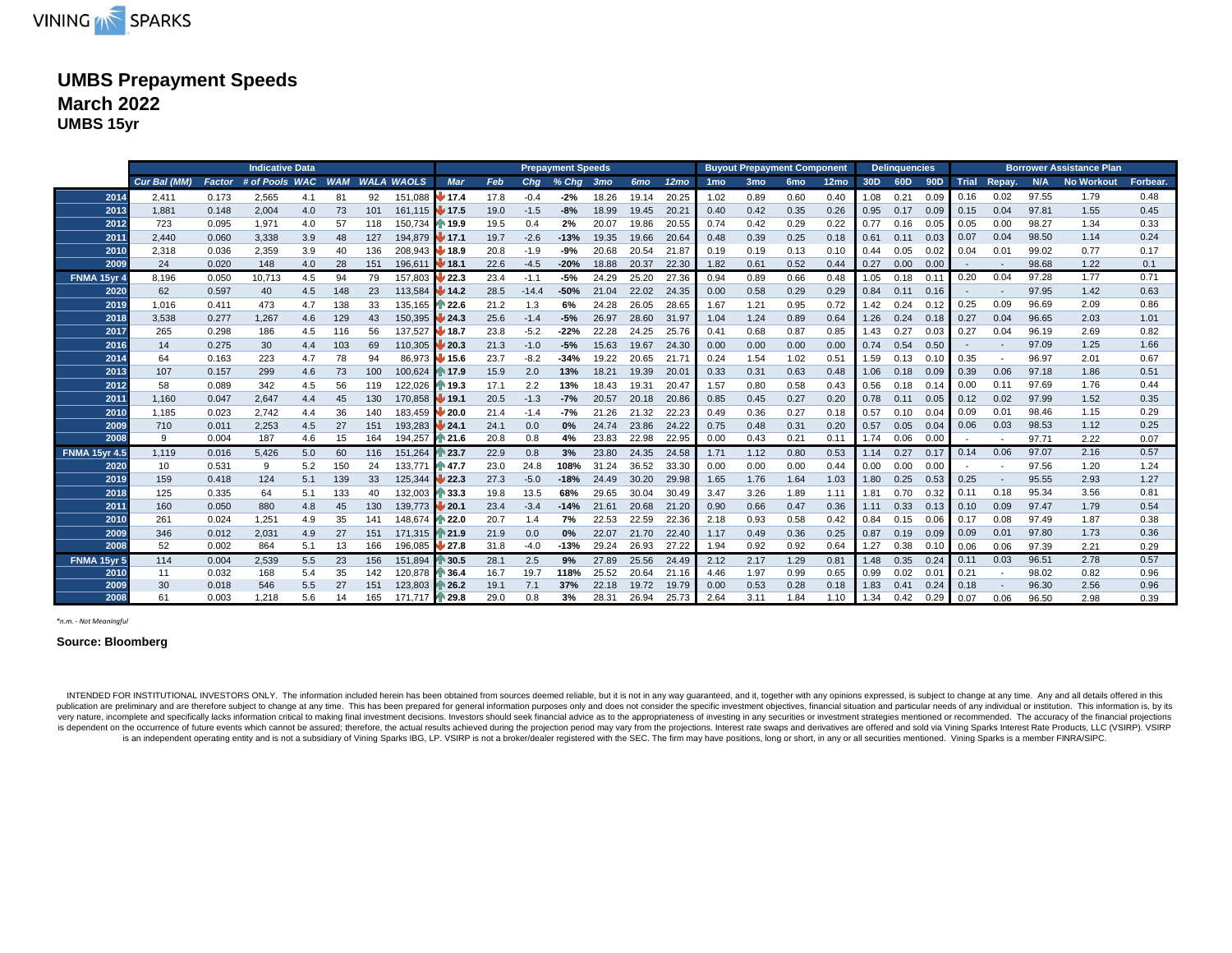VINING SPARKS

# UMBS Prepayment Speeds

## March 2022

### UMBS 15yr

| | Indicative Data | | | | | | | Prepayment Speeds | | | | | | | | Buyout Prepayment Component | | | | Delinquencies | | | Borrower Assistance Plan | | | | |
|---|---|---|---|---|---|---|---|---|---|---|---|---|---|---|---|---|---|---|---|---|---|---|---|---|---|---|---|
| | *Cur Bal (MM)* | *Factor* | *# of Pools* | *WAC* | *WAM* | *WALA* | *WAOLS* | *Mar* | *Feb* | *Chg* | *% Chg* | *3mo* | *6mo* | *12mo* | 1mo | 3mo | 6mo | 12mo | 30D | 60D | 90D | Trial | Repay. | N/A | No Workout | Forbear. |
| 2014 | 2,411 | 0.173 | 2,565 | 4.1 | 81 | 92 | 151,088 | 17.4 | 17.8 | -0.4 | -2% | 18.26 | 19.14 | 20.25 | 1.02 | 0.89 | 0.60 | 0.40 | 1.08 | 0.21 | 0.09 | 0.16 | 0.02 | 97.55 | 1.79 | 0.48 |
| 2013 | 1,881 | 0.148 | 2,004 | 4.0 | 73 | 101 | 161,115 | 17.5 | 19.0 | -1.5 | -8% | 18.99 | 19.45 | 20.21 | 0.40 | 0.42 | 0.35 | 0.26 | 0.95 | 0.17 | 0.09 | 0.15 | 0.04 | 97.81 | 1.55 | 0.45 |
| 2012 | 723 | 0.095 | 1,971 | 4.0 | 57 | 118 | 150,734 | 19.9 | 19.5 | 0.4 | 2% | 20.07 | 19.86 | 20.55 | 0.74 | 0.42 | 0.29 | 0.22 | 0.77 | 0.16 | 0.05 | 0.05 | 0.00 | 98.27 | 1.34 | 0.33 |
| 2011 | 2,440 | 0.060 | 3,338 | 3.9 | 48 | 127 | 194,879 | 17.1 | 19.7 | -2.6 | -13% | 19.35 | 19.66 | 20.64 | 0.48 | 0.39 | 0.25 | 0.18 | 0.61 | 0.11 | 0.03 | 0.07 | 0.04 | 98.50 | 1.14 | 0.24 |
| 2010 | 2,318 | 0.036 | 2,359 | 3.9 | 40 | 136 | 208,943 | 18.9 | 20.8 | -1.9 | -9% | 20.68 | 20.54 | 21.87 | 0.19 | 0.19 | 0.13 | 0.10 | 0.44 | 0.05 | 0.02 | 0.04 | 0.01 | 99.02 | 0.77 | 0.17 |
| 2009 | 24 | 0.020 | 148 | 4.0 | 28 | 151 | 196,611 | 18.1 | 22.6 | -4.5 | -20% | 18.88 | 20.37 | 22.30 | 1.82 | 0.61 | 0.52 | 0.44 | 0.27 | 0.00 | 0.00 | - | - | 98.68 | 1.22 | 0.1 |
| FNMA 15yr 4 | 8,196 | 0.050 | 10,713 | 4.5 | 94 | 79 | 157,803 | 22.3 | 23.4 | -1.1 | -5% | 24.29 | 25.20 | 27.36 | 0.94 | 0.89 | 0.66 | 0.48 | 1.05 | 0.18 | 0.11 | 0.20 | 0.04 | 97.28 | 1.77 | 0.71 |
| 2020 | 62 | 0.597 | 40 | 4.5 | 148 | 23 | 113,584 | 14.2 | 28.5 | -14.4 | -50% | 21.04 | 22.02 | 24.35 | 0.00 | 0.58 | 0.29 | 0.29 | 0.84 | 0.11 | 0.16 | - | - | 97.95 | 1.42 | 0.63 |
| 2019 | 1,016 | 0.411 | 473 | 4.7 | 138 | 33 | 135,165 | 22.6 | 21.2 | 1.3 | 6% | 24.28 | 26.05 | 28.65 | 1.67 | 1.21 | 0.95 | 0.72 | 1.42 | 0.24 | 0.12 | 0.25 | 0.09 | 96.69 | 2.09 | 0.86 |
| 2018 | 3,538 | 0.277 | 1,267 | 4.6 | 129 | 43 | 150,395 | 24.3 | 25.6 | -1.4 | -5% | 26.97 | 28.60 | 31.97 | 1.04 | 1.24 | 0.89 | 0.64 | 1.26 | 0.24 | 0.18 | 0.27 | 0.04 | 96.65 | 2.03 | 1.01 |
| 2017 | 265 | 0.298 | 186 | 4.5 | 116 | 56 | 137,527 | 18.7 | 23.8 | -5.2 | -22% | 22.28 | 24.25 | 25.76 | 0.41 | 0.68 | 0.87 | 0.85 | 1.43 | 0.27 | 0.03 | 0.27 | 0.04 | 96.19 | 2.69 | 0.82 |
| 2016 | 14 | 0.275 | 30 | 4.4 | 103 | 69 | 110,305 | 20.3 | 21.3 | -1.0 | -5% | 15.63 | 19.67 | 24.30 | 0.00 | 0.00 | 0.00 | 0.00 | 0.74 | 0.54 | 0.50 | - | - | 97.09 | 1.25 | 1.66 |
| 2014 | 64 | 0.163 | 223 | 4.7 | 78 | 94 | 86,973 | 15.6 | 23.7 | -8.2 | -34% | 19.22 | 20.65 | 21.71 | 0.24 | 1.54 | 1.02 | 0.51 | 1.59 | 0.13 | 0.10 | 0.35 | - | 96.97 | 2.01 | 0.67 |
| 2013 | 107 | 0.157 | 299 | 4.6 | 73 | 100 | 100,624 | 17.9 | 15.9 | 2.0 | 13% | 18.21 | 19.39 | 20.01 | 0.33 | 0.31 | 0.63 | 0.48 | 1.06 | 0.18 | 0.09 | 0.39 | 0.06 | 97.18 | 1.86 | 0.51 |
| 2012 | 58 | 0.089 | 342 | 4.5 | 56 | 119 | 122,026 | 19.3 | 17.1 | 2.2 | 13% | 18.43 | 19.31 | 20.47 | 1.57 | 0.80 | 0.58 | 0.43 | 0.56 | 0.18 | 0.14 | 0.00 | 0.11 | 97.69 | 1.76 | 0.44 |
| 2011 | 1,160 | 0.047 | 2,647 | 4.4 | 45 | 130 | 170,858 | 19.1 | 20.5 | -1.3 | -7% | 20.57 | 20.18 | 20.86 | 0.85 | 0.45 | 0.27 | 0.20 | 0.78 | 0.11 | 0.05 | 0.12 | 0.02 | 97.99 | 1.52 | 0.35 |
| 2010 | 1,185 | 0.023 | 2,742 | 4.4 | 36 | 140 | 183,459 | 20.0 | 21.4 | -1.4 | -7% | 21.26 | 21.32 | 22.23 | 0.49 | 0.36 | 0.27 | 0.18 | 0.57 | 0.10 | 0.04 | 0.09 | 0.01 | 98.46 | 1.15 | 0.29 |
| 2009 | 710 | 0.011 | 2,253 | 4.5 | 27 | 151 | 193,283 | 24.1 | 24.1 | 0.0 | 0% | 24.74 | 23.86 | 24.22 | 0.75 | 0.48 | 0.31 | 0.20 | 0.57 | 0.05 | 0.04 | 0.06 | 0.03 | 98.53 | 1.12 | 0.25 |
| 2008 | 9 | 0.004 | 187 | 4.6 | 15 | 164 | 194,257 | 21.6 | 20.8 | 0.8 | 4% | 23.83 | 22.98 | 22.95 | 0.00 | 0.43 | 0.21 | 0.11 | 1.74 | 0.06 | 0.00 | - | - | 97.71 | 2.22 | 0.07 |
| FNMA 15yr 4.5 | 1,119 | 0.016 | 5,426 | 5.0 | 60 | 116 | 151,264 | 23.7 | 22.9 | 0.8 | 3% | 23.80 | 24.35 | 24.58 | 1.71 | 1.12 | 0.80 | 0.53 | 1.14 | 0.27 | 0.17 | 0.14 | 0.06 | 97.07 | 2.16 | 0.57 |
| 2020 | 10 | 0.531 | 9 | 5.2 | 150 | 24 | 133,771 | 47.7 | 23.0 | 24.8 | 108% | 31.24 | 36.52 | 33.30 | 0.00 | 0.00 | 0.00 | 0.44 | 0.00 | 0.00 | 0.00 | - | - | 97.56 | 1.20 | 1.24 |
| 2019 | 159 | 0.418 | 124 | 5.1 | 139 | 33 | 125,344 | 22.3 | 27.3 | -5.0 | -18% | 24.49 | 30.20 | 29.98 | 1.65 | 1.76 | 1.64 | 1.03 | 1.80 | 0.25 | 0.53 | 0.25 | - | 95.55 | 2.93 | 1.27 |
| 2018 | 125 | 0.335 | 64 | 5.1 | 133 | 40 | 132,003 | 33.3 | 19.8 | 13.5 | 68% | 29.65 | 30.04 | 30.49 | 3.47 | 3.26 | 1.89 | 1.11 | 1.81 | 0.70 | 0.32 | 0.11 | 0.18 | 95.34 | 3.56 | 0.81 |
| 2011 | 160 | 0.050 | 880 | 4.8 | 45 | 130 | 139,773 | 20.1 | 23.4 | -3.4 | -14% | 21.61 | 20.68 | 21.20 | 0.90 | 0.66 | 0.47 | 0.36 | 1.11 | 0.33 | 0.13 | 0.10 | 0.09 | 97.47 | 1.79 | 0.54 |
| 2010 | 261 | 0.024 | 1,251 | 4.9 | 35 | 141 | 148,674 | 22.0 | 20.7 | 1.4 | 7% | 22.53 | 22.59 | 22.36 | 2.18 | 0.93 | 0.58 | 0.42 | 0.84 | 0.15 | 0.06 | 0.17 | 0.08 | 97.49 | 1.87 | 0.38 |
| 2009 | 346 | 0.012 | 2,031 | 4.9 | 27 | 151 | 171,315 | 21.9 | 21.9 | 0.0 | 0% | 22.07 | 21.70 | 22.40 | 1.17 | 0.49 | 0.36 | 0.25 | 0.87 | 0.19 | 0.09 | 0.09 | 0.01 | 97.80 | 1.73 | 0.36 |
| 2008 | 52 | 0.002 | 864 | 5.1 | 13 | 166 | 196,085 | 27.8 | 31.8 | -4.0 | -13% | 29.24 | 26.93 | 27.22 | 1.94 | 0.92 | 0.92 | 0.64 | 1.27 | 0.38 | 0.10 | 0.06 | 0.06 | 97.39 | 2.21 | 0.29 |
| FNMA 15yr 5 | 114 | 0.004 | 2,539 | 5.5 | 23 | 156 | 151,894 | 30.5 | 28.1 | 2.5 | 9% | 27.89 | 25.56 | 24.49 | 2.12 | 2.17 | 1.29 | 0.81 | 1.48 | 0.35 | 0.24 | 0.11 | 0.03 | 96.51 | 2.78 | 0.57 |
| 2010 | 11 | 0.032 | 168 | 5.4 | 35 | 142 | 120,878 | 36.4 | 16.7 | 19.7 | 118% | 25.52 | 20.64 | 21.16 | 4.46 | 1.97 | 0.99 | 0.65 | 0.99 | 0.02 | 0.01 | 0.21 | - | 98.02 | 0.82 | 0.96 |
| 2009 | 30 | 0.018 | 546 | 5.5 | 27 | 151 | 123,803 | 26.2 | 19.1 | 7.1 | 37% | 22.18 | 19.72 | 19.79 | 0.00 | 0.53 | 0.28 | 0.18 | 1.83 | 0.41 | 0.24 | 0.18 | - | 96.30 | 2.56 | 0.96 |
| 2008 | 61 | 0.003 | 1,218 | 5.6 | 14 | 165 | 171,717 | 29.8 | 29.0 | 0.8 | 3% | 28.31 | 26.94 | 25.73 | 2.64 | 3.11 | 1.84 | 1.10 | 1.34 | 0.42 | 0.29 | 0.07 | 0.06 | 96.50 | 2.98 | 0.39 |

*n.m. - Not Meaningful*

**Source: Bloomberg**

INTENDED FOR INSTITUTIONAL INVESTORS ONLY. The information included herein has been obtained from sources deemed reliable, but it is not in any way guaranteed, and it, together with any opinions expressed, is subject to change at any time. Any and all details offered in this publication are preliminary and are therefore subject to change at any time. This has been prepared for general information purposes only and does not consider the specific investment objectives, financial situation and particular needs of any individual or institution. This information is, by its very nature, incomplete and specifically lacks information critical to making final investment decisions. Investors should seek financial advice as to the appropriateness of investing in any securities or investment strategies mentioned or recommended. The accuracy of the financial projections is dependent on the occurrence of future events which cannot be assured; therefore, the actual results achieved during the projection period may vary from the projections. Interest rate swaps and derivatives are offered and sold via Vining Sparks Interest Rate Products, LLC (VSIRP). VSIRP is an independent operating entity and is not a subsidiary of Vining Sparks IBG, LP. VSIRP is not a broker/dealer registered with the SEC. The firm may have positions, long or short, in any or all securities mentioned. Vining Sparks is a member FINRA/SIPC.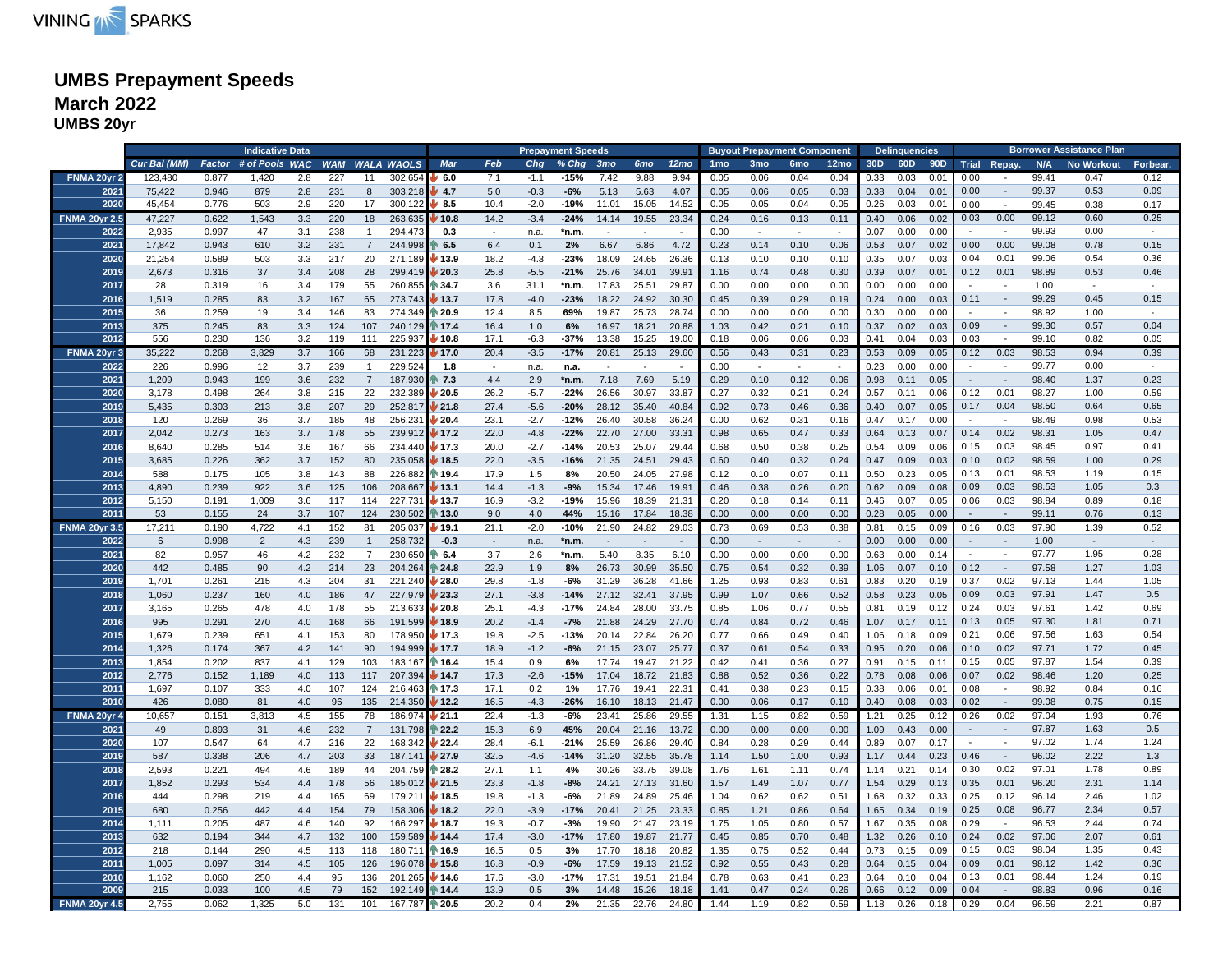# UMBS Prepayment Speeds
## March 2022
### UMBS 20yr

| | Indicative Data | | | | | | | Prepayment Speeds | | | | | | | | Buyout Prepayment Component | | | | Delinquencies | | | Borrower Assistance Plan | | | | |
|---|---|---|---|---|---|---|---|---|---|---|---|---|---|---|---|---|---|---|---|---|---|---|---|---|---|---|---|
| | Cur Bal (MM) | Factor | # of Pools | WAC | WAM | WALA | WAOLS | Mar | Feb | Chg | % Chg | 3mo | 6mo | 12mo | 1mo | 3mo | 6mo | 12mo | 30D | 60D | 90D | Trial | Repay. | N/A | No Workout | Forbear. |
| FNMA 20yr 2 | 123,480 | 0.877 | 1,420 | 2.8 | 227 | 11 | 302,654 | 6.0 | 7.1 | -1.1 | -15% | 7.42 | 9.88 | 9.94 | 0.05 | 0.06 | 0.04 | 0.04 | 0.33 | 0.03 | 0.01 | 0.00 | - | 99.41 | 0.47 | 0.12 |
| 2021 | 75,422 | 0.946 | 879 | 2.8 | 231 | 8 | 303,218 | 4.7 | 5.0 | -0.3 | -6% | 5.13 | 5.63 | 4.07 | 0.05 | 0.06 | 0.05 | 0.03 | 0.38 | 0.04 | 0.01 | 0.00 | - | 99.37 | 0.53 | 0.09 |
| 2020 | 45,454 | 0.776 | 503 | 2.9 | 220 | 17 | 300,122 | 8.5 | 10.4 | -2.0 | -19% | 11.01 | 15.05 | 14.52 | 0.05 | 0.05 | 0.04 | 0.05 | 0.26 | 0.03 | 0.01 | 0.00 | - | 99.45 | 0.38 | 0.17 |
| FNMA 20yr 2.5 | 47,227 | 0.622 | 1,543 | 3.3 | 220 | 18 | 263,635 | 10.8 | 14.2 | -3.4 | -24% | 14.14 | 19.55 | 23.34 | 0.24 | 0.16 | 0.13 | 0.11 | 0.40 | 0.06 | 0.02 | 0.03 | 0.00 | 99.12 | 0.60 | 0.25 |
| 2022 | 2,935 | 0.997 | 47 | 3.1 | 238 | 1 | 294,473 | 0.3 | - | n.a. | *n.m. | - | - | - | 0.00 | - | - | - | 0.07 | 0.00 | 0.00 | - | - | 99.93 | 0.00 | - |
| 2021 | 17,842 | 0.943 | 610 | 3.2 | 231 | 7 | 244,998 | 6.5 | 6.4 | 0.1 | 2% | 6.67 | 6.86 | 4.72 | 0.23 | 0.14 | 0.10 | 0.06 | 0.53 | 0.07 | 0.02 | 0.00 | 0.00 | 99.08 | 0.78 | 0.15 |
| 2020 | 21,254 | 0.589 | 503 | 3.3 | 217 | 20 | 271,189 | 13.9 | 18.2 | -4.3 | -23% | 18.09 | 24.65 | 26.36 | 0.13 | 0.10 | 0.10 | 0.10 | 0.35 | 0.07 | 0.03 | 0.04 | 0.01 | 99.06 | 0.54 | 0.36 |
| 2019 | 2,673 | 0.316 | 37 | 3.4 | 208 | 28 | 299,419 | 20.3 | 25.8 | -5.5 | -21% | 25.76 | 34.01 | 39.91 | 1.16 | 0.74 | 0.48 | 0.30 | 0.39 | 0.07 | 0.01 | 0.12 | 0.01 | 98.89 | 0.53 | 0.46 |
| 2017 | 28 | 0.319 | 16 | 3.4 | 179 | 55 | 260,855 | 34.7 | 3.6 | 31.1 | *n.m. | 17.83 | 25.51 | 29.87 | 0.00 | 0.00 | 0.00 | 0.00 | 0.00 | 0.00 | 0.00 | - | - | 1.00 | - | - |
| 2016 | 1,519 | 0.285 | 83 | 3.2 | 167 | 65 | 273,743 | 13.7 | 17.8 | -4.0 | -23% | 18.22 | 24.92 | 30.30 | 0.45 | 0.39 | 0.29 | 0.19 | 0.24 | 0.00 | 0.03 | 0.11 | - | 99.29 | 0.45 | 0.15 |
| 2015 | 36 | 0.259 | 19 | 3.4 | 146 | 83 | 274,349 | 20.9 | 12.4 | 8.5 | 69% | 19.87 | 25.73 | 28.74 | 0.00 | 0.00 | 0.00 | 0.00 | 0.30 | 0.00 | 0.00 | - | - | 98.92 | 1.00 | - |
| 2013 | 375 | 0.245 | 83 | 3.3 | 125 | 107 | 240,129 | 17.4 | 16.4 | 1.0 | 6% | 16.97 | 18.21 | 20.88 | 1.03 | 0.42 | 0.21 | 0.10 | 0.37 | 0.02 | 0.03 | 0.09 | - | 99.30 | 0.57 | 0.04 |
| 2012 | 556 | 0.230 | 136 | 3.2 | 119 | 111 | 225,937 | 10.8 | 17.1 | -6.3 | -37% | 13.38 | 15.25 | 19.00 | 0.18 | 0.06 | 0.06 | 0.03 | 0.41 | 0.04 | 0.03 | 0.03 | - | 99.10 | 0.82 | 0.05 |
| FNMA 20yr 3 | 35,222 | 0.268 | 3,829 | 3.7 | 166 | 68 | 231,223 | 17.0 | 20.4 | -3.5 | -17% | 20.81 | 25.13 | 29.60 | 0.56 | 0.43 | 0.31 | 0.23 | 0.53 | 0.09 | 0.05 | 0.12 | 0.03 | 98.53 | 0.94 | 0.39 |
| 2022 | 226 | 0.996 | 12 | 3.7 | 239 | 1 | 229,524 | 1.8 | - | n.a. | n.a. | - | - | - | 0.00 | - | - | - | 0.23 | 0.00 | 0.00 | - | - | 99.77 | 0.00 | - |
| 2021 | 1,209 | 0.943 | 199 | 3.6 | 232 | 7 | 187,930 | 7.3 | 4.4 | 2.9 | *n.m. | 7.18 | 7.69 | 5.19 | 0.29 | 0.10 | 0.12 | 0.06 | 0.98 | 0.11 | 0.05 | - | - | 98.40 | 1.37 | 0.23 |
| 2020 | 3,178 | 0.498 | 264 | 3.8 | 215 | 22 | 232,389 | 20.5 | 26.2 | -5.7 | -22% | 26.56 | 30.97 | 33.87 | 0.27 | 0.32 | 0.21 | 0.24 | 0.57 | 0.11 | 0.06 | 0.12 | 0.01 | 98.27 | 1.00 | 0.59 |
| 2019 | 5,435 | 0.303 | 213 | 3.8 | 207 | 29 | 252,817 | 21.8 | 27.4 | -5.6 | -20% | 28.12 | 35.40 | 40.84 | 0.92 | 0.73 | 0.46 | 0.36 | 0.40 | 0.07 | 0.05 | 0.17 | 0.04 | 98.50 | 0.64 | 0.65 |
| 2018 | 120 | 0.269 | 36 | 3.7 | 185 | 48 | 256,231 | 20.4 | 23.1 | -2.7 | -12% | 26.40 | 30.58 | 36.24 | 0.00 | 0.62 | 0.31 | 0.16 | 0.47 | 0.17 | 0.00 | - | - | 98.49 | 0.98 | 0.53 |
| 2017 | 2,042 | 0.273 | 163 | 3.7 | 178 | 55 | 239,912 | 17.2 | 22.0 | -4.8 | -22% | 22.70 | 27.00 | 33.31 | 0.98 | 0.65 | 0.47 | 0.33 | 0.64 | 0.13 | 0.07 | 0.14 | 0.02 | 98.31 | 1.05 | 0.47 |
| 2016 | 8,640 | 0.285 | 514 | 3.6 | 167 | 66 | 234,440 | 17.3 | 20.0 | -2.7 | -14% | 20.53 | 25.07 | 29.44 | 0.68 | 0.50 | 0.38 | 0.25 | 0.54 | 0.09 | 0.06 | 0.15 | 0.03 | 98.45 | 0.97 | 0.41 |
| 2015 | 3,685 | 0.226 | 362 | 3.7 | 152 | 80 | 235,058 | 18.5 | 22.0 | -3.5 | -16% | 21.35 | 24.51 | 29.43 | 0.60 | 0.40 | 0.32 | 0.24 | 0.47 | 0.09 | 0.03 | 0.10 | 0.02 | 98.59 | 1.00 | 0.29 |
| 2014 | 588 | 0.175 | 105 | 3.8 | 143 | 88 | 226,882 | 19.4 | 17.9 | 1.5 | 8% | 20.50 | 24.05 | 27.98 | 0.12 | 0.10 | 0.07 | 0.11 | 0.50 | 0.23 | 0.05 | 0.13 | 0.01 | 98.53 | 1.19 | 0.15 |
| 2013 | 4,890 | 0.239 | 922 | 3.6 | 125 | 106 | 208,667 | 13.1 | 14.4 | -1.3 | -9% | 15.34 | 17.46 | 19.91 | 0.46 | 0.38 | 0.26 | 0.20 | 0.62 | 0.09 | 0.08 | 0.09 | 0.03 | 98.53 | 1.05 | 0.3 |
| 2012 | 5,150 | 0.191 | 1,009 | 3.6 | 117 | 114 | 227,731 | 13.7 | 16.9 | -3.2 | -19% | 15.96 | 18.39 | 21.31 | 0.20 | 0.18 | 0.14 | 0.11 | 0.46 | 0.07 | 0.05 | 0.06 | 0.03 | 98.84 | 0.89 | 0.18 |
| 2011 | 53 | 0.155 | 24 | 3.7 | 107 | 124 | 230,502 | 13.0 | 9.0 | 4.0 | 44% | 15.16 | 17.84 | 18.38 | 0.00 | 0.00 | 0.00 | 0.00 | 0.28 | 0.05 | 0.00 | - | - | 99.11 | 0.76 | 0.13 |
| FNMA 20yr 3.5 | 17,211 | 0.190 | 4,722 | 4.1 | 152 | 81 | 205,037 | 19.1 | 21.1 | -2.0 | -10% | 21.90 | 24.82 | 29.03 | 0.73 | 0.69 | 0.53 | 0.38 | 0.81 | 0.15 | 0.09 | 0.16 | 0.03 | 97.90 | 1.39 | 0.52 |
| 2022 | 6 | 0.998 | 2 | 4.3 | 239 | 1 | 258,732 | -0.3 | - | n.a. | *n.m. | - | - | - | 0.00 | - | - | - | 0.00 | 0.00 | 0.00 | - | - | 1.00 | - | - |
| 2021 | 82 | 0.957 | 46 | 4.2 | 232 | 7 | 230,650 | 6.4 | 3.7 | 2.6 | *n.m. | 5.40 | 8.35 | 6.10 | 0.00 | 0.00 | 0.00 | 0.00 | 0.63 | 0.00 | 0.14 | - | - | 97.77 | 1.95 | 0.28 |
| 2020 | 442 | 0.485 | 90 | 4.2 | 214 | 23 | 204,264 | 24.8 | 22.9 | 1.9 | 8% | 26.73 | 30.99 | 35.50 | 0.75 | 0.54 | 0.32 | 0.39 | 1.06 | 0.07 | 0.10 | 0.12 | - | 97.58 | 1.27 | 1.03 |
| 2019 | 1,701 | 0.261 | 215 | 4.3 | 204 | 31 | 221,240 | 28.0 | 29.8 | -1.8 | -6% | 31.29 | 36.28 | 41.66 | 1.25 | 0.93 | 0.83 | 0.61 | 0.83 | 0.20 | 0.19 | 0.37 | 0.02 | 97.13 | 1.44 | 1.05 |
| 2018 | 1,060 | 0.237 | 160 | 4.0 | 186 | 47 | 227,979 | 23.3 | 27.1 | -3.8 | -14% | 27.12 | 32.41 | 37.95 | 0.99 | 1.07 | 0.66 | 0.52 | 0.58 | 0.23 | 0.05 | 0.09 | 0.03 | 97.91 | 1.47 | 0.5 |
| 2017 | 3,165 | 0.265 | 478 | 4.0 | 178 | 55 | 213,633 | 20.8 | 25.1 | -4.3 | -17% | 24.84 | 28.00 | 33.75 | 0.85 | 1.06 | 0.77 | 0.55 | 0.81 | 0.19 | 0.12 | 0.24 | 0.03 | 97.61 | 1.42 | 0.69 |
| 2016 | 995 | 0.291 | 270 | 4.0 | 168 | 66 | 191,599 | 18.9 | 20.2 | -1.4 | -7% | 21.88 | 24.29 | 27.70 | 0.74 | 0.84 | 0.72 | 0.46 | 1.07 | 0.17 | 0.11 | 0.13 | 0.05 | 97.30 | 1.81 | 0.71 |
| 2015 | 1,679 | 0.239 | 651 | 4.1 | 153 | 80 | 178,950 | 17.3 | 19.8 | -2.5 | -13% | 20.14 | 22.84 | 26.20 | 0.77 | 0.66 | 0.49 | 0.40 | 1.06 | 0.18 | 0.09 | 0.21 | 0.06 | 97.56 | 1.63 | 0.54 |
| 2014 | 1,326 | 0.174 | 367 | 4.2 | 141 | 90 | 194,999 | 17.7 | 18.9 | -1.2 | -6% | 21.15 | 23.07 | 25.77 | 0.37 | 0.61 | 0.54 | 0.33 | 0.95 | 0.20 | 0.06 | 0.10 | 0.02 | 97.71 | 1.72 | 0.45 |
| 2013 | 1,854 | 0.202 | 837 | 4.1 | 129 | 103 | 183,167 | 16.4 | 15.4 | 0.9 | 6% | 17.74 | 19.47 | 21.22 | 0.42 | 0.41 | 0.36 | 0.27 | 0.91 | 0.15 | 0.11 | 0.15 | 0.05 | 97.87 | 1.54 | 0.39 |
| 2012 | 2,776 | 0.152 | 1,189 | 4.0 | 113 | 117 | 207,394 | 14.7 | 17.3 | -2.6 | -15% | 17.04 | 18.72 | 21.83 | 0.88 | 0.52 | 0.36 | 0.22 | 0.78 | 0.08 | 0.06 | 0.07 | 0.02 | 98.46 | 1.20 | 0.25 |
| 2011 | 1,697 | 0.107 | 333 | 4.0 | 107 | 124 | 216,463 | 17.3 | 17.1 | 0.2 | 1% | 17.76 | 19.41 | 22.31 | 0.41 | 0.38 | 0.23 | 0.15 | 0.38 | 0.06 | 0.01 | 0.08 | - | 98.92 | 0.84 | 0.16 |
| 2010 | 426 | 0.080 | 81 | 4.0 | 96 | 135 | 214,350 | 12.2 | 16.5 | -4.3 | -26% | 16.10 | 18.13 | 21.47 | 0.00 | 0.06 | 0.17 | 0.10 | 0.40 | 0.08 | 0.03 | 0.02 | - | 99.08 | 0.75 | 0.15 |
| FNMA 20yr 4 | 10,657 | 0.151 | 3,813 | 4.5 | 155 | 78 | 186,974 | 21.1 | 22.4 | -1.3 | -6% | 23.41 | 25.86 | 29.55 | 1.31 | 1.15 | 0.82 | 0.59 | 1.21 | 0.25 | 0.12 | 0.26 | 0.02 | 97.04 | 1.93 | 0.76 |
| 2021 | 49 | 0.893 | 31 | 4.6 | 232 | 7 | 131,798 | 22.2 | 15.3 | 6.9 | 45% | 20.04 | 21.16 | 13.72 | 0.00 | 0.00 | 0.00 | 0.00 | 1.09 | 0.43 | 0.00 | - | - | 97.87 | 1.63 | 0.5 |
| 2020 | 107 | 0.547 | 64 | 4.7 | 216 | 22 | 168,342 | 22.4 | 28.4 | -6.1 | -21% | 25.59 | 26.86 | 29.40 | 0.84 | 0.28 | 0.29 | 0.44 | 0.89 | 0.07 | 0.17 | - | - | 97.02 | 1.74 | 1.24 |
| 2019 | 587 | 0.338 | 206 | 4.7 | 203 | 33 | 187,141 | 27.9 | 32.5 | -4.6 | -14% | 31.20 | 32.55 | 35.78 | 1.14 | 1.50 | 1.00 | 0.93 | 1.17 | 0.44 | 0.23 | 0.46 | - | 96.02 | 2.22 | 1.3 |
| 2018 | 2,593 | 0.221 | 494 | 4.6 | 189 | 44 | 204,759 | 28.2 | 27.1 | 1.1 | 4% | 30.26 | 33.75 | 39.08 | 1.76 | 1.61 | 1.11 | 0.74 | 1.14 | 0.21 | 0.14 | 0.30 | 0.02 | 97.01 | 1.78 | 0.89 |
| 2017 | 1,852 | 0.293 | 534 | 4.4 | 178 | 56 | 185,012 | 21.5 | 23.3 | -1.8 | -8% | 24.21 | 27.13 | 31.60 | 1.57 | 1.49 | 1.07 | 0.77 | 1.54 | 0.29 | 0.13 | 0.35 | 0.01 | 96.20 | 2.31 | 1.14 |
| 2016 | 444 | 0.298 | 219 | 4.4 | 165 | 69 | 179,211 | 18.5 | 19.8 | -1.3 | -6% | 21.89 | 24.89 | 25.46 | 1.04 | 0.62 | 0.62 | 0.51 | 1.68 | 0.32 | 0.33 | 0.25 | 0.12 | 96.14 | 2.46 | 1.02 |
| 2015 | 680 | 0.256 | 442 | 4.4 | 154 | 79 | 158,306 | 18.2 | 22.0 | -3.9 | -17% | 20.41 | 21.25 | 23.33 | 0.85 | 1.21 | 0.86 | 0.64 | 1.65 | 0.34 | 0.19 | 0.25 | 0.08 | 96.77 | 2.34 | 0.57 |
| 2014 | 1,111 | 0.205 | 487 | 4.6 | 140 | 92 | 166,297 | 18.7 | 19.3 | -0.7 | -3% | 19.90 | 21.47 | 23.19 | 1.75 | 1.05 | 0.80 | 0.57 | 1.67 | 0.35 | 0.08 | 0.29 | - | 96.53 | 2.44 | 0.74 |
| 2013 | 632 | 0.194 | 344 | 4.7 | 132 | 100 | 159,589 | 14.4 | 17.4 | -3.0 | -17% | 17.80 | 19.87 | 21.77 | 0.45 | 0.85 | 0.70 | 0.48 | 1.32 | 0.26 | 0.10 | 0.24 | 0.02 | 97.06 | 2.07 | 0.61 |
| 2012 | 218 | 0.144 | 290 | 4.5 | 113 | 118 | 180,711 | 16.9 | 16.5 | 0.5 | 3% | 17.70 | 18.18 | 20.82 | 1.35 | 0.75 | 0.52 | 0.44 | 0.73 | 0.15 | 0.09 | 0.15 | 0.03 | 98.04 | 1.35 | 0.43 |
| 2011 | 1,005 | 0.097 | 314 | 4.5 | 105 | 126 | 196,078 | 15.8 | 16.8 | -0.9 | -6% | 17.59 | 19.13 | 21.52 | 0.92 | 0.55 | 0.43 | 0.28 | 0.64 | 0.15 | 0.04 | 0.09 | 0.01 | 98.12 | 1.42 | 0.36 |
| 2010 | 1,162 | 0.060 | 250 | 4.4 | 95 | 136 | 201,265 | 14.6 | 17.6 | -3.0 | -17% | 17.31 | 19.51 | 21.84 | 0.78 | 0.63 | 0.41 | 0.23 | 0.64 | 0.10 | 0.04 | 0.13 | 0.01 | 98.44 | 1.24 | 0.19 |
| 2009 | 215 | 0.033 | 100 | 4.5 | 79 | 152 | 192,149 | 14.4 | 13.9 | 0.5 | 3% | 14.48 | 15.26 | 18.18 | 1.41 | 0.47 | 0.24 | 0.26 | 0.66 | 0.12 | 0.09 | 0.04 | - | 98.83 | 0.96 | 0.16 |
| FNMA 20yr 4.5 | 2,755 | 0.062 | 1,325 | 5.0 | 131 | 101 | 167,787 | 20.5 | 20.2 | 0.4 | 2% | 21.35 | 22.76 | 24.80 | 1.44 | 1.19 | 0.82 | 0.59 | 1.18 | 0.26 | 0.18 | 0.29 | 0.04 | 96.59 | 2.21 | 0.87 |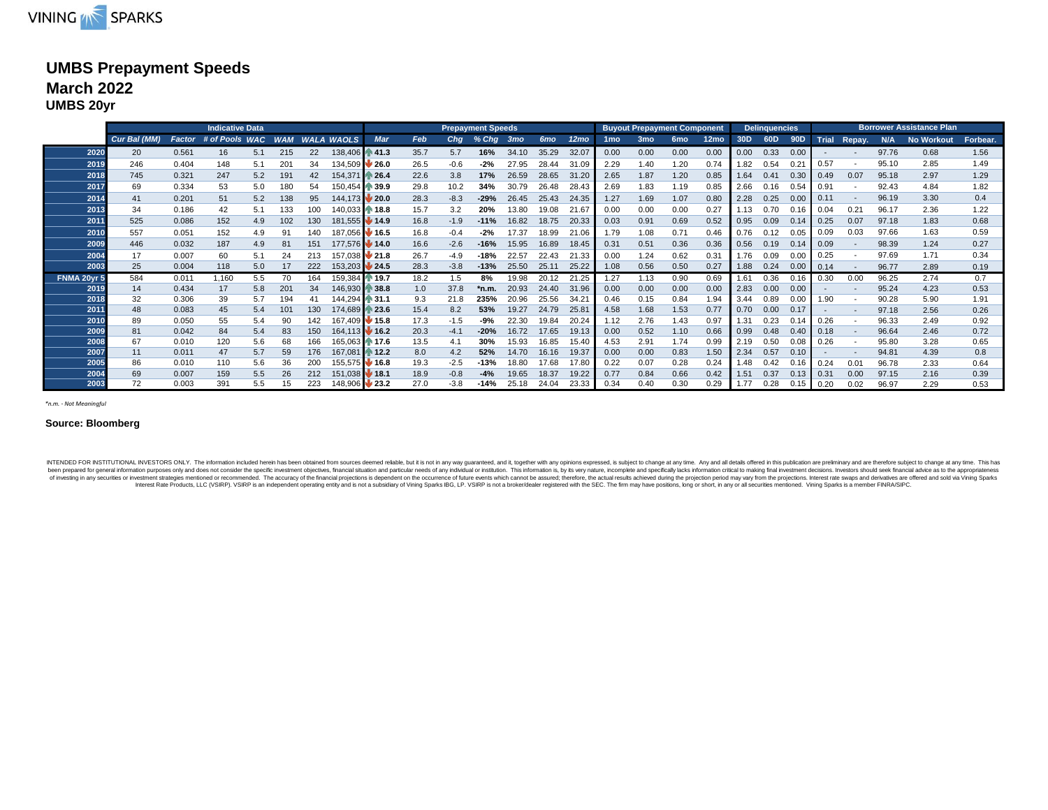# UMBS Prepayment Speeds

## March 2022

### UMBS 20yr

| | Indicative Data | | | | | | | Prepayment Speeds | | | | | | | Buyout Prepayment Component | | | | Delinquencies | | | Borrower Assistance Plan | | | | |
|---|---|---|---|---|---|---|---|---|---|---|---|---|---|---|---|---|---|---|---|---|---|---|---|---|---|---|
| | Cur Bal (MM) | Factor | # of Pools | WAC | WAM | WALA | WAOLS | Mar | Feb | Chg | % Chg | 3mo | 6mo | 12mo | 1mo | 3mo | 6mo | 12mo | 30D | 60D | 90D | Trial | Repay. | N/A | No Workout | Forbear. |
| 2020 | 20 | 0.561 | 16 | 5.1 | 215 | 22 | 138,406 | ↑ 41.3 | 35.7 | 5.7 | 16% | 34.10 | 35.29 | 32.07 | 0.00 | 0.00 | 0.00 | 0.00 | 0.00 | 0.33 | 0.00 | - | - | 97.76 | 0.68 | 1.56 |
| 2019 | 246 | 0.404 | 148 | 5.1 | 201 | 34 | 134,509 | ↓ 26.0 | 26.5 | -0.6 | -2% | 27.95 | 28.44 | 31.09 | 2.29 | 1.40 | 1.20 | 0.74 | 1.82 | 0.54 | 0.21 | 0.57 | - | 95.10 | 2.85 | 1.49 |
| 2018 | 745 | 0.321 | 247 | 5.2 | 191 | 42 | 154,371 | ↑ 26.4 | 22.6 | 3.8 | 17% | 26.59 | 28.65 | 31.20 | 2.65 | 1.87 | 1.20 | 0.85 | 1.64 | 0.41 | 0.30 | 0.49 | 0.07 | 95.18 | 2.97 | 1.29 |
| 2017 | 69 | 0.334 | 53 | 5.0 | 180 | 54 | 150,454 | ↑ 39.9 | 29.8 | 10.2 | 34% | 30.79 | 26.48 | 28.43 | 2.69 | 1.83 | 1.19 | 0.85 | 2.66 | 0.16 | 0.54 | 0.91 | - | 92.43 | 4.84 | 1.82 |
| 2014 | 41 | 0.201 | 51 | 5.2 | 138 | 95 | 144,173 | ↓ 20.0 | 28.3 | -8.3 | -29% | 26.45 | 25.43 | 24.35 | 1.27 | 1.69 | 1.07 | 0.80 | 2.28 | 0.25 | 0.00 | 0.11 | - | 96.19 | 3.30 | 0.4 |
| 2013 | 34 | 0.186 | 42 | 5.1 | 133 | 100 | 140,033 | ↑ 18.8 | 15.7 | 3.2 | 20% | 13.80 | 19.08 | 21.67 | 0.00 | 0.00 | 0.00 | 0.27 | 1.13 | 0.70 | 0.16 | 0.04 | 0.21 | 96.17 | 2.36 | 1.22 |
| 2011 | 525 | 0.086 | 152 | 4.9 | 102 | 130 | 181,555 | ↓ 14.9 | 16.8 | -1.9 | -11% | 16.82 | 18.75 | 20.33 | 0.03 | 0.91 | 0.69 | 0.52 | 0.95 | 0.09 | 0.14 | 0.25 | 0.07 | 97.18 | 1.83 | 0.68 |
| 2010 | 557 | 0.051 | 152 | 4.9 | 91 | 140 | 187,056 | ↓ 16.5 | 16.8 | -0.4 | -2% | 17.37 | 18.99 | 21.06 | 1.79 | 1.08 | 0.71 | 0.46 | 0.76 | 0.12 | 0.05 | 0.09 | 0.03 | 97.66 | 1.63 | 0.59 |
| 2009 | 446 | 0.032 | 187 | 4.9 | 81 | 151 | 177,576 | ↓ 14.0 | 16.6 | -2.6 | -16% | 15.95 | 16.89 | 18.45 | 0.31 | 0.51 | 0.36 | 0.36 | 0.56 | 0.19 | 0.14 | 0.09 | - | 98.39 | 1.24 | 0.27 |
| 2004 | 17 | 0.007 | 60 | 5.1 | 24 | 213 | 157,038 | ↓ 21.8 | 26.7 | -4.9 | -18% | 22.57 | 22.43 | 21.33 | 0.00 | 1.24 | 0.62 | 0.31 | 1.76 | 0.09 | 0.00 | 0.25 | - | 97.69 | 1.71 | 0.34 |
| 2003 | 25 | 0.004 | 118 | 5.0 | 17 | 222 | 153,203 | ↓ 24.5 | 28.3 | -3.8 | -13% | 25.50 | 25.11 | 25.22 | 1.08 | 0.56 | 0.50 | 0.27 | 1.88 | 0.24 | 0.00 | 0.14 | - | 96.77 | 2.89 | 0.19 |
| FNMA 20yr 5 | 584 | 0.011 | 1,160 | 5.5 | 70 | 164 | 159,384 | ↑ 19.7 | 18.2 | 1.5 | 8% | 19.98 | 20.12 | 21.25 | 1.27 | 1.13 | 0.90 | 0.69 | 1.61 | 0.36 | 0.16 | 0.30 | 0.00 | 96.25 | 2.74 | 0.7 |
| 2019 | 14 | 0.434 | 17 | 5.8 | 201 | 34 | 146,930 | ↑ 38.8 | 1.0 | 37.8 | *n.m. | 20.93 | 24.40 | 31.96 | 0.00 | 0.00 | 0.00 | 0.00 | 2.83 | 0.00 | 0.00 | - | - | 95.24 | 4.23 | 0.53 |
| 2018 | 32 | 0.306 | 39 | 5.7 | 194 | 41 | 144,294 | ↑ 31.1 | 9.3 | 21.8 | 235% | 20.96 | 25.56 | 34.21 | 0.46 | 0.15 | 0.84 | 1.94 | 3.44 | 0.89 | 0.00 | 1.90 | - | 90.28 | 5.90 | 1.91 |
| 2011 | 48 | 0.083 | 45 | 5.4 | 101 | 130 | 174,689 | ↑ 23.6 | 15.4 | 8.2 | 53% | 19.27 | 24.79 | 25.81 | 4.58 | 1.68 | 1.53 | 0.77 | 0.70 | 0.00 | 0.17 | - | - | 97.18 | 2.56 | 0.26 |
| 2010 | 89 | 0.050 | 55 | 5.4 | 90 | 142 | 167,409 | ↓ 15.8 | 17.3 | -1.5 | -9% | 22.30 | 19.84 | 20.24 | 1.12 | 2.76 | 1.43 | 0.97 | 1.31 | 0.23 | 0.14 | 0.26 | - | 96.33 | 2.49 | 0.92 |
| 2009 | 81 | 0.042 | 84 | 5.4 | 83 | 150 | 164,113 | ↓ 16.2 | 20.3 | -4.1 | -20% | 16.72 | 17.65 | 19.13 | 0.00 | 0.52 | 1.10 | 0.66 | 0.99 | 0.48 | 0.40 | 0.18 | - | 96.64 | 2.46 | 0.72 |
| 2008 | 67 | 0.010 | 120 | 5.6 | 68 | 166 | 165,063 | ↑ 17.6 | 13.5 | 4.1 | 30% | 15.93 | 16.85 | 15.40 | 4.53 | 2.91 | 1.74 | 0.99 | 2.19 | 0.50 | 0.08 | 0.26 | - | 95.80 | 3.28 | 0.65 |
| 2007 | 11 | 0.011 | 47 | 5.7 | 59 | 176 | 167,081 | ↑ 12.2 | 8.0 | 4.2 | 52% | 14.70 | 16.16 | 19.37 | 0.00 | 0.00 | 0.83 | 1.50 | 2.34 | 0.57 | 0.10 | - | - | 94.81 | 4.39 | 0.8 |
| 2005 | 86 | 0.010 | 110 | 5.6 | 36 | 200 | 155,575 | ↓ 16.8 | 19.3 | -2.5 | -13% | 18.80 | 17.68 | 17.80 | 0.22 | 0.07 | 0.28 | 0.24 | 1.48 | 0.42 | 0.16 | 0.24 | 0.01 | 96.78 | 2.33 | 0.64 |
| 2004 | 69 | 0.007 | 159 | 5.5 | 26 | 212 | 151,038 | ↓ 18.1 | 18.9 | -0.8 | -4% | 19.65 | 18.37 | 19.22 | 0.77 | 0.84 | 0.66 | 0.42 | 1.51 | 0.37 | 0.13 | 0.31 | 0.00 | 97.15 | 2.16 | 0.39 |
| 2003 | 72 | 0.003 | 391 | 5.5 | 15 | 223 | 148,906 | ↓ 23.2 | 27.0 | -3.8 | -14% | 25.18 | 24.04 | 23.33 | 0.34 | 0.40 | 0.30 | 0.29 | 1.77 | 0.28 | 0.15 | 0.20 | 0.02 | 96.97 | 2.29 | 0.53 |

*\*n.m. - Not Meaningful*

**Source: Bloomberg**

INTENDED FOR INSTITUTIONAL INVESTORS ONLY. The information included herein has been obtained from sources deemed reliable, but it is not in any way guaranteed, and it, together with any opinions expressed, is subject to change at any time. Any and all details offered in this publication are preliminary and are therefore subject to change at any time. This has been prepared for general information purposes only and does not consider the specific investment objectives, financial situation and particular needs of any individual or institution. This information is, by its very nature, incomplete and specifically lacks information critical to making final investment decisions. Investors should seek financial advice as to the appropriateness of investing in any securities or investment strategies mentioned or recommended. The accuracy of the financial projections is dependent on the occurrence of future events which cannot be assured; therefore, the actual results achieved during the projection period may vary from the projections. Interest rate swaps and derivatives are offered and sold via Vining Sparks Interest Rate Products, LLC (VSIRP). VSIRP is an independent operating entity and is not a subsidiary of Vining Sparks IBG, LP. VSIRP is not a broker/dealer registered with the SEC. The firm may have positions, long or short, in any or all securities mentioned. Vining Sparks is a member FINRA/SIPC.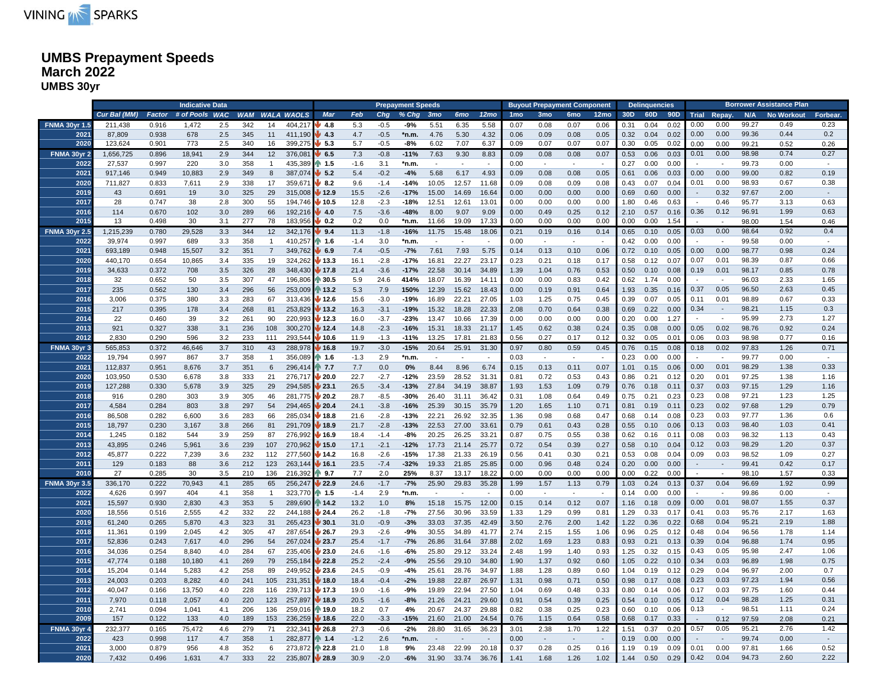# UMBS Prepayment Speeds
## March 2022
### UMBS 30yr

| | Indicative Data | | | | | | | Prepayment Speeds | | | | | | | Buyout Prepayment Component | | | | Delinquencies | | | Borrower Assistance Plan | | | | |
|---|---|---|---|---|---|---|---|---|---|---|---|---|---|---|---|---|---|---|---|---|---|---|---|---|---|---|
| | Cur Bal (MM) | Factor | # of Pools | WAC | WAM | WALA | WAOLS | Mar | Feb | Chg | % Chg | 3mo | 6mo | 12mo | 1mo | 3mo | 6mo | 12mo | 30D | 60D | 90D | Trial | Repay. | N/A | No Workout | Forbear. |
| FNMA 30yr 1.5 | 211,438 | 0.916 | 1,472 | 2.5 | 342 | 14 | 404,217 | 4.8 | 5.3 | -0.5 | -9% | 5.51 | 6.35 | 5.58 | 0.07 | 0.08 | 0.07 | 0.06 | 0.31 | 0.04 | 0.02 | 0.00 | 0.00 | 99.27 | 0.49 | 0.23 |
| 2021 | 87,809 | 0.938 | 678 | 2.5 | 345 | 11 | 411,190 | 4.3 | 4.7 | -0.5 | *n.m. | 4.76 | 5.30 | 4.32 | 0.06 | 0.09 | 0.08 | 0.05 | 0.32 | 0.04 | 0.02 | 0.00 | 0.00 | 99.36 | 0.44 | 0.2 |
| 2020 | 123,624 | 0.901 | 773 | 2.5 | 340 | 16 | 399,275 | 5.3 | 5.7 | -0.5 | -8% | 6.02 | 7.07 | 6.37 | 0.09 | 0.07 | 0.07 | 0.07 | 0.30 | 0.05 | 0.02 | 0.00 | 0.00 | 99.21 | 0.52 | 0.26 |
| FNMA 30yr 2 | 1,656,725 | 0.896 | 18,941 | 2.9 | 344 | 12 | 376,081 | 6.5 | 7.3 | -0.8 | -11% | 7.63 | 9.30 | 8.83 | 0.09 | 0.08 | 0.08 | 0.07 | 0.53 | 0.06 | 0.03 | 0.01 | 0.00 | 98.98 | 0.74 | 0.27 |
| 2022 | 27,537 | 0.997 | 220 | 3.0 | 358 | 1 | 435,389 | 1.5 | -1.6 | 3.1 | *n.m. | - | - | - | 0.00 | - | - | - | 0.27 | 0.00 | 0.00 | - | - | 99.73 | 0.00 | - |
| 2021 | 917,146 | 0.949 | 10,883 | 2.9 | 349 | 8 | 387,074 | 5.2 | 5.4 | -0.2 | -4% | 5.68 | 6.17 | 4.93 | 0.09 | 0.08 | 0.08 | 0.05 | 0.61 | 0.06 | 0.03 | 0.00 | 0.00 | 99.00 | 0.82 | 0.19 |
| 2020 | 711,827 | 0.833 | 7,611 | 2.9 | 338 | 17 | 359,671 | 8.2 | 9.6 | -1.4 | -14% | 10.05 | 12.57 | 11.68 | 0.09 | 0.08 | 0.09 | 0.08 | 0.43 | 0.07 | 0.04 | 0.01 | 0.00 | 98.93 | 0.67 | 0.38 |
| 2019 | 43 | 0.691 | 19 | 3.0 | 325 | 29 | 315,008 | 12.9 | 15.5 | -2.6 | -17% | 15.00 | 14.69 | 16.64 | 0.00 | 0.00 | 0.00 | 0.00 | 0.69 | 0.60 | 0.00 | - | 0.32 | 97.67 | 2.00 | - |
| 2017 | 28 | 0.747 | 38 | 2.8 | 300 | 55 | 194,746 | 10.5 | 12.8 | -2.3 | -18% | 12.51 | 12.61 | 13.01 | 0.00 | 0.00 | 0.00 | 0.00 | 1.80 | 0.46 | 0.63 | - | 0.46 | 95.77 | 3.13 | 0.63 |
| 2016 | 114 | 0.670 | 102 | 3.0 | 289 | 66 | 192,216 | 4.0 | 7.5 | -3.6 | -48% | 8.00 | 9.07 | 9.09 | 0.00 | 0.49 | 0.25 | 0.12 | 2.10 | 0.57 | 0.16 | 0.36 | 0.12 | 96.91 | 1.99 | 0.63 |
| 2015 | 13 | 0.498 | 30 | 3.1 | 277 | 78 | 183,956 | 0.2 | 0.2 | 0.0 | *n.m. | 11.66 | 19.09 | 17.33 | 0.00 | 0.00 | 0.00 | 0.00 | 0.00 | 0.00 | 1.54 | - | - | 98.00 | 1.54 | 0.46 |
| FNMA 30yr 2.5 | 1,215,239 | 0.780 | 29,528 | 3.3 | 344 | 12 | 342,176 | 9.4 | 11.3 | -1.8 | -16% | 11.75 | 15.48 | 18.06 | 0.21 | 0.19 | 0.16 | 0.14 | 0.65 | 0.10 | 0.05 | 0.03 | 0.00 | 98.64 | 0.92 | 0.4 |
| 2022 | 39,974 | 0.997 | 689 | 3.3 | 358 | 1 | 410,257 | 1.6 | -1.4 | 3.0 | *n.m. | - | - | - | 0.00 | - | - | - | 0.42 | 0.00 | 0.00 | - | - | 99.58 | 0.00 | - |
| 2021 | 693,189 | 0.948 | 15,507 | 3.2 | 351 | 7 | 349,762 | 6.9 | 7.4 | -0.5 | -7% | 7.61 | 7.93 | 5.75 | 0.14 | 0.13 | 0.10 | 0.06 | 0.72 | 0.10 | 0.05 | 0.00 | 0.00 | 98.77 | 0.98 | 0.24 |
| 2020 | 440,170 | 0.654 | 10,865 | 3.4 | 335 | 19 | 324,262 | 13.3 | 16.1 | -2.8 | -17% | 16.81 | 22.27 | 23.17 | 0.23 | 0.21 | 0.18 | 0.17 | 0.58 | 0.12 | 0.07 | 0.07 | 0.01 | 98.39 | 0.87 | 0.66 |
| 2019 | 34,633 | 0.372 | 708 | 3.5 | 326 | 28 | 348,430 | 17.8 | 21.4 | -3.6 | -17% | 22.58 | 30.14 | 34.89 | 1.39 | 1.04 | 0.76 | 0.53 | 0.50 | 0.10 | 0.08 | 0.19 | 0.01 | 98.17 | 0.85 | 0.78 |
| 2018 | 32 | 0.652 | 50 | 3.5 | 307 | 47 | 196,806 | 30.5 | 5.9 | 24.6 | 414% | 18.07 | 16.39 | 14.11 | 0.00 | 0.00 | 0.83 | 0.42 | 0.62 | 1.74 | 0.00 | - | - | 96.03 | 2.33 | 1.65 |
| 2017 | 235 | 0.562 | 130 | 3.4 | 296 | 56 | 253,009 | 13.2 | 5.3 | 7.9 | 150% | 12.39 | 15.62 | 18.43 | 0.00 | 0.19 | 0.91 | 0.64 | 1.93 | 0.35 | 0.16 | 0.37 | 0.05 | 96.50 | 2.63 | 0.45 |
| 2016 | 3,006 | 0.375 | 380 | 3.3 | 283 | 67 | 313,436 | 12.6 | 15.6 | -3.0 | -19% | 16.89 | 22.21 | 27.05 | 1.03 | 1.25 | 0.75 | 0.45 | 0.39 | 0.07 | 0.05 | 0.11 | 0.01 | 98.89 | 0.67 | 0.33 |
| 2015 | 217 | 0.395 | 178 | 3.4 | 268 | 81 | 253,829 | 13.2 | 16.3 | -3.1 | -19% | 15.32 | 18.28 | 22.33 | 2.08 | 0.70 | 0.64 | 0.38 | 0.69 | 0.22 | 0.00 | 0.34 | - | 98.21 | 1.15 | 0.3 |
| 2014 | 22 | 0.460 | 39 | 3.2 | 261 | 90 | 220,993 | 12.3 | 16.0 | -3.7 | -23% | 13.47 | 10.66 | 17.39 | 0.00 | 0.00 | 0.00 | 0.00 | 0.20 | 0.00 | 1.27 | - | - | 95.99 | 2.73 | 1.27 |
| 2013 | 921 | 0.327 | 338 | 3.1 | 236 | 108 | 300,270 | 12.4 | 14.8 | -2.3 | -16% | 15.31 | 18.33 | 21.17 | 1.45 | 0.62 | 0.38 | 0.24 | 0.35 | 0.08 | 0.00 | 0.05 | 0.02 | 98.76 | 0.92 | 0.24 |
| 2012 | 2,830 | 0.290 | 596 | 3.2 | 233 | 111 | 293,544 | 10.6 | 11.9 | -1.3 | -11% | 13.25 | 17.81 | 21.83 | 0.56 | 0.27 | 0.17 | 0.12 | 0.32 | 0.05 | 0.01 | 0.06 | 0.03 | 98.98 | 0.77 | 0.16 |
| FNMA 30yr 3 | 565,853 | 0.372 | 46,646 | 3.7 | 310 | 43 | 288,978 | 16.8 | 19.7 | -3.0 | -15% | 20.64 | 25.91 | 31.30 | 0.97 | 0.80 | 0.59 | 0.45 | 0.76 | 0.15 | 0.08 | 0.18 | 0.02 | 97.83 | 1.26 | 0.71 |
| 2022 | 19,794 | 0.997 | 867 | 3.7 | 358 | 1 | 356,089 | 1.6 | -1.3 | 2.9 | *n.m. | - | - | - | 0.03 | - | - | - | 0.23 | 0.00 | 0.00 | - | - | 99.77 | 0.00 | - |
| 2021 | 112,837 | 0.951 | 8,676 | 3.7 | 351 | 6 | 296,414 | 7.7 | 7.7 | 0.0 | 0% | 8.44 | 8.96 | 6.74 | 0.15 | 0.13 | 0.11 | 0.07 | 1.01 | 0.15 | 0.06 | 0.00 | 0.01 | 98.29 | 1.38 | 0.33 |
| 2020 | 103,950 | 0.530 | 6,678 | 3.8 | 333 | 21 | 276,717 | 20.0 | 22.7 | -2.7 | -12% | 23.59 | 28.52 | 31.31 | 0.81 | 0.72 | 0.53 | 0.43 | 0.86 | 0.21 | 0.12 | 0.20 | 0.01 | 97.25 | 1.38 | 1.16 |
| 2019 | 127,288 | 0.330 | 5,678 | 3.9 | 325 | 29 | 289,585 | 23.1 | 26.5 | -3.4 | -13% | 27.84 | 34.19 | 38.87 | 1.93 | 1.53 | 1.09 | 0.79 | 0.76 | 0.18 | 0.11 | 0.37 | 0.03 | 97.15 | 1.29 | 1.16 |
| 2018 | 916 | 0.280 | 303 | 3.9 | 305 | 46 | 281,775 | 20.2 | 28.7 | -8.5 | -30% | 26.40 | 31.11 | 36.42 | 0.31 | 1.08 | 0.64 | 0.49 | 0.75 | 0.21 | 0.23 | 0.23 | 0.08 | 97.21 | 1.23 | 1.25 |
| 2017 | 4,584 | 0.284 | 803 | 3.8 | 297 | 54 | 294,465 | 20.4 | 24.1 | -3.8 | -16% | 25.39 | 30.15 | 35.79 | 1.20 | 1.65 | 1.10 | 0.71 | 0.81 | 0.19 | 0.11 | 0.23 | 0.02 | 97.68 | 1.29 | 0.79 |
| 2016 | 86,508 | 0.282 | 6,600 | 3.6 | 283 | 66 | 285,034 | 18.8 | 21.6 | -2.8 | -13% | 22.21 | 26.92 | 32.35 | 1.36 | 0.98 | 0.68 | 0.47 | 0.68 | 0.14 | 0.08 | 0.23 | 0.03 | 97.77 | 1.36 | 0.6 |
| 2015 | 18,797 | 0.230 | 3,167 | 3.8 | 266 | 81 | 291,709 | 18.9 | 21.7 | -2.8 | -13% | 22.53 | 27.00 | 33.61 | 0.79 | 0.61 | 0.43 | 0.28 | 0.55 | 0.10 | 0.06 | 0.13 | 0.03 | 98.40 | 1.03 | 0.41 |
| 2014 | 1,245 | 0.182 | 544 | 3.9 | 259 | 87 | 276,992 | 16.9 | 18.4 | -1.4 | -8% | 20.25 | 26.25 | 33.21 | 0.87 | 0.75 | 0.55 | 0.38 | 0.62 | 0.16 | 0.11 | 0.08 | 0.03 | 98.32 | 1.13 | 0.43 |
| 2013 | 43,895 | 0.246 | 5,961 | 3.6 | 239 | 107 | 270,962 | 15.0 | 17.1 | -2.1 | -12% | 17.73 | 21.14 | 25.77 | 0.72 | 0.54 | 0.39 | 0.27 | 0.58 | 0.10 | 0.04 | 0.12 | 0.03 | 98.29 | 1.20 | 0.37 |
| 2012 | 45,877 | 0.222 | 7,239 | 3.6 | 232 | 112 | 277,560 | 14.2 | 16.8 | -2.6 | -15% | 17.38 | 21.33 | 26.19 | 0.56 | 0.41 | 0.30 | 0.21 | 0.53 | 0.08 | 0.04 | 0.09 | 0.03 | 98.52 | 1.09 | 0.27 |
| 2011 | 129 | 0.183 | 88 | 3.6 | 212 | 123 | 263,144 | 16.1 | 23.5 | -7.4 | -32% | 19.33 | 21.85 | 25.85 | 0.00 | 0.96 | 0.48 | 0.24 | 0.20 | 0.00 | 0.00 | - | - | 99.41 | 0.42 | 0.17 |
| 2010 | 27 | 0.285 | 30 | 3.5 | 210 | 136 | 216,392 | 9.7 | 7.7 | 2.0 | 25% | 8.37 | 13.17 | 18.22 | 0.00 | 0.00 | 0.00 | 0.00 | 0.00 | 0.22 | 0.00 | - | - | 98.10 | 1.57 | 0.33 |
| FNMA 30yr 3.5 | 336,170 | 0.222 | 70,943 | 4.1 | 285 | 65 | 256,247 | 22.9 | 24.6 | -1.7 | -7% | 25.90 | 29.83 | 35.28 | 1.99 | 1.57 | 1.13 | 0.79 | 1.03 | 0.24 | 0.13 | 0.37 | 0.04 | 96.69 | 1.92 | 0.99 |
| 2022 | 4,626 | 0.997 | 404 | 4.1 | 358 | 1 | 323,770 | 1.5 | -1.4 | 2.9 | *n.m. | - | - | - | 0.00 | - | - | - | 0.14 | 0.00 | 0.00 | - | - | 99.86 | 0.00 | - |
| 2021 | 15,597 | 0.930 | 2,830 | 4.3 | 353 | 5 | 289,690 | 14.2 | 13.2 | 1.0 | 8% | 15.18 | 15.75 | 12.00 | 0.15 | 0.14 | 0.12 | 0.07 | 1.16 | 0.18 | 0.09 | 0.00 | 0.01 | 98.07 | 1.55 | 0.37 |
| 2020 | 18,556 | 0.516 | 2,555 | 4.2 | 332 | 22 | 244,188 | 24.4 | 26.2 | -1.8 | -7% | 27.56 | 30.96 | 33.59 | 1.33 | 1.29 | 0.99 | 0.81 | 1.29 | 0.33 | 0.17 | 0.41 | 0.03 | 95.76 | 2.17 | 1.63 |
| 2019 | 61,240 | 0.265 | 5,870 | 4.3 | 323 | 31 | 265,423 | 30.1 | 31.0 | -0.9 | -3% | 33.03 | 37.35 | 42.49 | 3.50 | 2.76 | 2.00 | 1.42 | 1.22 | 0.36 | 0.22 | 0.68 | 0.04 | 95.21 | 2.19 | 1.88 |
| 2018 | 11,361 | 0.199 | 2,045 | 4.2 | 305 | 47 | 287,654 | 26.7 | 29.3 | -2.6 | -9% | 30.55 | 34.89 | 41.77 | 2.74 | 2.15 | 1.55 | 1.06 | 0.96 | 0.25 | 0.12 | 0.48 | 0.04 | 96.56 | 1.78 | 1.14 |
| 2017 | 52,836 | 0.243 | 7,617 | 4.0 | 296 | 54 | 267,024 | 23.7 | 25.4 | -1.7 | -7% | 26.86 | 31.64 | 37.88 | 2.02 | 1.69 | 1.23 | 0.83 | 0.93 | 0.21 | 0.13 | 0.39 | 0.04 | 96.88 | 1.74 | 0.95 |
| 2016 | 34,036 | 0.254 | 8,840 | 4.0 | 284 | 67 | 235,406 | 23.0 | 24.6 | -1.6 | -6% | 25.80 | 29.12 | 33.24 | 2.48 | 1.99 | 1.40 | 0.93 | 1.25 | 0.32 | 0.15 | 0.43 | 0.05 | 95.98 | 2.47 | 1.06 |
| 2015 | 47,774 | 0.188 | 10,180 | 4.1 | 269 | 79 | 255,184 | 22.8 | 25.2 | -2.4 | -9% | 25.56 | 29.10 | 34.80 | 1.90 | 1.37 | 0.92 | 0.60 | 1.05 | 0.22 | 0.10 | 0.34 | 0.03 | 96.89 | 1.98 | 0.75 |
| 2014 | 15,204 | 0.144 | 5,283 | 4.2 | 258 | 89 | 249,952 | 23.6 | 24.5 | -0.9 | -4% | 25.61 | 28.76 | 34.97 | 1.88 | 1.28 | 0.89 | 0.60 | 1.04 | 0.19 | 0.12 | 0.29 | 0.04 | 96.97 | 2.00 | 0.7 |
| 2013 | 24,003 | 0.203 | 8,282 | 4.0 | 241 | 105 | 231,351 | 18.0 | 18.4 | -0.4 | -2% | 19.88 | 22.87 | 26.97 | 1.31 | 0.98 | 0.71 | 0.50 | 0.98 | 0.17 | 0.08 | 0.23 | 0.03 | 97.23 | 1.94 | 0.56 |
| 2012 | 40,047 | 0.166 | 13,750 | 4.0 | 228 | 116 | 239,713 | 17.3 | 19.0 | -1.6 | -9% | 19.89 | 22.94 | 27.50 | 1.04 | 0.69 | 0.48 | 0.33 | 0.80 | 0.14 | 0.06 | 0.17 | 0.03 | 97.75 | 1.60 | 0.44 |
| 2011 | 7,970 | 0.118 | 2,057 | 4.0 | 220 | 123 | 257,897 | 18.9 | 20.5 | -1.6 | -8% | 21.26 | 24.21 | 29.60 | 0.91 | 0.54 | 0.39 | 0.25 | 0.54 | 0.10 | 0.05 | 0.12 | 0.04 | 98.28 | 1.25 | 0.31 |
| 2010 | 2,741 | 0.094 | 1,041 | 4.1 | 206 | 136 | 259,016 | 19.0 | 18.2 | 0.7 | 4% | 20.67 | 24.37 | 29.88 | 0.82 | 0.38 | 0.25 | 0.23 | 0.60 | 0.10 | 0.06 | 0.13 | - | 98.51 | 1.11 | 0.24 |
| 2009 | 157 | 0.122 | 133 | 4.0 | 189 | 153 | 236,259 | 18.6 | 22.0 | -3.3 | -15% | 21.60 | 21.00 | 24.54 | 0.76 | 1.15 | 0.64 | 0.58 | 0.68 | 0.17 | 0.33 | - | 0.12 | 97.59 | 2.08 | 0.21 |
| FNMA 30yr 4 | 232,377 | 0.165 | 75,472 | 4.6 | 279 | 71 | 232,341 | 26.8 | 27.3 | -0.6 | -2% | 28.80 | 31.65 | 36.23 | 3.01 | 2.38 | 1.70 | 1.22 | 1.51 | 0.37 | 0.20 | 0.57 | 0.05 | 95.21 | 2.76 | 1.42 |
| 2022 | 423 | 0.998 | 117 | 4.7 | 358 | 1 | 282,877 | 1.4 | -1.2 | 2.6 | *n.m. | - | - | - | 0.00 | - | - | - | 0.19 | 0.00 | 0.00 | - | - | 99.74 | 0.00 | - |
| 2021 | 3,000 | 0.879 | 956 | 4.8 | 352 | 6 | 273,872 | 22.8 | 21.0 | 1.8 | 9% | 23.48 | 22.99 | 20.18 | 0.37 | 0.28 | 0.25 | 0.16 | 1.19 | 0.19 | 0.09 | 0.01 | 0.00 | 97.81 | 1.16 | 0.52 |
| 2020 | 7,432 | 0.496 | 1,631 | 4.7 | 333 | 22 | 235,807 | 28.9 | 30.9 | -2.0 | -6% | 31.90 | 33.74 | 36.76 | 1.41 | 1.68 | 1.26 | 1.02 | 1.44 | 0.50 | 0.29 | 0.42 | 0.04 | 94.73 | 2.60 | 2.22 |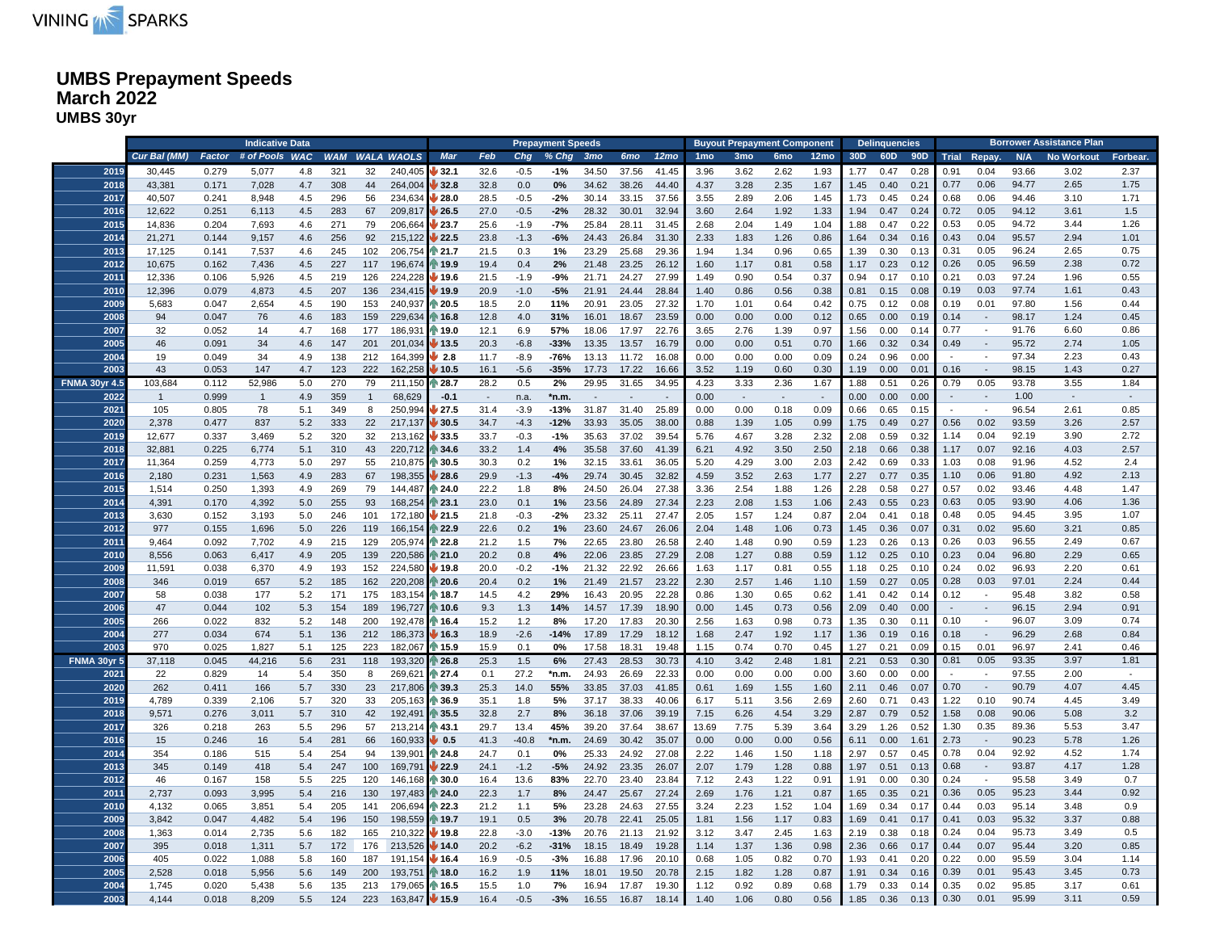VINING SPARKS

# UMBS Prepayment Speeds
## March 2022
### UMBS 30yr

| | Indicative Data | | | | | | | Prepayment Speeds | | | | | | | Buyout Prepayment Component | | | | Delinquencies | | | Borrower Assistance Plan | | | | |
|---|---|---|---|---|---|---|---|---|---|---|---|---|---|---|---|---|---|---|---|---|---|---|---|---|---|---|
| | Cur Bal (MM) | Factor | # of Pools | WAC | WAM | WALA | WAOLS | Mar | Feb | Chg | % Chg | 3mo | 6mo | 12mo | 1mo | 3mo | 6mo | 12mo | 30D | 60D | 90D | Trial | Repay. | N/A | No Workout | Forbear. |
| 2019 | 30,445 | 0.279 | 5,077 | 4.8 | 321 | 32 | 240,405 | 32.1 | 32.6 | -0.5 | -1% | 34.50 | 37.56 | 41.45 | 3.96 | 3.62 | 2.62 | 1.93 | 1.77 | 0.47 | 0.28 | 0.91 | 0.04 | 93.66 | 3.02 | 2.37 |
| 2018 | 43,381 | 0.171 | 7,028 | 4.7 | 308 | 44 | 264,004 | 32.8 | 32.8 | 0.0 | 0% | 34.62 | 38.26 | 44.40 | 4.37 | 3.28 | 2.35 | 1.67 | 1.45 | 0.40 | 0.21 | 0.77 | 0.06 | 94.77 | 2.65 | 1.75 |
| 2017 | 40,507 | 0.241 | 8,948 | 4.5 | 296 | 56 | 234,634 | 28.0 | 28.5 | -0.5 | -2% | 30.14 | 33.15 | 37.56 | 3.55 | 2.89 | 2.06 | 1.45 | 1.73 | 0.45 | 0.24 | 0.68 | 0.06 | 94.46 | 3.10 | 1.71 |
| 2016 | 12,622 | 0.251 | 6,113 | 4.5 | 283 | 67 | 209,817 | 26.5 | 27.0 | -0.5 | -2% | 28.32 | 30.01 | 32.94 | 3.60 | 2.64 | 1.92 | 1.33 | 1.94 | 0.47 | 0.24 | 0.72 | 0.05 | 94.12 | 3.61 | 1.5 |
| 2015 | 14,836 | 0.204 | 7,693 | 4.6 | 271 | 79 | 206,664 | 23.7 | 25.6 | -1.9 | -7% | 25.84 | 28.11 | 31.45 | 2.68 | 2.04 | 1.49 | 1.04 | 1.88 | 0.47 | 0.22 | 0.53 | 0.05 | 94.72 | 3.44 | 1.26 |
| 2014 | 21,271 | 0.144 | 9,157 | 4.6 | 256 | 92 | 215,122 | 22.5 | 23.8 | -1.3 | -6% | 24.43 | 26.84 | 31.30 | 2.33 | 1.83 | 1.26 | 0.86 | 1.64 | 0.34 | 0.16 | 0.43 | 0.04 | 95.57 | 2.94 | 1.01 |
| 2013 | 17,125 | 0.141 | 7,537 | 4.6 | 245 | 102 | 206,754 | 21.7 | 21.5 | 0.3 | 1% | 23.29 | 25.68 | 29.36 | 1.94 | 1.34 | 0.96 | 0.65 | 1.39 | 0.30 | 0.13 | 0.31 | 0.05 | 96.24 | 2.65 | 0.75 |
| 2012 | 10,675 | 0.162 | 7,436 | 4.5 | 227 | 117 | 196,674 | 19.9 | 19.4 | 0.4 | 2% | 21.48 | 23.25 | 26.12 | 1.60 | 1.17 | 0.81 | 0.58 | 1.17 | 0.23 | 0.12 | 0.26 | 0.05 | 96.59 | 2.38 | 0.72 |
| 2011 | 12,336 | 0.106 | 5,926 | 4.5 | 219 | 126 | 224,228 | 19.6 | 21.5 | -1.9 | -9% | 21.71 | 24.27 | 27.99 | 1.49 | 0.90 | 0.54 | 0.37 | 0.94 | 0.17 | 0.10 | 0.21 | 0.03 | 97.24 | 1.96 | 0.55 |
| 2010 | 12,396 | 0.079 | 4,873 | 4.5 | 207 | 136 | 234,415 | 19.9 | 20.9 | -1.0 | -5% | 21.91 | 24.44 | 28.84 | 1.40 | 0.86 | 0.56 | 0.38 | 0.81 | 0.15 | 0.08 | 0.19 | 0.03 | 97.74 | 1.61 | 0.43 |
| 2009 | 5,683 | 0.047 | 2,654 | 4.5 | 190 | 153 | 240,937 | 20.5 | 18.5 | 2.0 | 11% | 20.91 | 23.05 | 27.32 | 1.70 | 1.01 | 0.64 | 0.42 | 0.75 | 0.12 | 0.08 | 0.19 | 0.01 | 97.80 | 1.56 | 0.44 |
| 2008 | 94 | 0.047 | 76 | 4.6 | 183 | 159 | 229,634 | 16.8 | 12.8 | 4.0 | 31% | 16.01 | 18.67 | 23.59 | 0.00 | 0.00 | 0.00 | 0.12 | 0.65 | 0.00 | 0.19 | 0.14 | - | 98.17 | 1.24 | 0.45 |
| 2007 | 32 | 0.052 | 14 | 4.7 | 168 | 177 | 186,931 | 19.0 | 12.1 | 6.9 | 57% | 18.06 | 17.97 | 22.76 | 3.65 | 2.76 | 1.39 | 0.97 | 1.56 | 0.00 | 0.14 | 0.77 | - | 91.76 | 6.60 | 0.86 |
| 2005 | 46 | 0.091 | 34 | 4.6 | 147 | 201 | 201,034 | 13.5 | 20.3 | -6.8 | -33% | 13.35 | 13.57 | 16.79 | 0.00 | 0.00 | 0.51 | 0.70 | 1.66 | 0.32 | 0.34 | 0.49 | - | 95.72 | 2.74 | 1.05 |
| 2004 | 19 | 0.049 | 34 | 4.9 | 138 | 212 | 164,399 | 2.8 | 11.7 | -8.9 | -76% | 13.13 | 11.72 | 16.08 | 0.00 | 0.00 | 0.00 | 0.09 | 0.24 | 0.96 | 0.00 | - | - | 97.34 | 2.23 | 0.43 |
| 2003 | 43 | 0.053 | 147 | 4.7 | 123 | 222 | 162,258 | 10.5 | 16.1 | -5.6 | -35% | 17.73 | 17.22 | 16.66 | 3.52 | 1.19 | 0.60 | 0.30 | 1.19 | 0.00 | 0.01 | 0.16 | - | 98.15 | 1.43 | 0.27 |
| FNMA 30yr 4.5 | 103,684 | 0.112 | 52,986 | 5.0 | 270 | 79 | 211,150 | 28.7 | 28.2 | 0.5 | 2% | 29.95 | 31.65 | 34.95 | 4.23 | 3.33 | 2.36 | 1.67 | 1.88 | 0.51 | 0.26 | 0.79 | 0.05 | 93.78 | 3.55 | 1.84 |
| 2022 | 1 | 0.999 | 1 | 4.9 | 359 | 1 | 68,629 | -0.1 | - | n.a. | *n.m. | - | - | - | 0.00 | - | - | - | 0.00 | 0.00 | 0.00 | - | - | 1.00 | - | - |
| 2021 | 105 | 0.805 | 78 | 5.1 | 349 | 8 | 250,994 | 27.5 | 31.4 | -3.9 | -13% | 31.87 | 31.40 | 25.89 | 0.00 | 0.00 | 0.18 | 0.09 | 0.66 | 0.65 | 0.15 | - | - | 96.54 | 2.61 | 0.85 |
| 2020 | 2,378 | 0.477 | 837 | 5.2 | 333 | 22 | 217,137 | 30.5 | 34.7 | -4.3 | -12% | 33.93 | 35.05 | 38.00 | 0.88 | 1.39 | 1.05 | 0.99 | 1.75 | 0.49 | 0.27 | 0.56 | 0.02 | 93.59 | 3.26 | 2.57 |
| 2019 | 12,677 | 0.337 | 3,469 | 5.2 | 320 | 32 | 213,162 | 33.5 | 33.7 | -0.3 | -1% | 35.63 | 37.02 | 39.54 | 5.76 | 4.67 | 3.28 | 2.32 | 2.08 | 0.59 | 0.32 | 1.14 | 0.04 | 92.19 | 3.90 | 2.72 |
| 2018 | 32,881 | 0.225 | 6,774 | 5.1 | 310 | 43 | 220,712 | 34.6 | 33.2 | 1.4 | 4% | 35.58 | 37.60 | 41.39 | 6.21 | 4.92 | 3.50 | 2.50 | 2.18 | 0.66 | 0.38 | 1.17 | 0.07 | 92.16 | 4.03 | 2.57 |
| 2017 | 11,364 | 0.259 | 4,773 | 5.0 | 297 | 55 | 210,875 | 30.5 | 30.3 | 0.2 | 1% | 32.15 | 33.61 | 36.05 | 5.20 | 4.29 | 3.00 | 2.03 | 2.42 | 0.69 | 0.33 | 1.03 | 0.08 | 91.96 | 4.52 | 2.4 |
| 2016 | 2,180 | 0.231 | 1,563 | 4.9 | 283 | 67 | 198,355 | 28.6 | 29.9 | -1.3 | -4% | 29.74 | 30.45 | 32.82 | 4.59 | 3.52 | 2.63 | 1.77 | 2.27 | 0.77 | 0.35 | 1.10 | 0.06 | 91.80 | 4.92 | 2.13 |
| 2015 | 1,514 | 0.250 | 1,393 | 4.9 | 269 | 79 | 144,487 | 24.0 | 22.2 | 1.8 | 8% | 24.50 | 26.04 | 27.38 | 3.36 | 2.54 | 1.88 | 1.26 | 2.28 | 0.58 | 0.27 | 0.57 | 0.02 | 93.46 | 4.48 | 1.47 |
| 2014 | 4,391 | 0.170 | 4,392 | 5.0 | 255 | 93 | 168,254 | 23.1 | 23.0 | 0.1 | 1% | 23.56 | 24.89 | 27.34 | 2.23 | 2.08 | 1.53 | 1.06 | 2.43 | 0.55 | 0.23 | 0.63 | 0.05 | 93.90 | 4.06 | 1.36 |
| 2013 | 3,630 | 0.152 | 3,193 | 5.0 | 246 | 101 | 172,180 | 21.5 | 21.8 | -0.3 | -2% | 23.32 | 25.11 | 27.47 | 2.05 | 1.57 | 1.24 | 0.87 | 2.04 | 0.41 | 0.18 | 0.48 | 0.05 | 94.45 | 3.95 | 1.07 |
| 2012 | 977 | 0.155 | 1,696 | 5.0 | 226 | 119 | 166,154 | 22.9 | 22.6 | 0.2 | 1% | 23.60 | 24.67 | 26.06 | 2.04 | 1.48 | 1.06 | 0.73 | 1.45 | 0.36 | 0.07 | 0.31 | 0.02 | 95.60 | 3.21 | 0.85 |
| 2011 | 9,464 | 0.092 | 7,702 | 4.9 | 215 | 129 | 205,974 | 22.8 | 21.2 | 1.5 | 7% | 22.65 | 23.80 | 26.58 | 2.40 | 1.48 | 0.90 | 0.59 | 1.23 | 0.26 | 0.13 | 0.26 | 0.03 | 96.55 | 2.49 | 0.67 |
| 2010 | 8,556 | 0.063 | 6,417 | 4.9 | 205 | 139 | 220,586 | 21.0 | 20.2 | 0.8 | 4% | 22.06 | 23.85 | 27.29 | 2.08 | 1.27 | 0.88 | 0.59 | 1.12 | 0.25 | 0.10 | 0.23 | 0.04 | 96.80 | 2.29 | 0.65 |
| 2009 | 11,591 | 0.038 | 6,370 | 4.9 | 193 | 152 | 224,580 | 19.8 | 20.0 | -0.2 | -1% | 21.32 | 22.92 | 26.66 | 1.63 | 1.17 | 0.81 | 0.55 | 1.18 | 0.25 | 0.10 | 0.24 | 0.02 | 96.93 | 2.20 | 0.61 |
| 2008 | 346 | 0.019 | 657 | 5.2 | 185 | 162 | 220,208 | 20.6 | 20.4 | 0.2 | 1% | 21.49 | 21.57 | 23.22 | 2.30 | 2.57 | 1.46 | 1.10 | 1.59 | 0.27 | 0.05 | 0.28 | 0.03 | 97.01 | 2.24 | 0.44 |
| 2007 | 58 | 0.038 | 177 | 5.2 | 171 | 175 | 183,154 | 18.7 | 14.5 | 4.2 | 29% | 16.43 | 20.95 | 22.28 | 0.86 | 1.30 | 0.65 | 0.62 | 1.41 | 0.42 | 0.14 | 0.12 | - | 95.48 | 3.82 | 0.58 |
| 2006 | 47 | 0.044 | 102 | 5.3 | 154 | 189 | 196,727 | 10.6 | 9.3 | 1.3 | 14% | 14.57 | 17.39 | 18.90 | 0.00 | 1.45 | 0.73 | 0.56 | 2.09 | 0.40 | 0.00 | - | - | 96.15 | 2.94 | 0.91 |
| 2005 | 266 | 0.022 | 832 | 5.2 | 148 | 200 | 192,478 | 16.4 | 15.2 | 1.2 | 8% | 17.20 | 17.83 | 20.30 | 2.56 | 1.63 | 0.98 | 0.73 | 1.35 | 0.30 | 0.11 | 0.10 | - | 96.07 | 3.09 | 0.74 |
| 2004 | 277 | 0.034 | 674 | 5.1 | 136 | 212 | 186,373 | 16.3 | 18.9 | -2.6 | -14% | 17.89 | 17.29 | 18.12 | 1.68 | 2.47 | 1.92 | 1.17 | 1.36 | 0.19 | 0.16 | 0.18 | - | 96.29 | 2.68 | 0.84 |
| 2003 | 970 | 0.025 | 1,827 | 5.1 | 125 | 223 | 182,067 | 15.9 | 15.9 | 0.1 | 0% | 17.58 | 18.31 | 19.48 | 1.15 | 0.74 | 0.70 | 0.45 | 1.27 | 0.21 | 0.09 | 0.15 | 0.01 | 96.97 | 2.41 | 0.46 |
| FNMA 30yr 5 | 37,118 | 0.045 | 44,216 | 5.6 | 231 | 118 | 193,320 | 26.8 | 25.3 | 1.5 | 6% | 27.43 | 28.53 | 30.73 | 4.10 | 3.42 | 2.48 | 1.81 | 2.21 | 0.53 | 0.30 | 0.81 | 0.05 | 93.35 | 3.97 | 1.81 |
| 2021 | 22 | 0.829 | 14 | 5.4 | 350 | 8 | 269,621 | 27.4 | 0.1 | 27.2 | *n.m. | 24.93 | 26.69 | 22.33 | 0.00 | 0.00 | 0.00 | 0.00 | 3.60 | 0.00 | 0.00 | - | - | 97.55 | 2.00 | - |
| 2020 | 262 | 0.411 | 166 | 5.7 | 330 | 23 | 217,806 | 39.3 | 25.3 | 14.0 | 55% | 33.85 | 37.03 | 41.85 | 0.61 | 1.69 | 1.55 | 1.60 | 2.11 | 0.46 | 0.07 | 0.70 | - | 90.79 | 4.07 | 4.45 |
| 2019 | 4,789 | 0.339 | 2,106 | 5.7 | 320 | 33 | 205,163 | 36.9 | 35.1 | 1.8 | 5% | 37.17 | 38.33 | 40.06 | 6.17 | 5.11 | 3.56 | 2.69 | 2.60 | 0.71 | 0.43 | 1.22 | 0.10 | 90.74 | 4.45 | 3.49 |
| 2018 | 9,571 | 0.276 | 3,011 | 5.7 | 310 | 42 | 192,491 | 35.5 | 32.8 | 2.7 | 8% | 36.18 | 37.06 | 39.19 | 7.15 | 6.26 | 4.54 | 3.29 | 2.87 | 0.79 | 0.52 | 1.58 | 0.08 | 90.06 | 5.08 | 3.2 |
| 2017 | 326 | 0.218 | 263 | 5.5 | 296 | 57 | 213,214 | 43.1 | 29.7 | 13.4 | 45% | 39.20 | 37.64 | 38.67 | 13.69 | 7.75 | 5.39 | 3.64 | 3.29 | 1.26 | 0.52 | 1.30 | 0.35 | 89.36 | 5.53 | 3.47 |
| 2016 | 15 | 0.246 | 16 | 5.4 | 281 | 66 | 160,933 | 0.5 | 41.3 | -40.8 | *n.m. | 24.69 | 30.42 | 35.07 | 0.00 | 0.00 | 0.00 | 0.56 | 6.11 | 0.00 | 1.61 | 2.73 | - | 90.23 | 5.78 | 1.26 |
| 2014 | 354 | 0.186 | 515 | 5.4 | 254 | 94 | 139,901 | 24.8 | 24.7 | 0.1 | 0% | 25.33 | 24.92 | 27.08 | 2.22 | 1.46 | 1.50 | 1.18 | 2.97 | 0.57 | 0.45 | 0.78 | 0.04 | 92.92 | 4.52 | 1.74 |
| 2013 | 345 | 0.149 | 418 | 5.4 | 247 | 100 | 169,791 | 22.9 | 24.1 | -1.2 | -5% | 24.92 | 23.35 | 26.07 | 2.07 | 1.79 | 1.28 | 0.88 | 1.97 | 0.51 | 0.13 | 0.68 | - | 93.87 | 4.17 | 1.28 |
| 2012 | 46 | 0.167 | 158 | 5.5 | 225 | 120 | 146,168 | 30.0 | 16.4 | 13.6 | 83% | 22.70 | 23.40 | 23.84 | 7.12 | 2.43 | 1.22 | 0.91 | 1.91 | 0.00 | 0.30 | 0.24 | - | 95.58 | 3.49 | 0.7 |
| 2011 | 2,737 | 0.093 | 3,995 | 5.4 | 216 | 130 | 197,483 | 24.0 | 22.3 | 1.7 | 8% | 24.47 | 25.67 | 27.24 | 2.69 | 1.76 | 1.21 | 0.87 | 1.65 | 0.35 | 0.21 | 0.36 | 0.05 | 95.23 | 3.44 | 0.92 |
| 2010 | 4,132 | 0.065 | 3,851 | 5.4 | 205 | 141 | 206,694 | 22.3 | 21.2 | 1.1 | 5% | 23.28 | 24.63 | 27.55 | 3.24 | 2.23 | 1.52 | 1.04 | 1.69 | 0.34 | 0.17 | 0.44 | 0.03 | 95.14 | 3.48 | 0.9 |
| 2009 | 3,842 | 0.047 | 4,482 | 5.4 | 196 | 150 | 198,559 | 19.7 | 19.1 | 0.5 | 3% | 20.78 | 22.41 | 25.05 | 1.81 | 1.56 | 1.17 | 0.83 | 1.69 | 0.41 | 0.17 | 0.41 | 0.03 | 95.32 | 3.37 | 0.88 |
| 2008 | 1,363 | 0.014 | 2,735 | 5.6 | 182 | 165 | 210,322 | 19.8 | 22.8 | -3.0 | -13% | 20.76 | 21.13 | 21.92 | 3.12 | 3.47 | 2.45 | 1.63 | 2.19 | 0.38 | 0.18 | 0.24 | 0.04 | 95.73 | 3.49 | 0.5 |
| 2007 | 395 | 0.018 | 1,311 | 5.7 | 172 | 176 | 213,526 | 14.0 | 20.2 | -6.2 | -31% | 18.15 | 18.49 | 19.28 | 1.14 | 1.37 | 1.36 | 0.98 | 2.36 | 0.66 | 0.17 | 0.44 | 0.07 | 95.44 | 3.20 | 0.85 |
| 2006 | 405 | 0.022 | 1,088 | 5.8 | 160 | 187 | 191,154 | 16.4 | 16.9 | -0.5 | -3% | 16.88 | 17.96 | 20.10 | 0.68 | 1.05 | 0.82 | 0.70 | 1.93 | 0.41 | 0.20 | 0.22 | 0.00 | 95.59 | 3.04 | 1.14 |
| 2005 | 2,528 | 0.018 | 5,956 | 5.6 | 149 | 200 | 193,751 | 18.0 | 16.2 | 1.9 | 11% | 18.01 | 19.50 | 20.78 | 2.15 | 1.82 | 1.28 | 0.87 | 1.91 | 0.34 | 0.16 | 0.39 | 0.01 | 95.43 | 3.45 | 0.73 |
| 2004 | 1,745 | 0.020 | 5,438 | 5.6 | 135 | 213 | 179,065 | 16.5 | 15.5 | 1.0 | 7% | 16.94 | 17.87 | 19.30 | 1.12 | 0.92 | 0.89 | 0.68 | 1.79 | 0.33 | 0.14 | 0.35 | 0.02 | 95.85 | 3.17 | 0.61 |
| 2003 | 4,144 | 0.018 | 8,209 | 5.5 | 124 | 223 | 163,847 | 15.9 | 16.4 | -0.5 | -3% | 16.55 | 16.87 | 18.14 | 1.40 | 1.06 | 0.80 | 0.56 | 1.85 | 0.36 | 0.13 | 0.30 | 0.01 | 95.99 | 3.11 | 0.59 |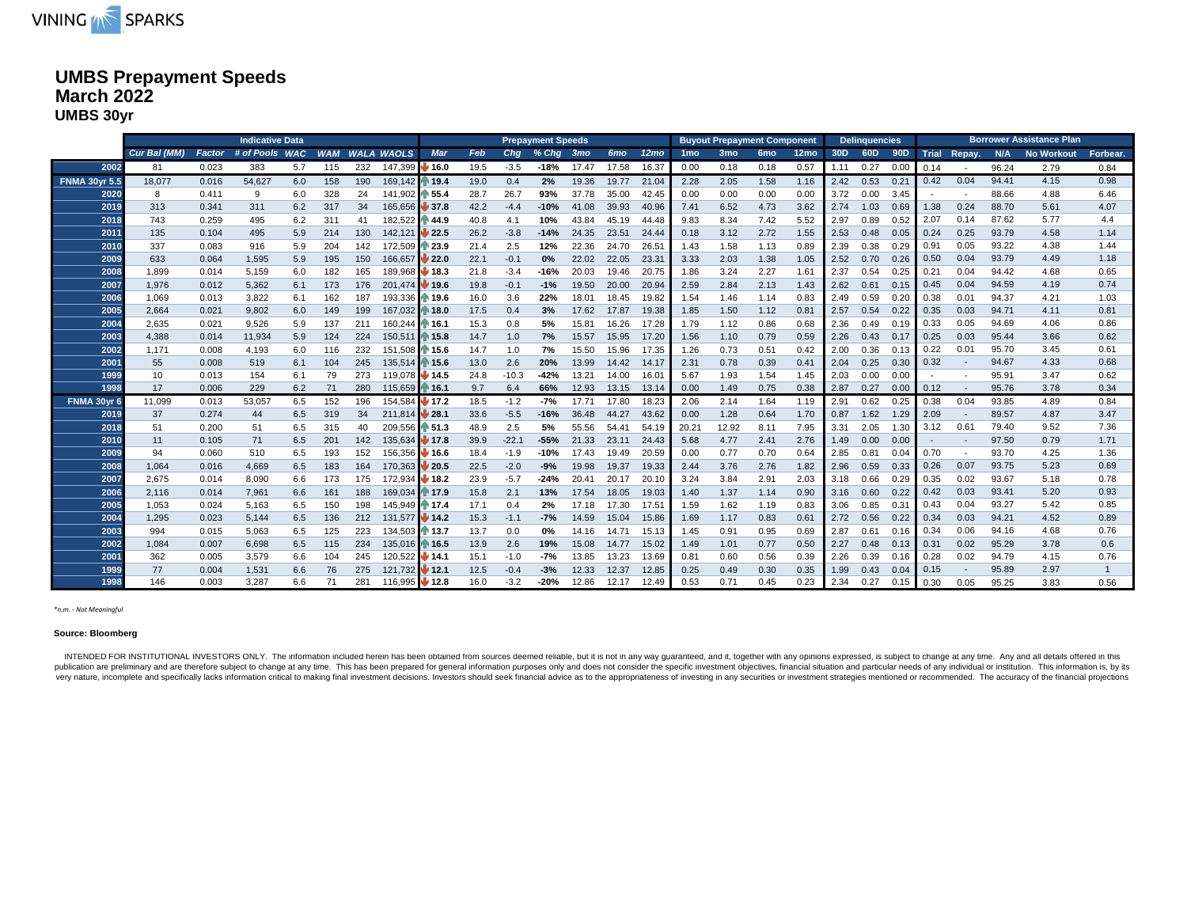# UMBS Prepayment Speeds
## March 2022
### UMBS 30yr

| | Indicative Data | | | | | | | Prepayment Speeds | | | | | | | Buyout Prepayment Component | | | | Delinquencies | | | Borrower Assistance Plan | | | | |
|---|---|---|---|---|---|---|---|---|---|---|---|---|---|---|---|---|---|---|---|---|---|---|---|---|---|---|
| | Cur Bal (MM) | Factor | # of Pools | WAC | WAM | WALA | WAOLS | Mar | Feb | Chg | % Chg | 3mo | 6mo | 12mo | 1mo | 3mo | 6mo | 12mo | 30D | 60D | 90D | Trial | Repay. | N/A | No Workout | Forbear. |
| 2002 | 81 | 0.023 | 383 | 5.7 | 115 | 232 | 147,399 | 16.0 | 19.5 | -3.5 | -18% | 17.47 | 17.58 | 16.37 | 0.00 | 0.18 | 0.18 | 0.57 | 1.11 | 0.27 | 0.00 | 0.14 | - | 96.24 | 2.79 | 0.84 |
| FNMA 30yr 5.5 | 18,077 | 0.016 | 54,627 | 6.0 | 158 | 190 | 169,142 | 19.4 | 19.0 | 0.4 | 2% | 19.36 | 19.77 | 21.04 | 2.28 | 2.05 | 1.58 | 1.16 | 2.42 | 0.53 | 0.21 | 0.42 | 0.04 | 94.41 | 4.15 | 0.98 |
| 2020 | 8 | 0.411 | 9 | 6.0 | 328 | 24 | 141,902 | 55.4 | 28.7 | 26.7 | 93% | 37.78 | 35.00 | 42.45 | 0.00 | 0.00 | 0.00 | 0.00 | 3.72 | 0.00 | 3.45 | - | - | 88.66 | 4.88 | 6.46 |
| 2019 | 313 | 0.341 | 311 | 6.2 | 317 | 34 | 165,656 | 37.8 | 42.2 | -4.4 | -10% | 41.08 | 39.93 | 40.96 | 7.41 | 6.52 | 4.73 | 3.62 | 2.74 | 1.03 | 0.69 | 1.38 | 0.24 | 88.70 | 5.61 | 4.07 |
| 2018 | 743 | 0.259 | 495 | 6.2 | 311 | 41 | 182,522 | 44.9 | 40.8 | 4.1 | 10% | 43.84 | 45.19 | 44.48 | 9.83 | 8.34 | 7.42 | 5.52 | 2.97 | 0.89 | 0.52 | 2.07 | 0.14 | 87.62 | 5.77 | 4.4 |
| 2011 | 135 | 0.104 | 495 | 5.9 | 214 | 130 | 142,121 | 22.5 | 26.2 | -3.8 | -14% | 24.35 | 23.51 | 24.44 | 0.18 | 3.12 | 2.72 | 1.55 | 2.53 | 0.48 | 0.05 | 0.24 | 0.25 | 93.79 | 4.58 | 1.14 |
| 2010 | 337 | 0.083 | 916 | 5.9 | 204 | 142 | 172,509 | 23.9 | 21.4 | 2.5 | 12% | 22.36 | 24.70 | 26.51 | 1.43 | 1.58 | 1.13 | 0.89 | 2.39 | 0.38 | 0.29 | 0.91 | 0.05 | 93.22 | 4.38 | 1.44 |
| 2009 | 633 | 0.064 | 1,595 | 5.9 | 195 | 150 | 166,657 | 22.0 | 22.1 | -0.1 | 0% | 22.02 | 22.05 | 23.31 | 3.33 | 2.03 | 1.38 | 1.05 | 2.52 | 0.70 | 0.26 | 0.50 | 0.04 | 93.79 | 4.49 | 1.18 |
| 2008 | 1,899 | 0.014 | 5,159 | 6.0 | 182 | 165 | 189,968 | 18.3 | 21.8 | -3.4 | -16% | 20.03 | 19.46 | 20.75 | 1.86 | 3.24 | 2.27 | 1.61 | 2.37 | 0.54 | 0.25 | 0.21 | 0.04 | 94.42 | 4.68 | 0.65 |
| 2007 | 1,976 | 0.012 | 5,362 | 6.1 | 173 | 176 | 201,474 | 19.6 | 19.8 | -0.1 | -1% | 19.50 | 20.00 | 20.94 | 2.59 | 2.84 | 2.13 | 1.43 | 2.62 | 0.61 | 0.15 | 0.45 | 0.04 | 94.59 | 4.19 | 0.74 |
| 2006 | 1,069 | 0.013 | 3,822 | 6.1 | 162 | 187 | 193,336 | 19.6 | 16.0 | 3.6 | 22% | 18.01 | 18.45 | 19.82 | 1.54 | 1.46 | 1.14 | 0.83 | 2.49 | 0.59 | 0.20 | 0.38 | 0.01 | 94.37 | 4.21 | 1.03 |
| 2005 | 2,664 | 0.021 | 9,802 | 6.0 | 149 | 199 | 167,032 | 18.0 | 17.5 | 0.4 | 3% | 17.62 | 17.87 | 19.38 | 1.85 | 1.50 | 1.12 | 0.81 | 2.57 | 0.54 | 0.22 | 0.35 | 0.03 | 94.71 | 4.11 | 0.81 |
| 2004 | 2,635 | 0.021 | 9,526 | 5.9 | 137 | 211 | 160,244 | 16.1 | 15.3 | 0.8 | 5% | 15.81 | 16.26 | 17.28 | 1.79 | 1.12 | 0.86 | 0.68 | 2.36 | 0.49 | 0.19 | 0.33 | 0.05 | 94.69 | 4.06 | 0.86 |
| 2003 | 4,388 | 0.014 | 11,934 | 5.9 | 124 | 224 | 150,511 | 15.8 | 14.7 | 1.0 | 7% | 15.57 | 15.95 | 17.20 | 1.56 | 1.10 | 0.79 | 0.59 | 2.26 | 0.43 | 0.17 | 0.25 | 0.03 | 95.44 | 3.66 | 0.62 |
| 2002 | 1,171 | 0.008 | 4,193 | 6.0 | 116 | 232 | 151,508 | 15.6 | 14.7 | 1.0 | 7% | 15.50 | 15.96 | 17.35 | 1.26 | 0.73 | 0.51 | 0.42 | 2.00 | 0.36 | 0.13 | 0.22 | 0.01 | 95.70 | 3.45 | 0.61 |
| 2001 | 55 | 0.008 | 519 | 6.1 | 104 | 245 | 135,514 | 15.6 | 13.0 | 2.6 | 20% | 13.99 | 14.42 | 14.17 | 2.31 | 0.78 | 0.39 | 0.41 | 2.04 | 0.25 | 0.30 | 0.32 | - | 94.67 | 4.33 | 0.68 |
| 1999 | 10 | 0.013 | 154 | 6.1 | 79 | 273 | 119,078 | 14.5 | 24.8 | -10.3 | -42% | 13.21 | 14.00 | 16.01 | 5.67 | 1.93 | 1.54 | 1.45 | 2.03 | 0.00 | 0.00 | - | - | 95.91 | 3.47 | 0.62 |
| 1998 | 17 | 0.006 | 229 | 6.2 | 71 | 280 | 115,659 | 16.1 | 9.7 | 6.4 | 66% | 12.93 | 13.15 | 13.14 | 0.00 | 1.49 | 0.75 | 0.38 | 2.87 | 0.27 | 0.00 | 0.12 | - | 95.76 | 3.78 | 0.34 |
| FNMA 30yr 6 | 11,099 | 0.013 | 53,057 | 6.5 | 152 | 196 | 154,584 | 17.2 | 18.5 | -1.2 | -7% | 17.71 | 17.80 | 18.23 | 2.06 | 2.14 | 1.64 | 1.19 | 2.91 | 0.62 | 0.25 | 0.38 | 0.04 | 93.85 | 4.89 | 0.84 |
| 2019 | 37 | 0.274 | 44 | 6.5 | 319 | 34 | 211,814 | 28.1 | 33.6 | -5.5 | -16% | 36.48 | 44.27 | 43.62 | 0.00 | 1.28 | 0.64 | 1.70 | 0.87 | 1.62 | 1.29 | 2.09 | - | 89.57 | 4.87 | 3.47 |
| 2018 | 51 | 0.200 | 51 | 6.5 | 315 | 40 | 209,556 | 51.3 | 48.9 | 2.5 | 5% | 55.56 | 54.41 | 54.19 | 20.21 | 12.92 | 8.11 | 7.95 | 3.31 | 2.05 | 1.30 | 3.12 | 0.61 | 79.40 | 9.52 | 7.36 |
| 2010 | 11 | 0.105 | 71 | 6.5 | 201 | 142 | 135,634 | 17.8 | 39.9 | -22.1 | -55% | 21.33 | 23.11 | 24.43 | 5.68 | 4.77 | 2.41 | 2.76 | 1.49 | 0.00 | 0.00 | - | - | 97.50 | 0.79 | 1.71 |
| 2009 | 94 | 0.060 | 510 | 6.5 | 193 | 152 | 156,356 | 16.6 | 18.4 | -1.9 | -10% | 17.43 | 19.49 | 20.59 | 0.00 | 0.77 | 0.70 | 0.64 | 2.85 | 0.81 | 0.04 | 0.70 | - | 93.70 | 4.25 | 1.36 |
| 2008 | 1,064 | 0.016 | 4,669 | 6.5 | 183 | 164 | 170,363 | 20.5 | 22.5 | -2.0 | -9% | 19.98 | 19.37 | 19.33 | 2.44 | 3.76 | 2.76 | 1.82 | 2.96 | 0.59 | 0.33 | 0.26 | 0.07 | 93.75 | 5.23 | 0.69 |
| 2007 | 2,675 | 0.014 | 8,090 | 6.6 | 173 | 175 | 172,934 | 18.2 | 23.9 | -5.7 | -24% | 20.41 | 20.17 | 20.10 | 3.24 | 3.84 | 2.91 | 2.03 | 3.18 | 0.66 | 0.29 | 0.35 | 0.02 | 93.67 | 5.18 | 0.78 |
| 2006 | 2,116 | 0.014 | 7,961 | 6.6 | 161 | 188 | 169,034 | 17.9 | 15.8 | 2.1 | 13% | 17.54 | 18.05 | 19.03 | 1.40 | 1.37 | 1.14 | 0.90 | 3.16 | 0.60 | 0.22 | 0.42 | 0.03 | 93.41 | 5.20 | 0.93 |
| 2005 | 1,053 | 0.024 | 5,163 | 6.5 | 150 | 198 | 145,949 | 17.4 | 17.1 | 0.4 | 2% | 17.18 | 17.30 | 17.51 | 1.59 | 1.62 | 1.19 | 0.83 | 3.06 | 0.85 | 0.31 | 0.43 | 0.04 | 93.27 | 5.42 | 0.85 |
| 2004 | 1,295 | 0.023 | 5,144 | 6.5 | 136 | 212 | 131,577 | 14.2 | 15.3 | -1.1 | -7% | 14.59 | 15.04 | 15.86 | 1.69 | 1.17 | 0.83 | 0.61 | 2.72 | 0.56 | 0.22 | 0.34 | 0.03 | 94.21 | 4.52 | 0.89 |
| 2003 | 994 | 0.015 | 5,063 | 6.5 | 125 | 223 | 134,503 | 13.7 | 13.7 | 0.0 | 0% | 14.16 | 14.71 | 15.13 | 1.45 | 0.91 | 0.95 | 0.69 | 2.87 | 0.61 | 0.16 | 0.34 | 0.06 | 94.16 | 4.68 | 0.76 |
| 2002 | 1,084 | 0.007 | 6,698 | 6.5 | 115 | 234 | 135,016 | 16.5 | 13.9 | 2.6 | 19% | 15.08 | 14.77 | 15.02 | 1.49 | 1.01 | 0.77 | 0.50 | 2.27 | 0.48 | 0.13 | 0.31 | 0.02 | 95.29 | 3.78 | 0.6 |
| 2001 | 362 | 0.005 | 3,579 | 6.6 | 104 | 245 | 120,522 | 14.1 | 15.1 | -1.0 | -7% | 13.85 | 13.23 | 13.69 | 0.81 | 0.60 | 0.56 | 0.39 | 2.26 | 0.39 | 0.16 | 0.28 | 0.02 | 94.79 | 4.15 | 0.76 |
| 1999 | 77 | 0.004 | 1,531 | 6.6 | 76 | 275 | 121,732 | 12.1 | 12.5 | -0.4 | -3% | 12.33 | 12.37 | 12.85 | 0.25 | 0.49 | 0.30 | 0.35 | 1.99 | 0.43 | 0.04 | 0.15 | - | 95.89 | 2.97 | 1 |
| 1998 | 146 | 0.003 | 3,287 | 6.6 | 71 | 281 | 116,995 | 12.8 | 16.0 | -3.2 | -20% | 12.86 | 12.17 | 12.49 | 0.53 | 0.71 | 0.45 | 0.23 | 2.34 | 0.27 | 0.15 | 0.30 | 0.05 | 95.25 | 3.83 | 0.56 |

*n.m. - Not Meaningful*

**Source: Bloomberg**

INTENDED FOR INSTITUTIONAL INVESTORS ONLY. The information included herein has been obtained from sources deemed reliable, but it is not in any way guaranteed, and it, together with any opinions expressed, is subject to change at any time. Any and all details offered in this publication are preliminary and are therefore subject to change at any time. This has been prepared for general information purposes only and does not consider the specific investment objectives, financial situation and particular needs of any individual or institution. This information is, by its very nature, incomplete and specifically lacks information critical to making final investment decisions. Investors should seek financial advice as to the appropriateness of investing in any securities or investment strategies mentioned or recommended. The accuracy of the financial projections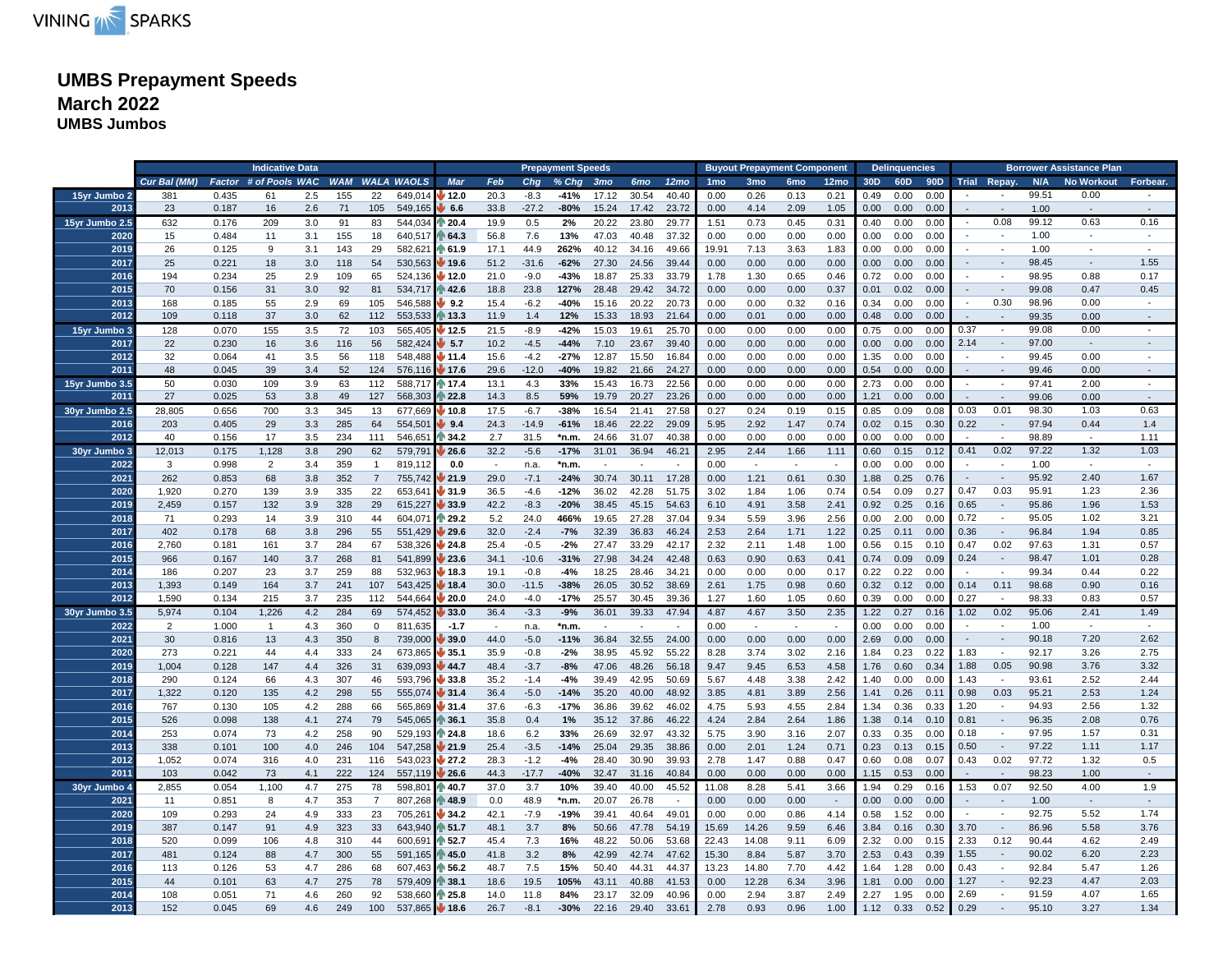# UMBS Prepayment Speeds
## March 2022
### UMBS Jumbos

| | Indicative Data | | | | | | | Prepayment Speeds | | | | | | | Buyout Prepayment Component | | | | Delinquencies | | | Borrower Assistance Plan | | | | |
|---|---|---|---|---|---|---|---|---|---|---|---|---|---|---|---|---|---|---|---|---|---|---|---|---|---|---|
| | Cur Bal (MM) | Factor | # of Pools | WAC | WAM | WALA | WAOLS | Mar | Feb | Chg | % Chg | 3mo | 6mo | 12mo | 1mo | 3mo | 6mo | 12mo | 30D | 60D | 90D | Trial | Repay. | N/A | No Workout | Forbear. |
| 15yr Jumbo 2 | 381 | 0.435 | 61 | 2.5 | 155 | 22 | 649,014 | 12.0 | 20.3 | -8.3 | -41% | 17.12 | 30.54 | 40.40 | 0.00 | 0.26 | 0.13 | 0.21 | 0.49 | 0.00 | 0.00 | - | - | 99.51 | 0.00 | - |
| 2013 | 23 | 0.187 | 16 | 2.6 | 71 | 105 | 549,165 | 6.6 | 33.8 | -27.2 | -80% | 15.24 | 17.42 | 23.72 | 0.00 | 4.14 | 2.09 | 1.05 | 0.00 | 0.00 | 0.00 | - | - | 1.00 | - | - |
| 15yr Jumbo 2.5 | 632 | 0.176 | 209 | 3.0 | 91 | 83 | 544,034 | 20.4 | 19.9 | 0.5 | 2% | 20.22 | 23.80 | 29.77 | 1.51 | 0.73 | 0.45 | 0.31 | 0.40 | 0.00 | 0.00 | - | 0.08 | 99.12 | 0.63 | 0.16 |
| 2020 | 15 | 0.484 | 11 | 3.1 | 155 | 18 | 640,517 | 64.3 | 56.8 | 7.6 | 13% | 47.03 | 40.48 | 37.32 | 0.00 | 0.00 | 0.00 | 0.00 | 0.00 | 0.00 | 0.00 | - | - | 1.00 | - | - |
| 2019 | 26 | 0.125 | 9 | 3.1 | 143 | 29 | 582,621 | 61.9 | 17.1 | 44.9 | 262% | 40.12 | 34.16 | 49.66 | 19.91 | 7.13 | 3.63 | 1.83 | 0.00 | 0.00 | 0.00 | - | - | 1.00 | - | - |
| 2017 | 25 | 0.221 | 18 | 3.0 | 118 | 54 | 530,563 | 19.6 | 51.2 | -31.6 | -62% | 27.30 | 24.56 | 39.44 | 0.00 | 0.00 | 0.00 | 0.00 | 0.00 | 0.00 | 0.00 | - | - | 98.45 | - | 1.55 |
| 2016 | 194 | 0.234 | 25 | 2.9 | 109 | 65 | 524,136 | 12.0 | 21.0 | -9.0 | -43% | 18.87 | 25.33 | 33.79 | 1.78 | 1.30 | 0.65 | 0.46 | 0.72 | 0.00 | 0.00 | - | - | 98.95 | 0.88 | 0.17 |
| 2015 | 70 | 0.156 | 31 | 3.0 | 92 | 81 | 534,717 | 42.6 | 18.8 | 23.8 | 127% | 28.48 | 29.42 | 34.72 | 0.00 | 0.00 | 0.00 | 0.37 | 0.01 | 0.02 | 0.00 | - | - | 99.08 | 0.47 | 0.45 |
| 2013 | 168 | 0.185 | 55 | 2.9 | 69 | 105 | 546,588 | 9.2 | 15.4 | -6.2 | -40% | 15.16 | 20.22 | 20.73 | 0.00 | 0.00 | 0.32 | 0.16 | 0.34 | 0.00 | 0.00 | - | 0.30 | 98.96 | 0.00 | - |
| 2012 | 109 | 0.118 | 37 | 3.0 | 62 | 112 | 553,533 | 13.3 | 11.9 | 1.4 | 12% | 15.33 | 18.93 | 21.64 | 0.00 | 0.01 | 0.00 | 0.00 | 0.48 | 0.00 | 0.00 | - | - | 99.35 | 0.00 | - |
| 15yr Jumbo 3 | 128 | 0.070 | 155 | 3.5 | 72 | 103 | 565,405 | 12.5 | 21.5 | -8.9 | -42% | 15.03 | 19.61 | 25.70 | 0.00 | 0.00 | 0.00 | 0.00 | 0.75 | 0.00 | 0.00 | 0.37 | - | 99.08 | 0.00 | - |
| 2017 | 22 | 0.230 | 16 | 3.6 | 116 | 56 | 582,424 | 5.7 | 10.2 | -4.5 | -44% | 7.10 | 23.67 | 39.40 | 0.00 | 0.00 | 0.00 | 0.00 | 0.00 | 0.00 | 0.00 | 2.14 | - | 97.00 | - | - |
| 2012 | 32 | 0.064 | 41 | 3.5 | 56 | 118 | 548,488 | 11.4 | 15.6 | -4.2 | -27% | 12.87 | 15.50 | 16.84 | 0.00 | 0.00 | 0.00 | 0.00 | 1.35 | 0.00 | 0.00 | - | - | 99.45 | 0.00 | - |
| 2011 | 48 | 0.045 | 39 | 3.4 | 52 | 124 | 576,116 | 17.6 | 29.6 | -12.0 | -40% | 19.82 | 21.66 | 24.27 | 0.00 | 0.00 | 0.00 | 0.00 | 0.54 | 0.00 | 0.00 | - | - | 99.46 | 0.00 | - |
| 15yr Jumbo 3.5 | 50 | 0.030 | 109 | 3.9 | 63 | 112 | 588,717 | 17.4 | 13.1 | 4.3 | 33% | 15.43 | 16.73 | 22.56 | 0.00 | 0.00 | 0.00 | 0.00 | 2.73 | 0.00 | 0.00 | - | - | 97.41 | 2.00 | - |
| 2011 | 27 | 0.025 | 53 | 3.8 | 49 | 127 | 568,303 | 22.8 | 14.3 | 8.5 | 59% | 19.79 | 20.27 | 23.26 | 0.00 | 0.00 | 0.00 | 0.00 | 1.21 | 0.00 | 0.00 | - | - | 99.06 | 0.00 | - |
| 30yr Jumbo 2.5 | 28,805 | 0.656 | 700 | 3.3 | 345 | 13 | 677,669 | 10.8 | 17.5 | -6.7 | -38% | 16.54 | 21.41 | 27.58 | 0.27 | 0.24 | 0.19 | 0.15 | 0.85 | 0.09 | 0.08 | 0.03 | 0.01 | 98.30 | 1.03 | 0.63 |
| 2016 | 203 | 0.405 | 29 | 3.3 | 285 | 64 | 554,501 | 9.4 | 24.3 | -14.9 | -61% | 18.46 | 22.22 | 29.09 | 5.95 | 2.92 | 1.47 | 0.74 | 0.02 | 0.15 | 0.30 | 0.22 | - | 97.94 | 0.44 | 1.4 |
| 2012 | 40 | 0.156 | 17 | 3.5 | 234 | 111 | 546,651 | 34.2 | 2.7 | 31.5 | *n.m. | 24.66 | 31.07 | 40.38 | 0.00 | 0.00 | 0.00 | 0.00 | 0.00 | 0.00 | 0.00 | - | - | 98.89 | - | 1.11 |
| 30yr Jumbo 3 | 12,013 | 0.175 | 1,128 | 3.8 | 290 | 62 | 579,791 | 26.6 | 32.2 | -5.6 | -17% | 31.01 | 36.94 | 46.21 | 2.95 | 2.44 | 1.66 | 1.11 | 0.60 | 0.15 | 0.12 | 0.41 | 0.02 | 97.22 | 1.32 | 1.03 |
| 2022 | 3 | 0.998 | 2 | 3.4 | 359 | 1 | 819,112 | 0.0 | - | n.a. | *n.m. | - | - | - | 0.00 | - | - | - | 0.00 | 0.00 | 0.00 | - | - | 1.00 | - | - |
| 2021 | 262 | 0.853 | 68 | 3.8 | 352 | 7 | 755,742 | 21.9 | 29.0 | -7.1 | -24% | 30.74 | 30.11 | 17.28 | 0.00 | 1.21 | 0.61 | 0.30 | 1.88 | 0.25 | 0.76 | - | - | 95.92 | 2.40 | 1.67 |
| 2020 | 1,920 | 0.270 | 139 | 3.9 | 335 | 22 | 653,641 | 31.9 | 36.5 | -4.6 | -12% | 36.02 | 42.28 | 51.75 | 3.02 | 1.84 | 1.06 | 0.74 | 0.54 | 0.09 | 0.27 | 0.47 | 0.03 | 95.91 | 1.23 | 2.36 |
| 2019 | 2,459 | 0.157 | 132 | 3.9 | 328 | 29 | 615,227 | 33.9 | 42.2 | -8.3 | -20% | 38.45 | 45.15 | 54.63 | 6.10 | 4.91 | 3.58 | 2.41 | 0.92 | 0.25 | 0.16 | 0.65 | - | 95.86 | 1.96 | 1.53 |
| 2018 | 71 | 0.293 | 14 | 3.9 | 310 | 44 | 604,071 | 29.2 | 5.2 | 24.0 | 466% | 19.65 | 27.28 | 37.04 | 9.34 | 5.59 | 3.96 | 2.56 | 0.00 | 2.00 | 0.00 | 0.72 | - | 95.05 | 1.02 | 3.21 |
| 2017 | 402 | 0.178 | 68 | 3.8 | 296 | 55 | 551,429 | 29.6 | 32.0 | -2.4 | -7% | 32.39 | 36.83 | 46.24 | 2.53 | 2.64 | 1.71 | 1.22 | 0.25 | 0.11 | 0.00 | 0.36 | - | 96.84 | 1.94 | 0.85 |
| 2016 | 2,760 | 0.181 | 161 | 3.7 | 284 | 67 | 538,326 | 24.8 | 25.4 | -0.5 | -2% | 27.47 | 33.29 | 42.17 | 2.32 | 2.11 | 1.48 | 1.00 | 0.56 | 0.15 | 0.10 | 0.47 | 0.02 | 97.63 | 1.31 | 0.57 |
| 2015 | 966 | 0.167 | 140 | 3.7 | 268 | 81 | 541,899 | 23.6 | 34.1 | -10.6 | -31% | 27.98 | 34.24 | 42.48 | 0.63 | 0.90 | 0.63 | 0.41 | 0.74 | 0.09 | 0.09 | 0.24 | - | 98.47 | 1.01 | 0.28 |
| 2014 | 186 | 0.207 | 23 | 3.7 | 259 | 88 | 532,963 | 18.3 | 19.1 | -0.8 | -4% | 18.25 | 28.46 | 34.21 | 0.00 | 0.00 | 0.00 | 0.17 | 0.22 | 0.22 | 0.00 | - | - | 99.34 | 0.44 | 0.22 |
| 2013 | 1,393 | 0.149 | 164 | 3.7 | 241 | 107 | 543,425 | 18.4 | 30.0 | -11.5 | -38% | 26.05 | 30.52 | 38.69 | 2.61 | 1.75 | 0.98 | 0.60 | 0.32 | 0.12 | 0.00 | 0.14 | 0.11 | 98.68 | 0.90 | 0.16 |
| 2012 | 1,590 | 0.134 | 215 | 3.7 | 235 | 112 | 544,664 | 20.0 | 24.0 | -4.0 | -17% | 25.57 | 30.45 | 39.36 | 1.27 | 1.60 | 1.05 | 0.60 | 0.39 | 0.00 | 0.00 | 0.27 | - | 98.33 | 0.83 | 0.57 |
| 30yr Jumbo 3.5 | 5,974 | 0.104 | 1,226 | 4.2 | 284 | 69 | 574,452 | 33.0 | 36.4 | -3.3 | -9% | 36.01 | 39.33 | 47.94 | 4.87 | 4.67 | 3.50 | 2.35 | 1.22 | 0.27 | 0.16 | 1.02 | 0.02 | 95.06 | 2.41 | 1.49 |
| 2022 | 2 | 1.000 | 1 | 4.3 | 360 | 0 | 811,635 | -1.7 | - | n.a. | *n.m. | - | - | - | 0.00 | - | - | - | 0.00 | 0.00 | 0.00 | - | - | 1.00 | - | - |
| 2021 | 30 | 0.816 | 13 | 4.3 | 350 | 8 | 739,000 | 39.0 | 44.0 | -5.0 | -11% | 36.84 | 32.55 | 24.00 | 0.00 | 0.00 | 0.00 | 0.00 | 2.69 | 0.00 | 0.00 | - | - | 90.18 | 7.20 | 2.62 |
| 2020 | 273 | 0.221 | 44 | 4.4 | 333 | 24 | 673,865 | 35.1 | 35.9 | -0.8 | -2% | 38.95 | 45.92 | 55.22 | 8.28 | 3.74 | 3.02 | 2.16 | 1.84 | 0.23 | 0.22 | 1.83 | - | 92.17 | 3.26 | 2.75 |
| 2019 | 1,004 | 0.128 | 147 | 4.4 | 326 | 31 | 639,093 | 44.7 | 48.4 | -3.7 | -8% | 47.06 | 48.26 | 56.18 | 9.47 | 9.45 | 6.53 | 4.58 | 1.76 | 0.60 | 0.34 | 1.88 | 0.05 | 90.98 | 3.76 | 3.32 |
| 2018 | 290 | 0.124 | 66 | 4.3 | 307 | 46 | 593,796 | 33.8 | 35.2 | -1.4 | -4% | 39.49 | 42.95 | 50.69 | 5.67 | 4.48 | 3.38 | 2.42 | 1.40 | 0.00 | 0.00 | 1.43 | - | 93.61 | 2.52 | 2.44 |
| 2017 | 1,322 | 0.120 | 135 | 4.2 | 298 | 55 | 555,074 | 31.4 | 36.4 | -5.0 | -14% | 35.20 | 40.00 | 48.92 | 3.85 | 4.81 | 3.89 | 2.56 | 1.41 | 0.26 | 0.11 | 0.98 | 0.03 | 95.21 | 2.53 | 1.24 |
| 2016 | 767 | 0.130 | 105 | 4.2 | 288 | 66 | 565,869 | 31.4 | 37.6 | -6.3 | -17% | 36.86 | 39.62 | 46.02 | 4.75 | 5.93 | 4.55 | 2.84 | 1.34 | 0.36 | 0.33 | 1.20 | - | 94.93 | 2.56 | 1.32 |
| 2015 | 526 | 0.098 | 138 | 4.1 | 274 | 79 | 545,065 | 36.1 | 35.8 | 0.4 | 1% | 35.12 | 37.86 | 46.22 | 4.24 | 2.84 | 2.64 | 1.86 | 1.38 | 0.14 | 0.10 | 0.81 | - | 96.35 | 2.08 | 0.76 |
| 2014 | 253 | 0.074 | 73 | 4.2 | 258 | 90 | 529,193 | 24.8 | 18.6 | 6.2 | 33% | 26.69 | 32.97 | 43.32 | 5.75 | 3.90 | 3.16 | 2.07 | 0.33 | 0.35 | 0.00 | 0.18 | - | 97.95 | 1.57 | 0.31 |
| 2013 | 338 | 0.101 | 100 | 4.0 | 246 | 104 | 547,258 | 21.9 | 25.4 | -3.5 | -14% | 25.04 | 29.35 | 38.86 | 0.00 | 2.01 | 1.24 | 0.71 | 0.23 | 0.13 | 0.15 | 0.50 | - | 97.22 | 1.11 | 1.17 |
| 2012 | 1,052 | 0.074 | 316 | 4.0 | 231 | 116 | 543,023 | 27.2 | 28.3 | -1.2 | -4% | 28.40 | 30.90 | 39.93 | 2.78 | 1.47 | 0.88 | 0.47 | 0.60 | 0.08 | 0.07 | 0.43 | 0.02 | 97.72 | 1.32 | 0.5 |
| 2011 | 103 | 0.042 | 73 | 4.1 | 222 | 124 | 557,119 | 26.6 | 44.3 | -17.7 | -40% | 32.47 | 31.16 | 40.84 | 0.00 | 0.00 | 0.00 | 0.00 | 1.15 | 0.53 | 0.00 | - | - | 98.23 | 1.00 | - |
| 30yr Jumbo 4 | 2,855 | 0.054 | 1,100 | 4.7 | 275 | 78 | 598,801 | 40.7 | 37.0 | 3.7 | 10% | 39.40 | 40.00 | 45.52 | 11.08 | 8.28 | 5.41 | 3.66 | 1.94 | 0.29 | 0.16 | 1.53 | 0.07 | 92.50 | 4.00 | 1.9 |
| 2021 | 11 | 0.851 | 8 | 4.7 | 353 | 7 | 807,268 | 48.9 | 0.0 | 48.9 | *n.m. | 20.07 | 26.78 | - | 0.00 | 0.00 | 0.00 | - | 0.00 | 0.00 | 0.00 | - | - | 1.00 | - | - |
| 2020 | 109 | 0.293 | 24 | 4.9 | 333 | 23 | 705,261 | 34.2 | 42.1 | -7.9 | -19% | 39.41 | 40.64 | 49.01 | 0.00 | 0.00 | 0.86 | 4.14 | 0.58 | 1.52 | 0.00 | - | - | 92.75 | 5.52 | 1.74 |
| 2019 | 387 | 0.147 | 91 | 4.9 | 323 | 33 | 643,940 | 51.7 | 48.1 | 3.7 | 8% | 50.66 | 47.78 | 54.19 | 15.69 | 14.26 | 9.59 | 6.46 | 3.84 | 0.16 | 0.30 | 3.70 | - | 86.96 | 5.58 | 3.76 |
| 2018 | 520 | 0.099 | 106 | 4.8 | 310 | 44 | 600,691 | 52.7 | 45.4 | 7.3 | 16% | 48.22 | 50.06 | 53.68 | 22.43 | 14.08 | 9.11 | 6.09 | 2.32 | 0.00 | 0.15 | 2.33 | 0.12 | 90.44 | 4.62 | 2.49 |
| 2017 | 481 | 0.124 | 88 | 4.7 | 300 | 55 | 591,165 | 45.0 | 41.8 | 3.2 | 8% | 42.99 | 42.74 | 47.62 | 15.30 | 8.84 | 5.87 | 3.70 | 2.53 | 0.43 | 0.39 | 1.55 | - | 90.02 | 6.20 | 2.23 |
| 2016 | 113 | 0.126 | 53 | 4.7 | 286 | 68 | 607,463 | 56.2 | 48.7 | 7.5 | 15% | 50.40 | 44.31 | 44.37 | 13.23 | 14.80 | 7.70 | 4.42 | 1.64 | 1.28 | 0.00 | 0.43 | - | 92.84 | 5.47 | 1.26 |
| 2015 | 44 | 0.101 | 63 | 4.7 | 275 | 78 | 579,409 | 38.1 | 18.6 | 19.5 | 105% | 43.11 | 40.88 | 41.53 | 0.00 | 12.28 | 6.34 | 3.96 | 1.81 | 0.00 | 0.00 | 1.27 | - | 92.23 | 4.47 | 2.03 |
| 2014 | 108 | 0.051 | 71 | 4.6 | 260 | 92 | 538,660 | 25.8 | 14.0 | 11.8 | 84% | 23.17 | 32.09 | 40.96 | 0.00 | 2.94 | 3.87 | 2.49 | 2.27 | 1.95 | 0.00 | 2.69 | - | 91.59 | 4.07 | 1.65 |
| 2013 | 152 | 0.045 | 69 | 4.6 | 249 | 100 | 537,865 | 18.6 | 26.7 | -8.1 | -30% | 22.16 | 29.40 | 33.61 | 2.78 | 0.93 | 0.96 | 1.00 | 1.12 | 0.33 | 0.52 | 0.29 | - | 95.10 | 3.27 | 1.34 |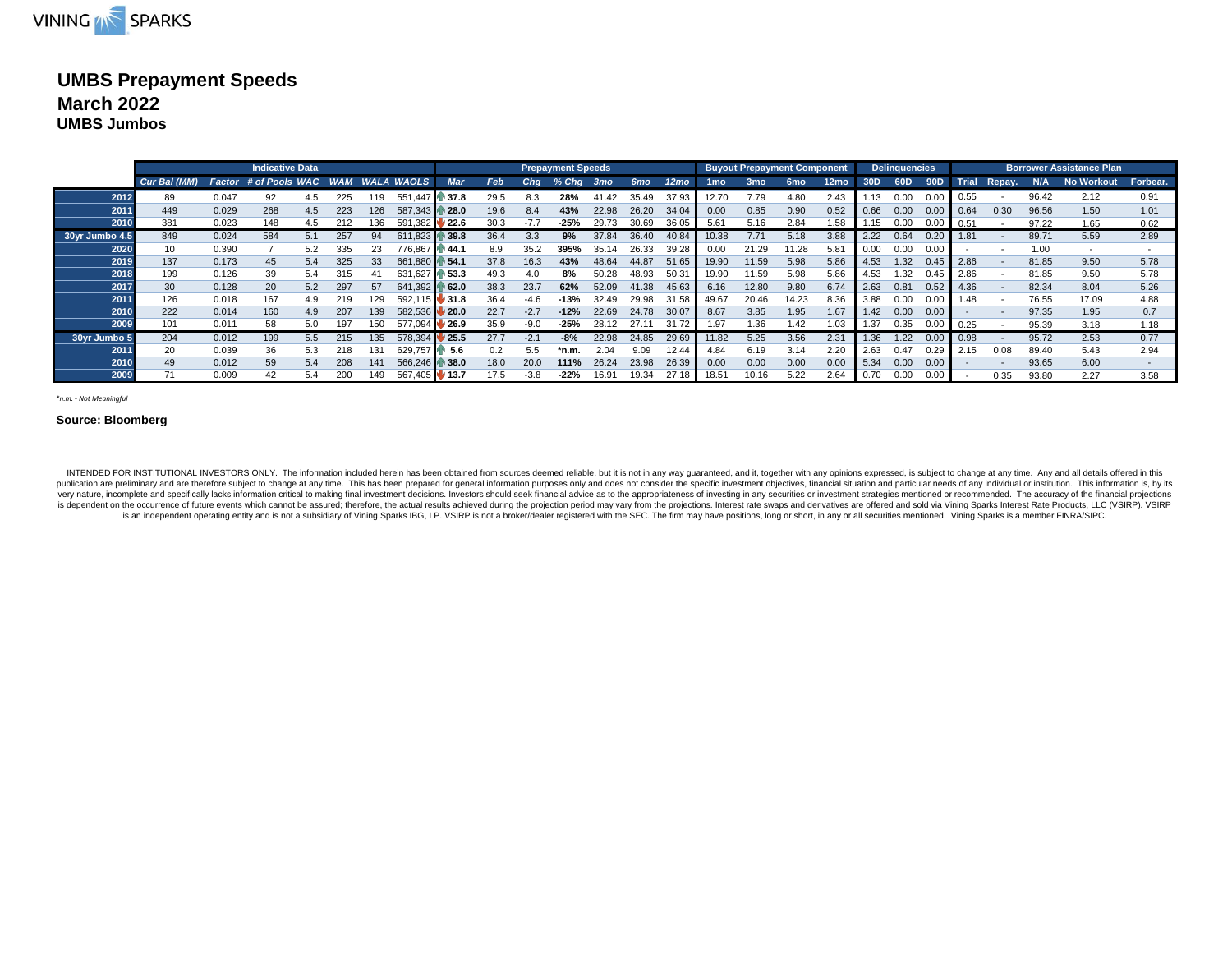VINING SPARKS

# UMBS Prepayment Speeds

## March 2022

### UMBS Jumbos

| | Indicative Data | | | | | | | Prepayment Speeds | | | | | | | | Buyout Prepayment Component | | | | Delinquencies | | | Borrower Assistance Plan | | | | |
|---|---|---|---|---|---|---|---|---|---|---|---|---|---|---|---|---|---|---|---|---|---|---|---|---|---|---|---|
| | Cur Bal (MM) | Factor | # of Pools | WAC | WAM | WALA | WAOLS | Mar | Feb | Chg | % Chg | 3mo | 6mo | 12mo | 1mo | 3mo | 6mo | 12mo | 30D | 60D | 90D | Trial | Repay. | N/A | No Workout | Forbear. |
| 2012 | 89 | 0.047 | 92 | 4.5 | 225 | 119 | 551,447 | 37.8 | 29.5 | 8.3 | 28% | 41.42 | 35.49 | 37.93 | 12.70 | 7.79 | 4.80 | 2.43 | 1.13 | 0.00 | 0.00 | 0.55 | - | 96.42 | 2.12 | 0.91 |
| 2011 | 449 | 0.029 | 268 | 4.5 | 223 | 126 | 587,343 | 28.0 | 19.6 | 8.4 | 43% | 22.98 | 26.20 | 34.04 | 0.00 | 0.85 | 0.90 | 0.52 | 0.66 | 0.00 | 0.00 | 0.64 | 0.30 | 96.56 | 1.50 | 1.01 |
| 2010 | 381 | 0.023 | 148 | 4.5 | 212 | 136 | 591,382 | 22.6 | 30.3 | -7.7 | -25% | 29.73 | 30.69 | 36.05 | 5.61 | 5.16 | 2.84 | 1.58 | 1.15 | 0.00 | 0.00 | 0.51 | - | 97.22 | 1.65 | 0.62 |
| 30yr Jumbo 4.5 | 849 | 0.024 | 584 | 5.1 | 257 | 94 | 611,823 | 39.8 | 36.4 | 3.3 | 9% | 37.84 | 36.40 | 40.84 | 10.38 | 7.71 | 5.18 | 3.88 | 2.22 | 0.64 | 0.20 | 1.81 | - | 89.71 | 5.59 | 2.89 |
| 2020 | 10 | 0.390 | 7 | 5.2 | 335 | 23 | 776,867 | 44.1 | 8.9 | 35.2 | 395% | 35.14 | 26.33 | 39.28 | 0.00 | 21.29 | 11.28 | 5.81 | 0.00 | 0.00 | 0.00 | - | - | 1.00 | - | - |
| 2019 | 137 | 0.173 | 45 | 5.4 | 325 | 33 | 661,880 | 54.1 | 37.8 | 16.3 | 43% | 48.64 | 44.87 | 51.65 | 19.90 | 11.59 | 5.98 | 5.86 | 4.53 | 1.32 | 0.45 | 2.86 | - | 81.85 | 9.50 | 5.78 |
| 2018 | 199 | 0.126 | 39 | 5.4 | 315 | 41 | 631,627 | 53.3 | 49.3 | 4.0 | 8% | 50.28 | 48.93 | 50.31 | 19.90 | 11.59 | 5.98 | 5.86 | 4.53 | 1.32 | 0.45 | 2.86 | - | 81.85 | 9.50 | 5.78 |
| 2017 | 30 | 0.128 | 20 | 5.2 | 297 | 57 | 641,392 | 62.0 | 38.3 | 23.7 | 62% | 52.09 | 41.38 | 45.63 | 6.16 | 12.80 | 9.80 | 6.74 | 2.63 | 0.81 | 0.52 | 4.36 | - | 82.34 | 8.04 | 5.26 |
| 2011 | 126 | 0.018 | 167 | 4.9 | 219 | 129 | 592,115 | 31.8 | 36.4 | -4.6 | -13% | 32.49 | 29.98 | 31.58 | 49.67 | 20.46 | 14.23 | 8.36 | 3.88 | 0.00 | 0.00 | 1.48 | - | 76.55 | 17.09 | 4.88 |
| 2010 | 222 | 0.014 | 160 | 4.9 | 207 | 139 | 582,536 | 20.0 | 22.7 | -2.7 | -12% | 22.69 | 24.78 | 30.07 | 8.67 | 3.85 | 1.95 | 1.67 | 1.42 | 0.00 | 0.00 | - | - | 97.35 | 1.95 | 0.7 |
| 2009 | 101 | 0.011 | 58 | 5.0 | 197 | 150 | 577,094 | 26.9 | 35.9 | -9.0 | -25% | 28.12 | 27.11 | 31.72 | 1.97 | 1.36 | 1.42 | 1.03 | 1.37 | 0.35 | 0.00 | 0.25 | - | 95.39 | 3.18 | 1.18 |
| 30yr Jumbo 5 | 204 | 0.012 | 199 | 5.5 | 215 | 135 | 578,394 | 25.5 | 27.7 | -2.1 | -8% | 22.98 | 24.85 | 29.69 | 11.82 | 5.25 | 3.56 | 2.31 | 1.36 | 1.22 | 0.00 | 0.98 | - | 95.72 | 2.53 | 0.77 |
| 2011 | 20 | 0.039 | 36 | 5.3 | 218 | 131 | 629,757 | 5.6 | 0.2 | 5.5 | *n.m. | 2.04 | 9.09 | 12.44 | 4.84 | 6.19 | 3.14 | 2.20 | 2.63 | 0.47 | 0.29 | 2.15 | 0.08 | 89.40 | 5.43 | 2.94 |
| 2010 | 49 | 0.012 | 59 | 5.4 | 208 | 141 | 566,246 | 38.0 | 18.0 | 20.0 | 111% | 26.24 | 23.98 | 26.39 | 0.00 | 0.00 | 0.00 | 0.00 | 5.34 | 0.00 | 0.00 | - | - | 93.65 | 6.00 | - |
| 2009 | 71 | 0.009 | 42 | 5.4 | 200 | 149 | 567,405 | 13.7 | 17.5 | -3.8 | -22% | 16.91 | 19.34 | 27.18 | 18.51 | 10.16 | 5.22 | 2.64 | 0.70 | 0.00 | 0.00 | - | 0.35 | 93.80 | 2.27 | 3.58 |

*n.m. - Not Meaningful*

**Source: Bloomberg**

INTENDED FOR INSTITUTIONAL INVESTORS ONLY. The information included herein has been obtained from sources deemed reliable, but it is not in any way guaranteed, and it, together with any opinions expressed, is subject to change at any time. Any and all details offered in this publication are preliminary and are therefore subject to change at any time. This has been prepared for general information purposes only and does not consider the specific investment objectives, financial situation and particular needs of any individual or institution. This information is, by its very nature, incomplete and specifically lacks information critical to making final investment decisions. Investors should seek financial advice as to the appropriateness of investing in any securities or investment strategies mentioned or recommended. The accuracy of the financial projections is dependent on the occurrence of future events which cannot be assured; therefore, the actual results achieved during the projection period may vary from the projections. Interest rate swaps and derivatives are offered and sold via Vining Sparks Interest Rate Products, LLC (VSIRP). VSIRP is an independent operating entity and is not a subsidiary of Vining Sparks IBG, LP. VSIRP is not a broker/dealer registered with the SEC. The firm may have positions, long or short, in any or all securities mentioned. Vining Sparks is a member FINRA/SIPC.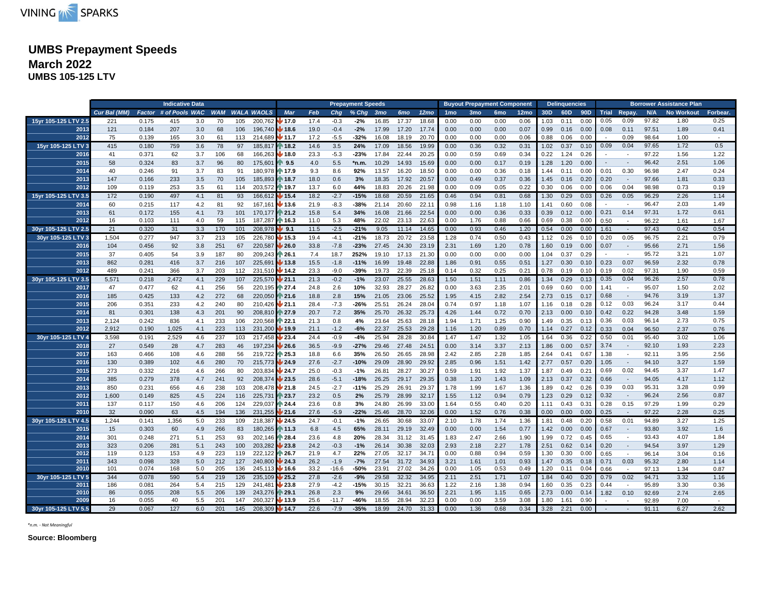VINING SPARKS

# UMBS Prepayment Speeds
## March 2022
### UMBS 105-125 LTV

| | Indicative Data | | | | | | | Prepayment Speeds | | | | | | | | Buyout Prepayment Component | | | | Delinquencies | | | Borrower Assistance Plan | | | | |
|---|---|---|---|---|---|---|---|---|---|---|---|---|---|---|---|---|---|---|---|---|---|---|---|---|---|---|---|
| | Cur Bal (MM) | Factor | # of Pools | WAC | WAM | WALA | WAOLS | Mar | Feb | Chg | % Chg | 3mo | 6mo | 12mo | 1mo | 3mo | 6mo | 12mo | 30D | 60D | 90D | Trial | Repay. | N/A | No Workout | Forbear. |
| 15yr 105-125 LTV 2.5 | 221 | 0.175 | 415 | 3.0 | 70 | 105 | 200,762 | 17.0 | 17.4 | -0.3 | -2% | 16.85 | 17.37 | 18.68 | 0.00 | 0.00 | 0.00 | 0.06 | 1.03 | 0.11 | 0.00 | 0.05 | 0.09 | 97.82 | 1.80 | 0.25 |
| 2013 | 121 | 0.184 | 207 | 3.0 | 68 | 106 | 196,740 | 18.6 | 19.0 | -0.4 | -2% | 17.99 | 17.20 | 17.74 | 0.00 | 0.00 | 0.00 | 0.07 | 0.99 | 0.16 | 0.00 | 0.08 | 0.11 | 97.51 | 1.89 | 0.41 |
| 2012 | 75 | 0.139 | 165 | 3.0 | 61 | 113 | 214,689 | 11.7 | 17.2 | -5.5 | -32% | 16.08 | 18.19 | 20.70 | 0.00 | 0.00 | 0.00 | 0.06 | 0.88 | 0.06 | 0.00 | - | 0.09 | 98.64 | 1.00 | - |
| 15yr 105-125 LTV 3 | 415 | 0.180 | 759 | 3.6 | 78 | 97 | 185,817 | 18.2 | 14.6 | 3.5 | 24% | 17.09 | 18.56 | 19.99 | 0.00 | 0.36 | 0.32 | 0.31 | 1.02 | 0.37 | 0.10 | 0.09 | 0.04 | 97.65 | 1.72 | 0.5 |
| 2016 | 41 | 0.371 | 62 | 3.7 | 106 | 68 | 166,263 | 18.0 | 23.3 | -5.3 | -23% | 17.84 | 22.44 | 20.25 | 0.00 | 0.59 | 0.69 | 0.34 | 0.22 | 1.24 | 0.26 | - | - | 97.22 | 1.56 | 1.22 |
| 2015 | 58 | 0.324 | 83 | 3.7 | 96 | 80 | 175,601 | 9.5 | 4.0 | 5.5 | *n.m. | 10.29 | 14.93 | 15.69 | 0.00 | 0.00 | 0.17 | 0.19 | 1.28 | 1.20 | 0.00 | - | - | 96.42 | 2.51 | 1.06 |
| 2014 | 40 | 0.246 | 91 | 3.7 | 83 | 91 | 180,978 | 17.9 | 9.3 | 8.6 | 92% | 13.57 | 16.20 | 18.50 | 0.00 | 0.00 | 0.36 | 0.18 | 1.44 | 0.11 | 0.00 | 0.01 | 0.30 | 96.98 | 2.47 | 0.24 |
| 2013 | 147 | 0.166 | 233 | 3.5 | 70 | 105 | 185,893 | 18.7 | 18.0 | 0.6 | 3% | 18.35 | 17.92 | 20.57 | 0.00 | 0.49 | 0.37 | 0.36 | 1.45 | 0.16 | 0.20 | 0.20 | - | 97.66 | 1.81 | 0.33 |
| 2012 | 109 | 0.119 | 253 | 3.5 | 61 | 114 | 203,572 | 19.7 | 13.7 | 6.0 | 44% | 18.83 | 20.26 | 21.98 | 0.00 | 0.09 | 0.05 | 0.22 | 0.30 | 0.06 | 0.00 | 0.06 | 0.04 | 98.98 | 0.73 | 0.19 |
| 15yr 105-125 LTV 3.5 | 172 | 0.190 | 497 | 4.1 | 81 | 93 | 166,612 | 15.4 | 18.2 | -2.7 | -15% | 18.68 | 20.59 | 21.65 | 0.46 | 0.94 | 0.81 | 0.68 | 1.30 | 0.29 | 0.03 | 0.26 | 0.05 | 96.29 | 2.26 | 1.14 |
| 2014 | 60 | 0.215 | 117 | 4.2 | 81 | 92 | 167,161 | 13.6 | 21.9 | -8.3 | -38% | 21.14 | 20.60 | 22.11 | 0.98 | 1.16 | 1.18 | 1.10 | 1.41 | 0.60 | 0.08 | - | - | 96.47 | 2.03 | 1.49 |
| 2013 | 61 | 0.172 | 155 | 4.1 | 73 | 101 | 170,177 | 21.2 | 15.8 | 5.4 | 34% | 16.08 | 21.66 | 22.54 | 0.00 | 0.00 | 0.36 | 0.33 | 0.39 | 0.12 | 0.00 | 0.21 | 0.14 | 97.31 | 1.72 | 0.61 |
| 2012 | 16 | 0.103 | 111 | 4.0 | 59 | 115 | 187,287 | 16.3 | 11.0 | 5.3 | 48% | 22.02 | 23.13 | 22.63 | 0.00 | 1.76 | 0.88 | 0.66 | 0.69 | 0.38 | 0.00 | 0.50 | - | 96.22 | 1.61 | 1.67 |
| 30yr 105-125 LTV 2.5 | 21 | 0.320 | 31 | 3.3 | 170 | 101 | 208,978 | 9.1 | 11.5 | -2.5 | -21% | 9.05 | 11.14 | 14.65 | 0.00 | 0.93 | 0.46 | 1.20 | 0.54 | 0.00 | 0.00 | 1.61 | - | 97.43 | 0.42 | 0.54 |
| 30yr 105-125 LTV 3 | 1,504 | 0.277 | 947 | 3.7 | 213 | 105 | 226,780 | 15.3 | 19.4 | -4.1 | -21% | 18.73 | 20.72 | 23.58 | 1.28 | 0.74 | 0.50 | 0.43 | 1.12 | 0.26 | 0.10 | 0.20 | 0.05 | 96.75 | 2.21 | 0.79 |
| 2016 | 104 | 0.456 | 92 | 3.8 | 251 | 67 | 220,587 | 26.0 | 33.8 | -7.8 | -23% | 27.45 | 24.30 | 23.19 | 2.31 | 1.69 | 1.20 | 0.78 | 1.60 | 0.19 | 0.00 | 0.07 | - | 95.66 | 2.71 | 1.56 |
| 2015 | 37 | 0.405 | 54 | 3.9 | 187 | 80 | 209,243 | 26.1 | 7.4 | 18.7 | 252% | 19.10 | 17.13 | 21.30 | 0.00 | 0.00 | 0.00 | 0.00 | 1.04 | 0.37 | 0.29 | - | - | 95.72 | 3.21 | 1.07 |
| 2013 | 862 | 0.281 | 416 | 3.7 | 216 | 107 | 225,691 | 13.8 | 15.5 | -1.8 | -11% | 16.99 | 19.48 | 22.88 | 1.86 | 0.91 | 0.55 | 0.51 | 1.27 | 0.30 | 0.10 | 0.23 | 0.07 | 96.59 | 2.32 | 0.78 |
| 2012 | 489 | 0.241 | 366 | 3.7 | 203 | 112 | 231,510 | 14.2 | 23.3 | -9.0 | -39% | 19.73 | 22.39 | 25.18 | 0.14 | 0.32 | 0.25 | 0.21 | 0.78 | 0.19 | 0.10 | 0.19 | 0.02 | 97.31 | 1.90 | 0.59 |
| 30yr 105-125 LTV 3.5 | 5,571 | 0.218 | 2,472 | 4.1 | 229 | 107 | 225,570 | 21.1 | 21.3 | -0.2 | -1% | 23.07 | 25.55 | 28.63 | 1.50 | 1.51 | 1.11 | 0.86 | 1.34 | 0.29 | 0.13 | 0.35 | 0.04 | 96.26 | 2.57 | 0.78 |
| 2017 | 47 | 0.477 | 62 | 4.1 | 256 | 56 | 220,195 | 27.4 | 24.8 | 2.6 | 10% | 32.93 | 28.27 | 26.82 | 0.00 | 3.63 | 2.35 | 2.01 | 0.69 | 0.60 | 0.00 | 1.41 | - | 95.07 | 1.50 | 2.02 |
| 2016 | 185 | 0.425 | 133 | 4.2 | 272 | 68 | 220,050 | 21.6 | 18.8 | 2.8 | 15% | 21.05 | 23.06 | 25.52 | 1.95 | 4.15 | 2.82 | 2.54 | 2.73 | 0.15 | 0.17 | 0.68 | - | 94.76 | 3.19 | 1.37 |
| 2015 | 206 | 0.351 | 233 | 4.2 | 240 | 80 | 210,426 | 21.1 | 28.4 | -7.3 | -26% | 25.51 | 26.24 | 28.04 | 0.74 | 0.97 | 1.18 | 1.07 | 1.16 | 0.18 | 0.28 | 0.12 | 0.03 | 96.24 | 3.17 | 0.44 |
| 2014 | 81 | 0.301 | 138 | 4.3 | 201 | 90 | 208,810 | 27.9 | 20.7 | 7.2 | 35% | 25.70 | 26.32 | 25.73 | 4.26 | 1.44 | 0.72 | 0.70 | 2.13 | 0.00 | 0.10 | 0.42 | 0.22 | 94.28 | 3.48 | 1.59 |
| 2013 | 2,124 | 0.242 | 836 | 4.1 | 233 | 106 | 220,568 | 22.1 | 21.3 | 0.8 | 4% | 23.64 | 25.63 | 28.18 | 1.94 | 1.71 | 1.25 | 0.90 | 1.49 | 0.35 | 0.13 | 0.36 | 0.03 | 96.14 | 2.73 | 0.75 |
| 2012 | 2,912 | 0.190 | 1,025 | 4.1 | 223 | 113 | 231,200 | 19.9 | 21.1 | -1.2 | -6% | 22.37 | 25.53 | 29.28 | 1.16 | 1.20 | 0.89 | 0.70 | 1.14 | 0.27 | 0.12 | 0.33 | 0.04 | 96.50 | 2.37 | 0.76 |
| 30yr 105-125 LTV 4 | 3,598 | 0.191 | 2,529 | 4.6 | 237 | 103 | 217,458 | 23.4 | 24.4 | -0.9 | -4% | 25.94 | 28.28 | 30.84 | 1.47 | 1.47 | 1.32 | 1.05 | 1.64 | 0.36 | 0.22 | 0.50 | 0.01 | 95.40 | 3.02 | 1.06 |
| 2018 | 27 | 0.549 | 28 | 4.7 | 283 | 46 | 197,234 | 26.6 | 36.5 | -9.9 | -27% | 29.46 | 27.48 | 24.51 | 0.00 | 3.14 | 3.37 | 2.13 | 1.86 | 0.00 | 0.57 | 3.74 | - | 92.10 | 1.93 | 2.23 |
| 2017 | 163 | 0.466 | 108 | 4.6 | 288 | 56 | 219,722 | 25.3 | 18.8 | 6.6 | 35% | 26.50 | 26.65 | 28.98 | 2.42 | 2.85 | 2.28 | 1.85 | 2.64 | 0.41 | 0.67 | 1.38 | - | 92.11 | 3.95 | 2.56 |
| 2016 | 130 | 0.389 | 102 | 4.6 | 280 | 70 | 215,773 | 24.9 | 27.6 | -2.7 | -10% | 29.09 | 28.90 | 29.92 | 2.85 | 0.96 | 1.51 | 1.42 | 2.77 | 0.57 | 0.20 | 1.05 | - | 94.10 | 3.27 | 1.59 |
| 2015 | 273 | 0.332 | 216 | 4.6 | 266 | 80 | 203,834 | 24.7 | 25.0 | -0.3 | -1% | 26.81 | 28.27 | 30.27 | 0.59 | 1.91 | 1.92 | 1.37 | 1.87 | 0.49 | 0.21 | 0.69 | 0.02 | 94.45 | 3.37 | 1.47 |
| 2014 | 385 | 0.279 | 378 | 4.7 | 241 | 92 | 208,374 | 23.5 | 28.6 | -5.1 | -18% | 26.25 | 29.17 | 29.35 | 0.38 | 1.20 | 1.43 | 1.09 | 2.13 | 0.37 | 0.32 | 0.66 | - | 94.05 | 4.17 | 1.12 |
| 2013 | 850 | 0.231 | 656 | 4.6 | 238 | 103 | 208,478 | 21.8 | 24.5 | -2.7 | -11% | 25.29 | 26.91 | 29.37 | 1.78 | 1.99 | 1.67 | 1.36 | 1.89 | 0.42 | 0.26 | 0.39 | 0.03 | 95.31 | 3.28 | 0.99 |
| 2012 | 1,600 | 0.149 | 825 | 4.5 | 224 | 116 | 225,731 | 23.7 | 23.2 | 0.5 | 2% | 25.79 | 28.99 | 32.17 | 1.55 | 1.12 | 0.94 | 0.79 | 1.23 | 0.29 | 0.12 | 0.32 | - | 96.24 | 2.56 | 0.87 |
| 2011 | 137 | 0.117 | 150 | 4.6 | 206 | 124 | 229,037 | 24.4 | 23.6 | 0.8 | 3% | 24.80 | 26.99 | 33.00 | 1.64 | 0.55 | 0.40 | 0.20 | 1.11 | 0.43 | 0.31 | 0.28 | 0.15 | 97.29 | 1.99 | 0.29 |
| 2010 | 32 | 0.090 | 63 | 4.5 | 194 | 136 | 231,255 | 21.6 | 27.6 | -5.9 | -22% | 25.46 | 28.70 | 32.06 | 0.00 | 1.52 | 0.76 | 0.38 | 0.00 | 0.00 | 0.00 | 0.25 | - | 97.22 | 2.28 | 0.25 |
| 30yr 105-125 LTV 4.5 | 1,244 | 0.141 | 1,356 | 5.0 | 233 | 109 | 218,387 | 24.5 | 24.7 | -0.1 | -1% | 26.65 | 30.68 | 33.07 | 2.10 | 1.78 | 1.74 | 1.36 | 1.81 | 0.48 | 0.20 | 0.58 | 0.01 | 94.89 | 3.27 | 1.25 |
| 2015 | 15 | 0.303 | 60 | 4.9 | 266 | 83 | 180,265 | 11.3 | 6.8 | 4.5 | 65% | 28.11 | 29.19 | 32.49 | 0.00 | 0.00 | 1.54 | 0.77 | 1.42 | 0.00 | 0.00 | 0.67 | - | 93.80 | 3.92 | 1.6 |
| 2014 | 301 | 0.248 | 271 | 5.1 | 253 | 93 | 202,146 | 28.4 | 23.6 | 4.8 | 20% | 28.34 | 31.12 | 31.45 | 1.83 | 2.47 | 2.66 | 1.90 | 1.99 | 0.72 | 0.45 | 0.65 | - | 93.43 | 4.07 | 1.84 |
| 2013 | 323 | 0.206 | 281 | 5.1 | 243 | 100 | 203,282 | 23.8 | 24.2 | -0.3 | -1% | 26.14 | 30.38 | 32.03 | 2.93 | 2.18 | 2.27 | 1.78 | 2.51 | 0.62 | 0.14 | 0.20 | - | 94.54 | 3.97 | 1.29 |
| 2012 | 119 | 0.123 | 153 | 4.9 | 223 | 119 | 222,122 | 26.7 | 21.9 | 4.7 | 22% | 27.05 | 32.17 | 34.71 | 0.00 | 0.88 | 0.94 | 0.59 | 1.30 | 0.30 | 0.00 | 0.65 | - | 96.14 | 3.04 | 0.16 |
| 2011 | 343 | 0.098 | 328 | 5.0 | 212 | 127 | 240,800 | 24.3 | 26.2 | -1.9 | -7% | 27.54 | 31.72 | 34.93 | 3.21 | 1.61 | 1.01 | 0.93 | 1.47 | 0.35 | 0.18 | 0.71 | 0.03 | 95.32 | 2.80 | 1.14 |
| 2010 | 101 | 0.074 | 168 | 5.0 | 205 | 136 | 245,113 | 16.6 | 33.2 | -16.6 | -50% | 23.91 | 27.02 | 34.26 | 0.00 | 1.05 | 0.53 | 0.49 | 1.20 | 0.11 | 0.04 | 0.66 | - | 97.13 | 1.34 | 0.87 |
| 30yr 105-125 LTV 5 | 344 | 0.078 | 590 | 5.4 | 219 | 126 | 235,109 | 25.2 | 27.8 | -2.6 | -9% | 29.58 | 32.32 | 34.95 | 2.11 | 2.51 | 1.71 | 1.07 | 1.84 | 0.40 | 0.20 | 0.79 | 0.02 | 94.71 | 3.32 | 1.16 |
| 2011 | 186 | 0.081 | 264 | 5.4 | 215 | 129 | 241,481 | 23.8 | 27.9 | -4.2 | -15% | 30.15 | 32.21 | 36.63 | 1.22 | 2.16 | 1.38 | 0.94 | 1.60 | 0.35 | 0.23 | 0.44 | - | 95.89 | 3.30 | 0.36 |
| 2010 | 86 | 0.055 | 208 | 5.5 | 206 | 139 | 243,276 | 29.1 | 26.8 | 2.3 | 9% | 29.66 | 34.61 | 36.50 | 2.21 | 1.95 | 1.15 | 0.65 | 2.73 | 0.00 | 0.14 | 1.82 | 0.10 | 92.69 | 2.74 | 2.65 |
| 2009 | 16 | 0.055 | 40 | 5.5 | 201 | 147 | 260,327 | 13.9 | 25.6 | -11.7 | -46% | 18.55 | 28.94 | 32.23 | 0.00 | 0.00 | 3.59 | 3.08 | 1.80 | 1.61 | 0.90 | - | - | 92.89 | 7.00 | - |
| 30yr 105-125 LTV 5.5 | 29 | 0.067 | 127 | 6.0 | 201 | 145 | 208,309 | 14.7 | 22.6 | -7.9 | -35% | 18.99 | 24.70 | 31.33 | 0.00 | 1.36 | 0.68 | 0.34 | 3.28 | 2.21 | 0.00 | - | - | 91.11 | 6.27 | 2.62 |

*\*n.m. - Not Meaningful*

**Source: Bloomberg**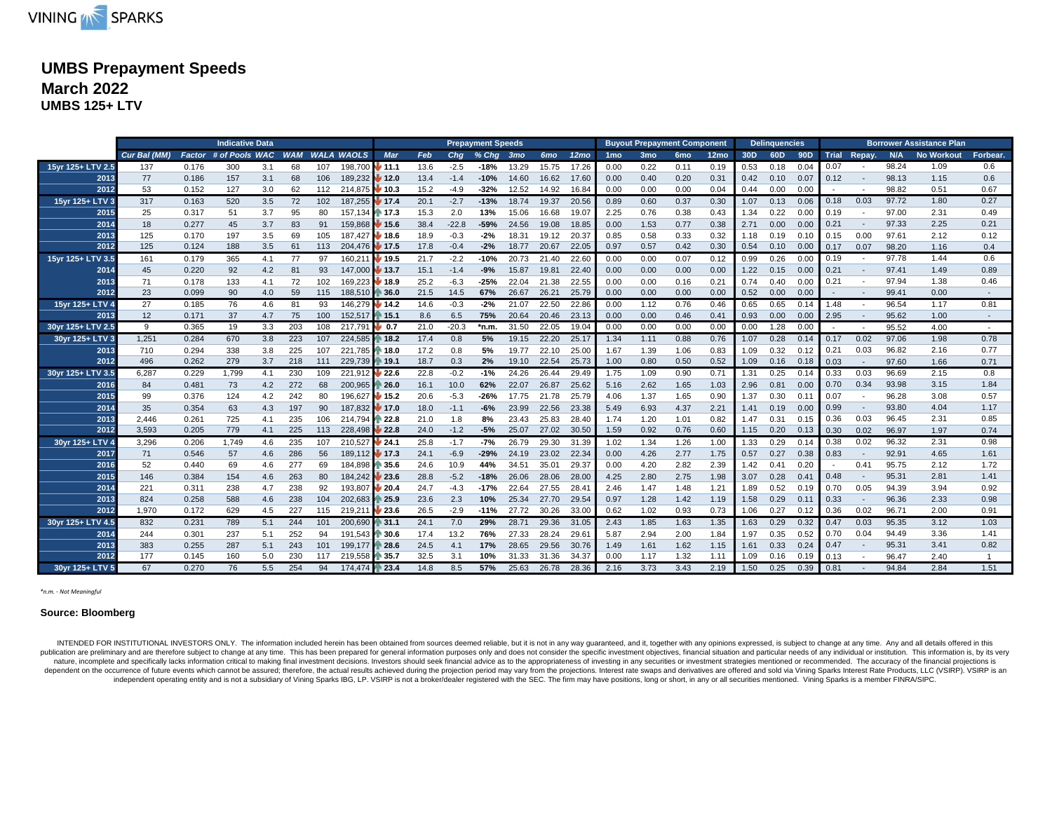VINING SPARKS

# UMBS Prepayment Speeds
## March 2022
### UMBS 125+ LTV

| | Indicative Data | | | | | | | Prepayment Speeds | | | | | | | Buyout Prepayment Component | | | | Delinquencies | | | Borrower Assistance Plan | | | | |
|---|---|---|---|---|---|---|---|---|---|---|---|---|---|---|---|---|---|---|---|---|---|---|---|---|---|---|
| | Cur Bal (MM) | Factor | # of Pools | WAC | WAM | WALA | WAOLS | Mar | Feb | Chg | % Chg | 3mo | 6mo | 12mo | 1mo | 3mo | 6mo | 12mo | 30D | 60D | 90D | Trial | Repay. | N/A | No Workout | Forbear. |
| 15yr 125+ LTV 2.5 | 137 | 0.176 | 300 | 3.1 | 68 | 107 | 198,700 | 11.1 | 13.6 | -2.5 | -18% | 13.29 | 15.75 | 17.26 | 0.00 | 0.22 | 0.11 | 0.19 | 0.53 | 0.18 | 0.04 | 0.07 | - | 98.24 | 1.09 | 0.6 |
| 2013 | 77 | 0.186 | 157 | 3.1 | 68 | 106 | 189,232 | 12.0 | 13.4 | -1.4 | -10% | 14.60 | 16.62 | 17.60 | 0.00 | 0.40 | 0.20 | 0.31 | 0.42 | 0.10 | 0.07 | 0.12 | - | 98.13 | 1.15 | 0.6 |
| 2012 | 53 | 0.152 | 127 | 3.0 | 62 | 112 | 214,875 | 10.3 | 15.2 | -4.9 | -32% | 12.52 | 14.92 | 16.84 | 0.00 | 0.00 | 0.00 | 0.04 | 0.44 | 0.00 | 0.00 | - | - | 98.82 | 0.51 | 0.67 |
| 15yr 125+ LTV 3 | 317 | 0.163 | 520 | 3.5 | 72 | 102 | 187,255 | 17.4 | 20.1 | -2.7 | -13% | 18.74 | 19.37 | 20.56 | 0.89 | 0.60 | 0.37 | 0.30 | 1.07 | 0.13 | 0.06 | 0.18 | 0.03 | 97.72 | 1.80 | 0.27 |
| 2015 | 25 | 0.317 | 51 | 3.7 | 95 | 80 | 157,134 | 17.3 | 15.3 | 2.0 | 13% | 15.06 | 16.68 | 19.07 | 2.25 | 0.76 | 0.38 | 0.43 | 1.34 | 0.22 | 0.00 | 0.19 | - | 97.00 | 2.31 | 0.49 |
| 2014 | 18 | 0.277 | 45 | 3.7 | 83 | 91 | 159,868 | 15.6 | 38.4 | -22.8 | -59% | 24.56 | 19.08 | 18.85 | 0.00 | 1.53 | 0.77 | 0.38 | 2.71 | 0.00 | 0.00 | 0.21 | - | 97.33 | 2.25 | 0.21 |
| 2013 | 125 | 0.170 | 197 | 3.5 | 69 | 105 | 187,427 | 18.6 | 18.9 | -0.3 | -2% | 18.31 | 19.12 | 20.37 | 0.85 | 0.58 | 0.33 | 0.32 | 1.18 | 0.19 | 0.10 | 0.15 | 0.00 | 97.61 | 2.12 | 0.12 |
| 2012 | 125 | 0.124 | 188 | 3.5 | 61 | 113 | 204,476 | 17.5 | 17.8 | -0.4 | -2% | 18.77 | 20.67 | 22.05 | 0.97 | 0.57 | 0.42 | 0.30 | 0.54 | 0.10 | 0.00 | 0.17 | 0.07 | 98.20 | 1.16 | 0.4 |
| 15yr 125+ LTV 3.5 | 161 | 0.179 | 365 | 4.1 | 77 | 97 | 160,211 | 19.5 | 21.7 | -2.2 | -10% | 20.73 | 21.40 | 22.60 | 0.00 | 0.00 | 0.07 | 0.12 | 0.99 | 0.26 | 0.00 | 0.19 | - | 97.78 | 1.44 | 0.6 |
| 2014 | 45 | 0.220 | 92 | 4.2 | 81 | 93 | 147,000 | 13.7 | 15.1 | -1.4 | -9% | 15.87 | 19.81 | 22.40 | 0.00 | 0.00 | 0.00 | 0.00 | 1.22 | 0.15 | 0.00 | 0.21 | - | 97.41 | 1.49 | 0.89 |
| 2013 | 71 | 0.178 | 133 | 4.1 | 72 | 102 | 169,223 | 18.9 | 25.2 | -6.3 | -25% | 22.04 | 21.38 | 22.55 | 0.00 | 0.00 | 0.16 | 0.21 | 0.74 | 0.40 | 0.00 | 0.21 | - | 97.94 | 1.38 | 0.46 |
| 2012 | 23 | 0.099 | 90 | 4.0 | 59 | 115 | 188,510 | 36.0 | 21.5 | 14.5 | 67% | 26.67 | 26.21 | 25.79 | 0.00 | 0.00 | 0.00 | 0.00 | 0.52 | 0.00 | 0.00 | - | - | 99.41 | 0.00 | - |
| 15yr 125+ LTV 4 | 27 | 0.185 | 76 | 4.6 | 81 | 93 | 146,279 | 14.2 | 14.6 | -0.3 | -2% | 21.07 | 22.50 | 22.86 | 0.00 | 1.12 | 0.76 | 0.46 | 0.65 | 0.65 | 0.14 | 1.48 | - | 96.54 | 1.17 | 0.81 |
| 2013 | 12 | 0.171 | 37 | 4.7 | 75 | 100 | 152,517 | 15.1 | 8.6 | 6.5 | 75% | 20.64 | 20.46 | 23.13 | 0.00 | 0.00 | 0.46 | 0.41 | 0.93 | 0.00 | 0.00 | 2.95 | - | 95.62 | 1.00 | - |
| 30yr 125+ LTV 2.5 | 9 | 0.365 | 19 | 3.3 | 203 | 108 | 217,791 | 0.7 | 21.0 | -20.3 | *n.m. | 31.50 | 22.05 | 19.04 | 0.00 | 0.00 | 0.00 | 0.00 | 0.00 | 1.28 | 0.00 | - | - | 95.52 | 4.00 | - |
| 30yr 125+ LTV 3 | 1,251 | 0.284 | 670 | 3.8 | 223 | 107 | 224,585 | 18.2 | 17.4 | 0.8 | 5% | 19.15 | 22.20 | 25.17 | 1.34 | 1.11 | 0.88 | 0.76 | 1.07 | 0.28 | 0.14 | 0.17 | 0.02 | 97.06 | 1.98 | 0.78 |
| 2013 | 710 | 0.294 | 338 | 3.8 | 225 | 107 | 221,785 | 18.0 | 17.2 | 0.8 | 5% | 19.77 | 22.10 | 25.00 | 1.67 | 1.39 | 1.06 | 0.83 | 1.09 | 0.32 | 0.12 | 0.21 | 0.03 | 96.82 | 2.16 | 0.77 |
| 2012 | 496 | 0.262 | 279 | 3.7 | 218 | 111 | 229,739 | 19.1 | 18.7 | 0.3 | 2% | 19.10 | 22.54 | 25.73 | 1.00 | 0.80 | 0.50 | 0.52 | 1.09 | 0.16 | 0.18 | 0.03 | - | 97.60 | 1.66 | 0.71 |
| 30yr 125+ LTV 3.5 | 6,287 | 0.229 | 1,799 | 4.1 | 230 | 109 | 221,912 | 22.6 | 22.8 | -0.2 | -1% | 24.26 | 26.44 | 29.49 | 1.75 | 1.09 | 0.90 | 0.71 | 1.31 | 0.25 | 0.14 | 0.33 | 0.03 | 96.69 | 2.15 | 0.8 |
| 2016 | 84 | 0.481 | 73 | 4.2 | 272 | 68 | 200,965 | 26.0 | 16.1 | 10.0 | 62% | 22.07 | 26.87 | 25.62 | 5.16 | 2.62 | 1.65 | 1.03 | 2.96 | 0.81 | 0.00 | 0.70 | 0.34 | 93.98 | 3.15 | 1.84 |
| 2015 | 99 | 0.376 | 124 | 4.2 | 242 | 80 | 196,627 | 15.2 | 20.6 | -5.3 | -26% | 17.75 | 21.78 | 25.79 | 4.06 | 1.37 | 1.65 | 0.90 | 1.37 | 0.30 | 0.11 | 0.07 | - | 96.28 | 3.08 | 0.57 |
| 2014 | 35 | 0.354 | 63 | 4.3 | 197 | 90 | 187,832 | 17.0 | 18.0 | -1.1 | -6% | 23.99 | 22.56 | 23.38 | 5.49 | 6.93 | 4.37 | 2.21 | 1.41 | 0.19 | 0.00 | 0.99 | - | 93.80 | 4.04 | 1.17 |
| 2013 | 2,446 | 0.261 | 725 | 4.1 | 235 | 106 | 214,794 | 22.8 | 21.0 | 1.8 | 8% | 23.43 | 25.83 | 28.40 | 1.74 | 1.20 | 1.01 | 0.82 | 1.47 | 0.31 | 0.15 | 0.36 | 0.03 | 96.45 | 2.31 | 0.85 |
| 2012 | 3,593 | 0.205 | 779 | 4.1 | 225 | 113 | 228,498 | 22.8 | 24.0 | -1.2 | -5% | 25.07 | 27.02 | 30.50 | 1.59 | 0.92 | 0.76 | 0.60 | 1.15 | 0.20 | 0.13 | 0.30 | 0.02 | 96.97 | 1.97 | 0.74 |
| 30yr 125+ LTV 4 | 3,296 | 0.206 | 1,749 | 4.6 | 235 | 107 | 210,527 | 24.1 | 25.8 | -1.7 | -7% | 26.79 | 29.30 | 31.39 | 1.02 | 1.34 | 1.26 | 1.00 | 1.33 | 0.29 | 0.14 | 0.38 | 0.02 | 96.32 | 2.31 | 0.98 |
| 2017 | 71 | 0.546 | 57 | 4.6 | 286 | 56 | 189,112 | 17.3 | 24.1 | -6.9 | -29% | 24.19 | 23.02 | 22.34 | 0.00 | 4.26 | 2.77 | 1.75 | 0.57 | 0.27 | 0.38 | 0.83 | - | 92.91 | 4.65 | 1.61 |
| 2016 | 52 | 0.440 | 69 | 4.6 | 277 | 69 | 184,898 | 35.6 | 24.6 | 10.9 | 44% | 34.51 | 35.01 | 29.37 | 0.00 | 4.20 | 2.82 | 2.39 | 1.42 | 0.41 | 0.20 | - | 0.41 | 95.75 | 2.12 | 1.72 |
| 2015 | 146 | 0.384 | 154 | 4.6 | 263 | 80 | 184,242 | 23.6 | 28.8 | -5.2 | -18% | 26.06 | 28.06 | 28.00 | 4.25 | 2.80 | 2.75 | 1.98 | 3.07 | 0.28 | 0.41 | 0.48 | - | 95.31 | 2.81 | 1.41 |
| 2014 | 221 | 0.311 | 238 | 4.7 | 238 | 92 | 193,807 | 20.4 | 24.7 | -4.3 | -17% | 22.64 | 27.55 | 28.41 | 2.46 | 1.47 | 1.48 | 1.21 | 1.89 | 0.52 | 0.19 | 0.70 | 0.05 | 94.39 | 3.94 | 0.92 |
| 2013 | 824 | 0.258 | 588 | 4.6 | 238 | 104 | 202,683 | 25.9 | 23.6 | 2.3 | 10% | 25.34 | 27.70 | 29.54 | 0.97 | 1.28 | 1.42 | 1.19 | 1.58 | 0.29 | 0.11 | 0.33 | - | 96.36 | 2.33 | 0.98 |
| 2012 | 1,970 | 0.172 | 629 | 4.5 | 227 | 115 | 219,211 | 23.6 | 26.5 | -2.9 | -11% | 27.72 | 30.26 | 33.00 | 0.62 | 1.02 | 0.93 | 0.73 | 1.06 | 0.27 | 0.12 | 0.36 | 0.02 | 96.71 | 2.00 | 0.91 |
| 30yr 125+ LTV 4.5 | 832 | 0.231 | 789 | 5.1 | 244 | 101 | 200,690 | 31.1 | 24.1 | 7.0 | 29% | 28.71 | 29.36 | 31.05 | 2.43 | 1.85 | 1.63 | 1.35 | 1.63 | 0.29 | 0.32 | 0.47 | 0.03 | 95.35 | 3.12 | 1.03 |
| 2014 | 244 | 0.301 | 237 | 5.1 | 252 | 94 | 191,543 | 30.6 | 17.4 | 13.2 | 76% | 27.33 | 28.24 | 29.61 | 5.87 | 2.94 | 2.00 | 1.84 | 1.97 | 0.35 | 0.52 | 0.70 | 0.04 | 94.49 | 3.36 | 1.41 |
| 2013 | 383 | 0.255 | 287 | 5.1 | 243 | 101 | 199,177 | 28.6 | 24.5 | 4.1 | 17% | 28.65 | 29.56 | 30.76 | 1.49 | 1.61 | 1.62 | 1.15 | 1.61 | 0.33 | 0.24 | 0.47 | - | 95.31 | 3.41 | 0.82 |
| 2012 | 177 | 0.145 | 160 | 5.0 | 230 | 117 | 219,558 | 35.7 | 32.5 | 3.1 | 10% | 31.33 | 31.36 | 34.37 | 0.00 | 1.17 | 1.32 | 1.11 | 1.09 | 0.16 | 0.19 | 0.13 | - | 96.47 | 2.40 | 1 |
| 30yr 125+ LTV 5 | 67 | 0.270 | 76 | 5.5 | 254 | 94 | 174,474 | 23.4 | 14.8 | 8.5 | 57% | 25.63 | 26.78 | 28.36 | 2.16 | 3.73 | 3.43 | 2.19 | 1.50 | 0.25 | 0.39 | 0.81 | - | 94.84 | 2.84 | 1.51 |

*\*n.m. - Not Meaningful*

**Source: Bloomberg**

INTENDED FOR INSTITUTIONAL INVESTORS ONLY. The information included herein has been obtained from sources deemed reliable, but it is not in any way guaranteed, and it, together with any opinions expressed, is subject to change at any time. Any and all details offered in this publication are preliminary and are therefore subject to change at any time. This has been prepared for general information purposes only and does not consider the specific investment objectives, financial situation and particular needs of any individual or institution. This information is, by its very nature, incomplete and specifically lacks information critical to making final investment decisions. Investors should seek financial advice as to the appropriateness of investing in any securities or investment strategies mentioned or recommended. The accuracy of the financial projections is dependent on the occurrence of future events which cannot be assured; therefore, the actual results achieved during the projection period may vary from the projections. Interest rate swaps and derivatives are offered and sold via Vining Sparks Interest Rate Products, LLC (VSIRP). VSIRP is an independent operating entity and is not a subsidiary of Vining Sparks IBG, LP. VSIRP is not a broker/dealer registered with the SEC. The firm may have positions, long or short, in any or all securities mentioned. Vining Sparks is a member FINRA/SIPC.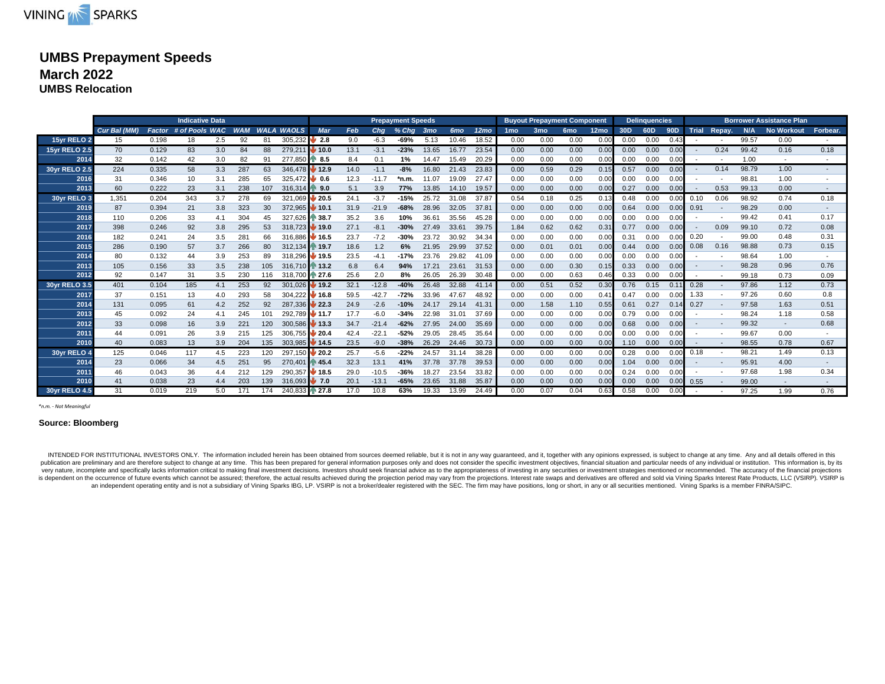# UMBS Prepayment Speeds

## March 2022

### UMBS Relocation

| | Indicative Data | | | | | | | Prepayment Speeds | | | | | | | Buyout Prepayment Component | | | | Delinquencies | | | Borrower Assistance Plan | | | | |
|---|---|---|---|---|---|---|---|---|---|---|---|---|---|---|---|---|---|---|---|---|---|---|---|---|---|---|
| | Cur Bal (MM) | Factor | # of Pools | WAC | WAM | WALA | WAOLS | Mar | Feb | Chg | % Chg | 3mo | 6mo | 12mo | 1mo | 3mo | 6mo | 12mo | 30D | 60D | 90D | Trial | Repay. | N/A | No Workout | Forbear. |
| 15yr RELO 2 | 15 | 0.198 | 18 | 2.5 | 92 | 81 | 305,232 | 2.8 | 9.0 | -6.3 | -69% | 5.13 | 10.46 | 18.52 | 0.00 | 0.00 | 0.00 | 0.00 | 0.00 | 0.00 | 0.43 | - | - | 99.57 | 0.00 | - |
| 15yr RELO 2.5 | 70 | 0.129 | 83 | 3.0 | 84 | 88 | 279,211 | 10.0 | 13.1 | -3.1 | -23% | 13.65 | 16.77 | 23.54 | 0.00 | 0.00 | 0.00 | 0.00 | 0.00 | 0.00 | 0.00 | - | 0.24 | 99.42 | 0.16 | 0.18 |
| 2014 | 32 | 0.142 | 42 | 3.0 | 82 | 91 | 277,850 | 8.5 | 8.4 | 0.1 | 1% | 14.47 | 15.49 | 20.29 | 0.00 | 0.00 | 0.00 | 0.00 | 0.00 | 0.00 | 0.00 | - | - | 1.00 | - | - |
| 30yr RELO 2.5 | 224 | 0.335 | 58 | 3.3 | 287 | 63 | 346,478 | 12.9 | 14.0 | -1.1 | -8% | 16.80 | 21.43 | 23.83 | 0.00 | 0.59 | 0.29 | 0.15 | 0.57 | 0.00 | 0.00 | - | 0.14 | 98.79 | 1.00 | - |
| 2016 | 31 | 0.346 | 10 | 3.1 | 285 | 65 | 325,472 | 0.6 | 12.3 | -11.7 | *n.m. | 11.07 | 19.09 | 27.47 | 0.00 | 0.00 | 0.00 | 0.00 | 0.00 | 0.00 | 0.00 | - | - | 98.81 | 1.00 | - |
| 2013 | 60 | 0.222 | 23 | 3.1 | 238 | 107 | 316,314 | 9.0 | 5.1 | 3.9 | 77% | 13.85 | 14.10 | 19.57 | 0.00 | 0.00 | 0.00 | 0.00 | 0.27 | 0.00 | 0.00 | - | 0.53 | 99.13 | 0.00 | - |
| 30yr RELO 3 | 1,351 | 0.204 | 343 | 3.7 | 278 | 69 | 321,069 | 20.5 | 24.1 | -3.7 | -15% | 25.72 | 31.08 | 37.87 | 0.54 | 0.18 | 0.25 | 0.13 | 0.48 | 0.00 | 0.00 | 0.10 | 0.06 | 98.92 | 0.74 | 0.18 |
| 2019 | 87 | 0.394 | 21 | 3.8 | 323 | 30 | 372,965 | 10.1 | 31.9 | -21.9 | -68% | 28.96 | 32.05 | 37.81 | 0.00 | 0.00 | 0.00 | 0.00 | 0.64 | 0.00 | 0.00 | 0.91 | - | 98.29 | 0.00 | - |
| 2018 | 110 | 0.206 | 33 | 4.1 | 304 | 45 | 327,626 | 38.7 | 35.2 | 3.6 | 10% | 36.61 | 35.56 | 45.28 | 0.00 | 0.00 | 0.00 | 0.00 | 0.00 | 0.00 | 0.00 | - | - | 99.42 | 0.41 | 0.17 |
| 2017 | 398 | 0.246 | 92 | 3.8 | 295 | 53 | 318,723 | 19.0 | 27.1 | -8.1 | -30% | 27.49 | 33.61 | 39.75 | 1.84 | 0.62 | 0.62 | 0.31 | 0.77 | 0.00 | 0.00 | - | 0.09 | 99.10 | 0.72 | 0.08 |
| 2016 | 182 | 0.241 | 24 | 3.5 | 281 | 66 | 316,886 | 16.5 | 23.7 | -7.2 | -30% | 23.72 | 30.92 | 34.34 | 0.00 | 0.00 | 0.00 | 0.00 | 0.31 | 0.00 | 0.00 | 0.20 | - | 99.00 | 0.48 | 0.31 |
| 2015 | 286 | 0.190 | 57 | 3.7 | 266 | 80 | 312,134 | 19.7 | 18.6 | 1.2 | 6% | 21.95 | 29.99 | 37.52 | 0.00 | 0.01 | 0.01 | 0.00 | 0.44 | 0.00 | 0.00 | 0.08 | 0.16 | 98.88 | 0.73 | 0.15 |
| 2014 | 80 | 0.132 | 44 | 3.9 | 253 | 89 | 318,296 | 19.5 | 23.5 | -4.1 | -17% | 23.76 | 29.82 | 41.09 | 0.00 | 0.00 | 0.00 | 0.00 | 0.00 | 0.00 | 0.00 | - | - | 98.64 | 1.00 | - |
| 2013 | 105 | 0.156 | 33 | 3.5 | 238 | 105 | 316,710 | 13.2 | 6.8 | 6.4 | 94% | 17.21 | 23.61 | 31.53 | 0.00 | 0.00 | 0.30 | 0.15 | 0.33 | 0.00 | 0.00 | - | - | 98.28 | 0.96 | 0.76 |
| 2012 | 92 | 0.147 | 31 | 3.5 | 230 | 116 | 318,700 | 27.6 | 25.6 | 2.0 | 8% | 26.05 | 26.39 | 30.48 | 0.00 | 0.00 | 0.63 | 0.46 | 0.33 | 0.00 | 0.00 | - | - | 99.18 | 0.73 | 0.09 |
| 30yr RELO 3.5 | 401 | 0.104 | 185 | 4.1 | 253 | 92 | 301,026 | 19.2 | 32.1 | -12.8 | -40% | 26.48 | 32.88 | 41.14 | 0.00 | 0.51 | 0.52 | 0.30 | 0.76 | 0.15 | 0.11 | 0.28 | - | 97.86 | 1.12 | 0.73 |
| 2017 | 37 | 0.151 | 13 | 4.0 | 293 | 58 | 304,222 | 16.8 | 59.5 | -42.7 | -72% | 33.96 | 47.67 | 48.92 | 0.00 | 0.00 | 0.00 | 0.41 | 0.47 | 0.00 | 0.00 | 1.33 | - | 97.26 | 0.60 | 0.8 |
| 2014 | 131 | 0.095 | 61 | 4.2 | 252 | 92 | 287,336 | 22.3 | 24.9 | -2.6 | -10% | 24.17 | 29.14 | 41.31 | 0.00 | 1.58 | 1.10 | 0.55 | 0.61 | 0.27 | 0.14 | 0.27 | - | 97.58 | 1.63 | 0.51 |
| 2013 | 45 | 0.092 | 24 | 4.1 | 245 | 101 | 292,789 | 11.7 | 17.7 | -6.0 | -34% | 22.98 | 31.01 | 37.69 | 0.00 | 0.00 | 0.00 | 0.00 | 0.79 | 0.00 | 0.00 | - | - | 98.24 | 1.18 | 0.58 |
| 2012 | 33 | 0.098 | 16 | 3.9 | 221 | 120 | 300,586 | 13.3 | 34.7 | -21.4 | -62% | 27.95 | 24.00 | 35.69 | 0.00 | 0.00 | 0.00 | 0.00 | 0.68 | 0.00 | 0.00 | - | - | 99.32 | - | 0.68 |
| 2011 | 44 | 0.091 | 26 | 3.9 | 215 | 125 | 306,755 | 20.4 | 42.4 | -22.1 | -52% | 29.05 | 28.45 | 35.64 | 0.00 | 0.00 | 0.00 | 0.00 | 0.00 | 0.00 | 0.00 | - | - | 99.67 | 0.00 | - |
| 2010 | 40 | 0.083 | 13 | 3.9 | 204 | 135 | 303,985 | 14.5 | 23.5 | -9.0 | -38% | 26.29 | 24.46 | 30.73 | 0.00 | 0.00 | 0.00 | 0.00 | 1.10 | 0.00 | 0.00 | - | - | 98.55 | 0.78 | 0.67 |
| 30yr RELO 4 | 125 | 0.046 | 117 | 4.5 | 223 | 120 | 297,150 | 20.2 | 25.7 | -5.6 | -22% | 24.57 | 31.14 | 38.28 | 0.00 | 0.00 | 0.00 | 0.00 | 0.28 | 0.00 | 0.00 | 0.18 | - | 98.21 | 1.49 | 0.13 |
| 2014 | 23 | 0.066 | 34 | 4.5 | 251 | 95 | 270,401 | 45.4 | 32.3 | 13.1 | 41% | 37.78 | 37.78 | 39.53 | 0.00 | 0.00 | 0.00 | 0.00 | 1.04 | 0.00 | 0.00 | - | - | 95.91 | 4.00 | - |
| 2011 | 46 | 0.043 | 36 | 4.4 | 212 | 129 | 290,357 | 18.5 | 29.0 | -10.5 | -36% | 18.27 | 23.54 | 33.82 | 0.00 | 0.00 | 0.00 | 0.00 | 0.24 | 0.00 | 0.00 | - | - | 97.68 | 1.98 | 0.34 |
| 2010 | 41 | 0.038 | 23 | 4.4 | 203 | 139 | 316,093 | 7.0 | 20.1 | -13.1 | -65% | 23.65 | 31.88 | 35.87 | 0.00 | 0.00 | 0.00 | 0.00 | 0.00 | 0.00 | 0.00 | 0.55 | - | 99.00 | - | - |
| 30yr RELO 4.5 | 31 | 0.019 | 219 | 5.0 | 171 | 174 | 240,833 | 27.8 | 17.0 | 10.8 | 63% | 19.33 | 13.99 | 24.49 | 0.00 | 0.07 | 0.04 | 0.63 | 0.58 | 0.00 | 0.00 | - | - | 97.25 | 1.99 | 0.76 |

*n.m. - Not Meaningful

**Source: Bloomberg**

INTENDED FOR INSTITUTIONAL INVESTORS ONLY. The information included herein has been obtained from sources deemed reliable, but it is not in any way guaranteed, and it, together with any opinions expressed, is subject to change at any time. Any and all details offered in this publication are preliminary and are therefore subject to change at any time. This has been prepared for general information purposes only and does not consider the specific investment objectives, financial situation and particular needs of any individual or institution. This information is, by its very nature, incomplete and specifically lacks information critical to making final investment decisions. Investors should seek financial advice as to the appropriateness of investing in any securities or investment strategies mentioned or recommended. The accuracy of the financial projections is dependent on the occurrence of future events which cannot be assured; therefore, the actual results achieved during the projection period may vary from the projections. Interest rate swaps and derivatives are offered and sold via Vining Sparks Interest Rate Products, LLC (VSIRP). VSIRP is an independent operating entity and is not a subsidiary of Vining Sparks IBG, LP. VSIRP is not a broker/dealer registered with the SEC. The firm may have positions, long or short, in any or all securities mentioned. Vining Sparks is a member FINRA/SIPC.